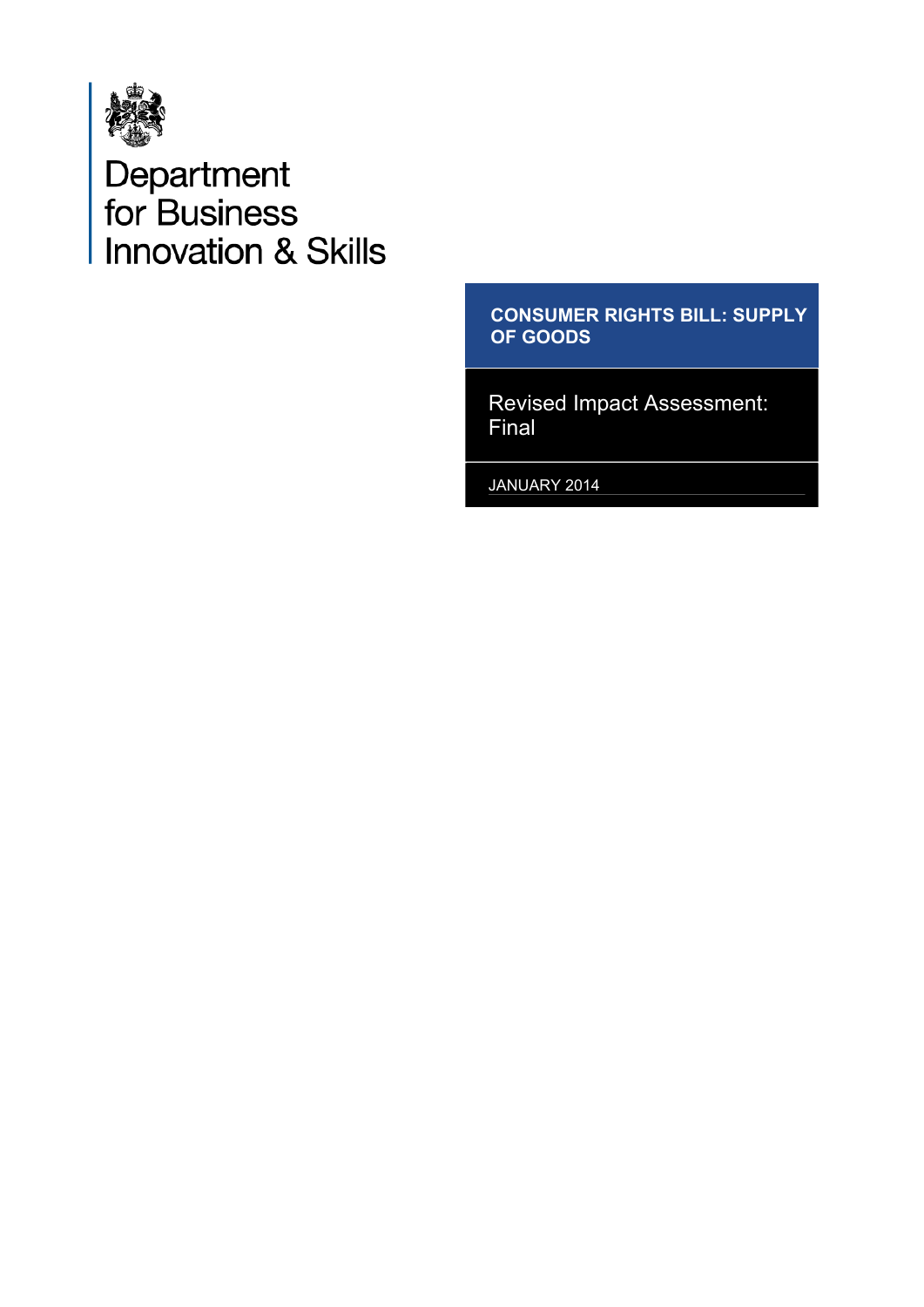Department for Business Innovation & Skills

# CONSUMER RIGHTS BILL: SUPPLY OF GOODS

## Revised Impact Assessment: Final

JANUARY 2014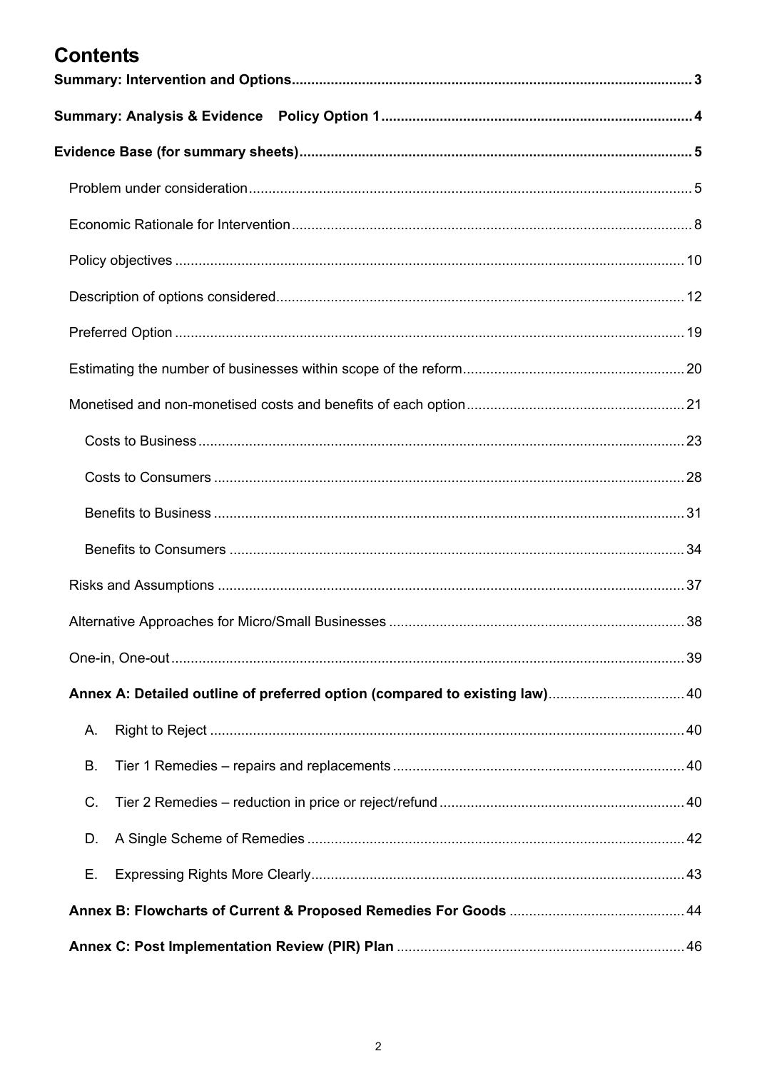# Contents

**Summary: Intervention and Options** .......... 3

**Summary: Analysis & Evidence Policy Option 1** .......... 4

**Evidence Base (for summary sheets)** .......... 5

- Problem under consideration .......... 5
- Economic Rationale for Intervention .......... 8
- Policy objectives .......... 10
- Description of options considered .......... 12
- Preferred Option .......... 19
- Estimating the number of businesses within scope of the reform .......... 20
- Monetised and non-monetised costs and benefits of each option .......... 21
  - Costs to Business .......... 23
  - Costs to Consumers .......... 28
  - Benefits to Business .......... 31
  - Benefits to Consumers .......... 34
- Risks and Assumptions .......... 37
- Alternative Approaches for Micro/Small Businesses .......... 38
- One-in, One-out .......... 39

**Annex A: Detailed outline of preferred option (compared to existing law)** .......... 40

- A. Right to Reject .......... 40
- B. Tier 1 Remedies – repairs and replacements .......... 40
- C. Tier 2 Remedies – reduction in price or reject/refund .......... 40
- D. A Single Scheme of Remedies .......... 42
- E. Expressing Rights More Clearly .......... 43

**Annex B: Flowcharts of Current & Proposed Remedies For Goods** .......... 44

**Annex C: Post Implementation Review (PIR) Plan** .......... 46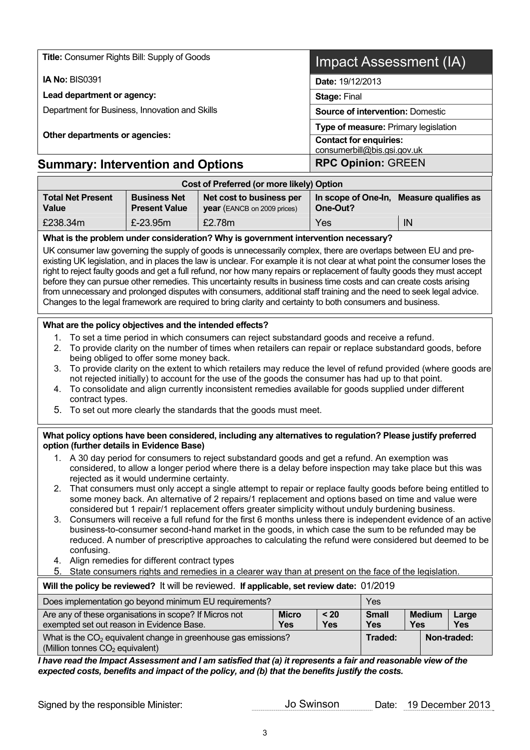| **Title:** Consumer Rights Bill: Supply of Goods | Impact Assessment (IA) |
|---|---|
| **IA No:** BIS0391 | **Date:** 19/12/2013 |
| **Lead department or agency:** | **Stage:** Final |
| Department for Business, Innovation and Skills | **Source of intervention:** Domestic |
| **Other departments or agencies:** | **Type of measure:** Primary legislation |
| | **Contact for enquiries:** consumerbill@bis.gsi.gov.uk |

## Summary: Intervention and Options

**RPC Opinion:** GREEN

| Cost of Preferred (or more likely) Option | | | | |
|---|---|---|---|---|
| **Total Net Present Value** | **Business Net Present Value** | **Net cost to business per year** (EANCB on 2009 prices) | **In scope of One-In, One-Out?** | **Measure qualifies as** |
| £238.34m | £-23.95m | £2.78m | Yes | IN |

**What is the problem under consideration? Why is government intervention necessary?**

UK consumer law governing the supply of goods is unnecessarily complex, there are overlaps between EU and pre-existing UK legislation, and in places the law is unclear. For example it is not clear at what point the consumer loses the right to reject faulty goods and get a full refund, nor how many repairs or replacement of faulty goods they must accept before they can pursue other remedies. This uncertainty results in business time costs and can create costs arising from unnecessary and prolonged disputes with consumers, additional staff training and the need to seek legal advice. Changes to the legal framework are required to bring clarity and certainty to both consumers and business.

**What are the policy objectives and the intended effects?**

1. To set a time period in which consumers can reject substandard goods and receive a refund.
2. To provide clarity on the number of times when retailers can repair or replace substandard goods, before being obliged to offer some money back.
3. To provide clarity on the extent to which retailers may reduce the level of refund provided (where goods are not rejected initially) to account for the use of the goods the consumer has had up to that point.
4. To consolidate and align currently inconsistent remedies available for goods supplied under different contract types.
5. To set out more clearly the standards that the goods must meet.

**What policy options have been considered, including any alternatives to regulation? Please justify preferred option (further details in Evidence Base)**

1. A 30 day period for consumers to reject substandard goods and get a refund. An exemption was considered, to allow a longer period where there is a delay before inspection may take place but this was rejected as it would undermine certainty.
2. That consumers must only accept a single attempt to repair or replace faulty goods before being entitled to some money back. An alternative of 2 repairs/1 replacement and options based on time and value were considered but 1 repair/1 replacement offers greater simplicity without unduly burdening business.
3. Consumers will receive a full refund for the first 6 months unless there is independent evidence of an active business-to-consumer second-hand market in the goods, in which case the sum to be refunded may be reduced. A number of prescriptive approaches to calculating the refund were considered but deemed to be confusing.
4. Align remedies for different contract types
5. State consumers rights and remedies in a clearer way than at present on the face of the legislation.

**Will the policy be reviewed?** It will be reviewed. **If applicable, set review date:** 01/2019

| | | | | | |
|---|---|---|---|---|---|
| Does implementation go beyond minimum EU requirements? | | | Yes | | |
| Are any of these organisations in scope? If Micros not exempted set out reason in Evidence Base. | **Micro** Yes | **< 20** Yes | **Small** Yes | **Medium** Yes | **Large** Yes |
| What is the $CO_2$ equivalent change in greenhouse gas emissions? (Million tonnes $CO_2$ equivalent) | | | **Traded:** | **Non-traded:** | |

***I have read the Impact Assessment and I am satisfied that (a) it represents a fair and reasonable view of the expected costs, benefits and impact of the policy, and (b) that the benefits justify the costs.***

Signed by the responsible Minister: Jo Swinson Date: 19 December 2013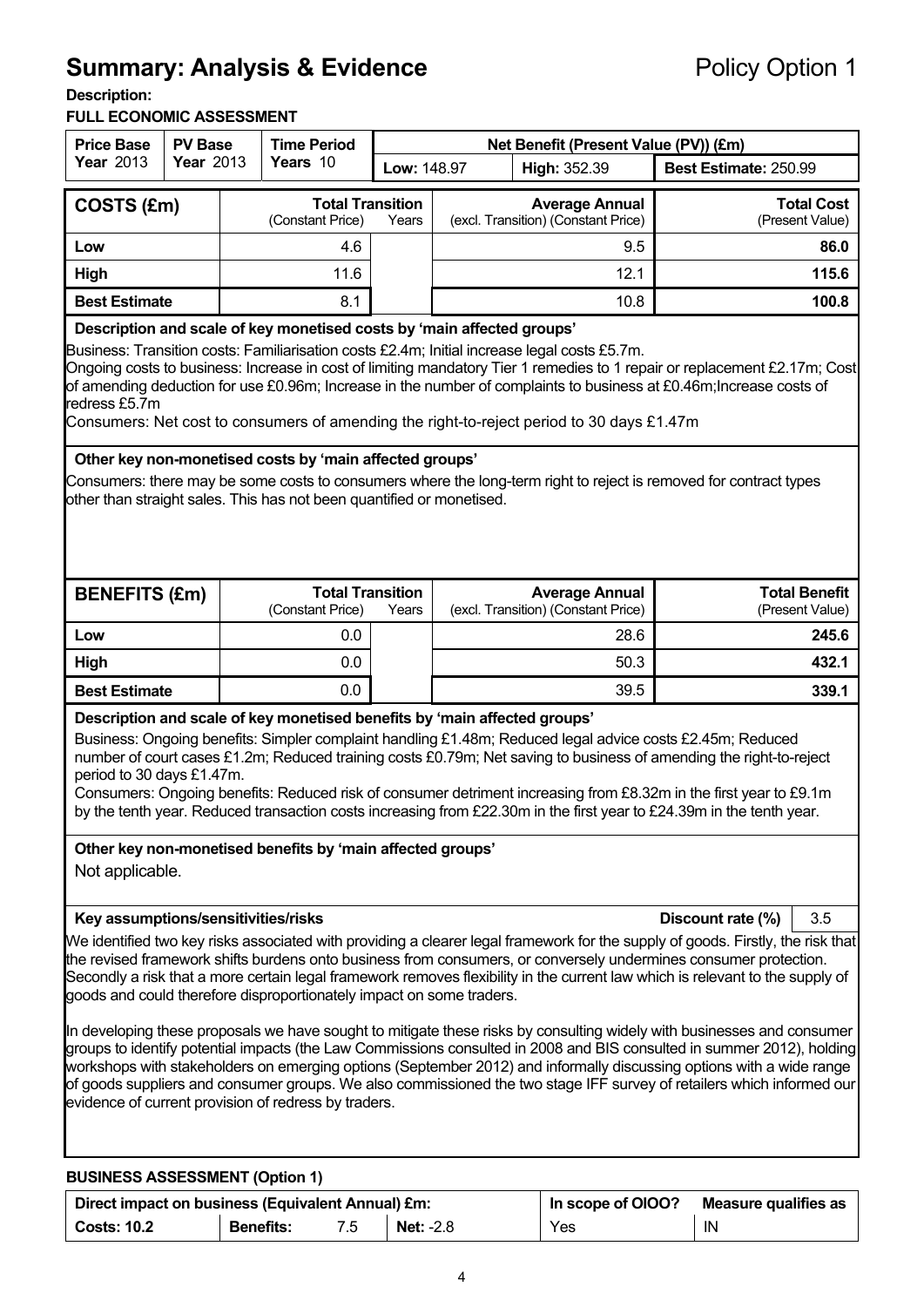# Summary: Analysis & Evidence

Policy Option 1

**Description:**

**FULL ECONOMIC ASSESSMENT**

| Price Base Year 2013 | PV Base Year 2013 | Time Period Years 10 | Net Benefit (Present Value (PV)) (£m) | | |
|---|---|---|---|---|---|
| | | | **Low:** 148.97 | **High:** 352.39 | **Best Estimate:** 250.99 |

| COSTS (£m) | Total Transition (Constant Price) | Years | Average Annual (excl. Transition) (Constant Price) | Total Cost (Present Value) |
|---|---|---|---|---|
| **Low** | 4.6 | | 9.5 | **86.0** |
| **High** | 11.6 | | 12.1 | **115.6** |
| **Best Estimate** | 8.1 | | 10.8 | **100.8** |

**Description and scale of key monetised costs by 'main affected groups'**

Business: Transition costs: Familiarisation costs £2.4m; Initial increase legal costs £5.7m.
Ongoing costs to business: Increase in cost of limiting mandatory Tier 1 remedies to 1 repair or replacement £2.17m; Cost of amending deduction for use £0.96m; Increase in the number of complaints to business at £0.46m;Increase costs of redress £5.7m
Consumers: Net cost to consumers of amending the right-to-reject period to 30 days £1.47m

**Other key non-monetised costs by 'main affected groups'**

Consumers: there may be some costs to consumers where the long-term right to reject is removed for contract types other than straight sales. This has not been quantified or monetised.

| BENEFITS (£m) | Total Transition (Constant Price) | Years | Average Annual (excl. Transition) (Constant Price) | Total Benefit (Present Value) |
|---|---|---|---|---|
| **Low** | 0.0 | | 28.6 | **245.6** |
| **High** | 0.0 | | 50.3 | **432.1** |
| **Best Estimate** | 0.0 | | 39.5 | **339.1** |

**Description and scale of key monetised benefits by 'main affected groups'**

Business: Ongoing benefits: Simpler complaint handling £1.48m; Reduced legal advice costs £2.45m; Reduced number of court cases £1.2m; Reduced training costs £0.79m; Net saving to business of amending the right-to-reject period to 30 days £1.47m.
Consumers: Ongoing benefits: Reduced risk of consumer detriment increasing from £8.32m in the first year to £9.1m by the tenth year. Reduced transaction costs increasing from £22.30m in the first year to £24.39m in the tenth year.

**Other key non-monetised benefits by 'main affected groups'**

Not applicable.

**Key assumptions/sensitivities/risks** — **Discount rate (%)** 3.5

We identified two key risks associated with providing a clearer legal framework for the supply of goods. Firstly, the risk that the revised framework shifts burdens onto business from consumers, or conversely undermines consumer protection. Secondly a risk that a more certain legal framework removes flexibility in the current law which is relevant to the supply of goods and could therefore disproportionately impact on some traders.

In developing these proposals we have sought to mitigate these risks by consulting widely with businesses and consumer groups to identify potential impacts (the Law Commissions consulted in 2008 and BIS consulted in summer 2012), holding workshops with stakeholders on emerging options (September 2012) and informally discussing options with a wide range of goods suppliers and consumer groups. We also commissioned the two stage IFF survey of retailers which informed our evidence of current provision of redress by traders.

**BUSINESS ASSESSMENT (Option 1)**

| Direct impact on business (Equivalent Annual) £m: | | | In scope of OIOO? | Measure qualifies as |
|---|---|---|---|---|
| **Costs: 10.2** | **Benefits:** 7.5 | **Net:** -2.8 | Yes | IN |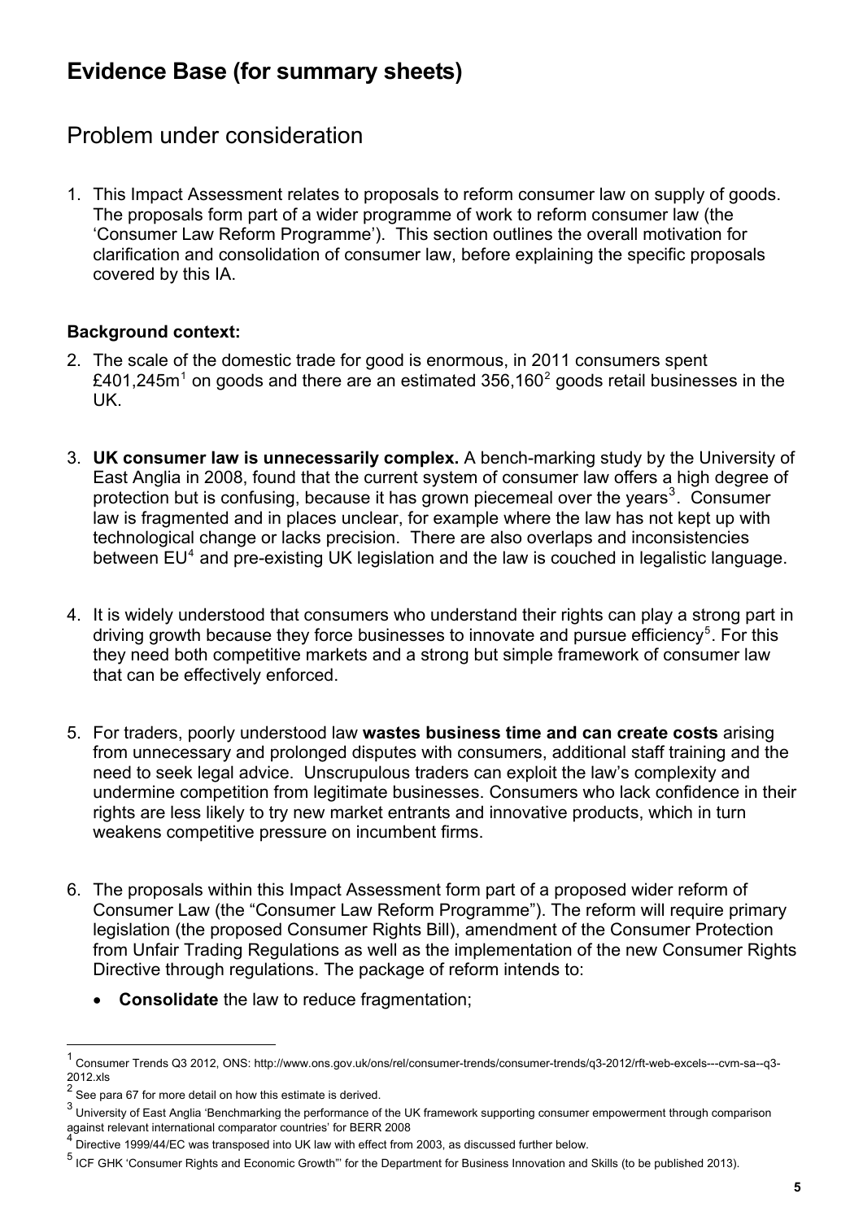# Evidence Base (for summary sheets)

## Problem under consideration

1. This Impact Assessment relates to proposals to reform consumer law on supply of goods. The proposals form part of a wider programme of work to reform consumer law (the 'Consumer Law Reform Programme'). This section outlines the overall motivation for clarification and consolidation of consumer law, before explaining the specific proposals covered by this IA.

**Background context:**

2. The scale of the domestic trade for good is enormous, in 2011 consumers spent £401,245m[1] on goods and there are an estimated 356,160[2] goods retail businesses in the UK.

3. **UK consumer law is unnecessarily complex.** A bench-marking study by the University of East Anglia in 2008, found that the current system of consumer law offers a high degree of protection but is confusing, because it has grown piecemeal over the years[3]. Consumer law is fragmented and in places unclear, for example where the law has not kept up with technological change or lacks precision. There are also overlaps and inconsistencies between EU[4] and pre-existing UK legislation and the law is couched in legalistic language.

4. It is widely understood that consumers who understand their rights can play a strong part in driving growth because they force businesses to innovate and pursue efficiency[5]. For this they need both competitive markets and a strong but simple framework of consumer law that can be effectively enforced.

5. For traders, poorly understood law **wastes business time and can create costs** arising from unnecessary and prolonged disputes with consumers, additional staff training and the need to seek legal advice. Unscrupulous traders can exploit the law's complexity and undermine competition from legitimate businesses. Consumers who lack confidence in their rights are less likely to try new market entrants and innovative products, which in turn weakens competitive pressure on incumbent firms.

6. The proposals within this Impact Assessment form part of a proposed wider reform of Consumer Law (the "Consumer Law Reform Programme"). The reform will require primary legislation (the proposed Consumer Rights Bill), amendment of the Consumer Protection from Unfair Trading Regulations as well as the implementation of the new Consumer Rights Directive through regulations. The package of reform intends to:
   - **Consolidate** the law to reduce fragmentation;

---

[1] Consumer Trends Q3 2012, ONS: http://www.ons.gov.uk/ons/rel/consumer-trends/consumer-trends/q3-2012/rft-web-excels---cvm-sa--q3-2012.xls

[2] See para 67 for more detail on how this estimate is derived.

[3] University of East Anglia 'Benchmarking the performance of the UK framework supporting consumer empowerment through comparison against relevant international comparator countries' for BERR 2008

[4] Directive 1999/44/EC was transposed into UK law with effect from 2003, as discussed further below.

[5] ICF GHK 'Consumer Rights and Economic Growth"' for the Department for Business Innovation and Skills (to be published 2013).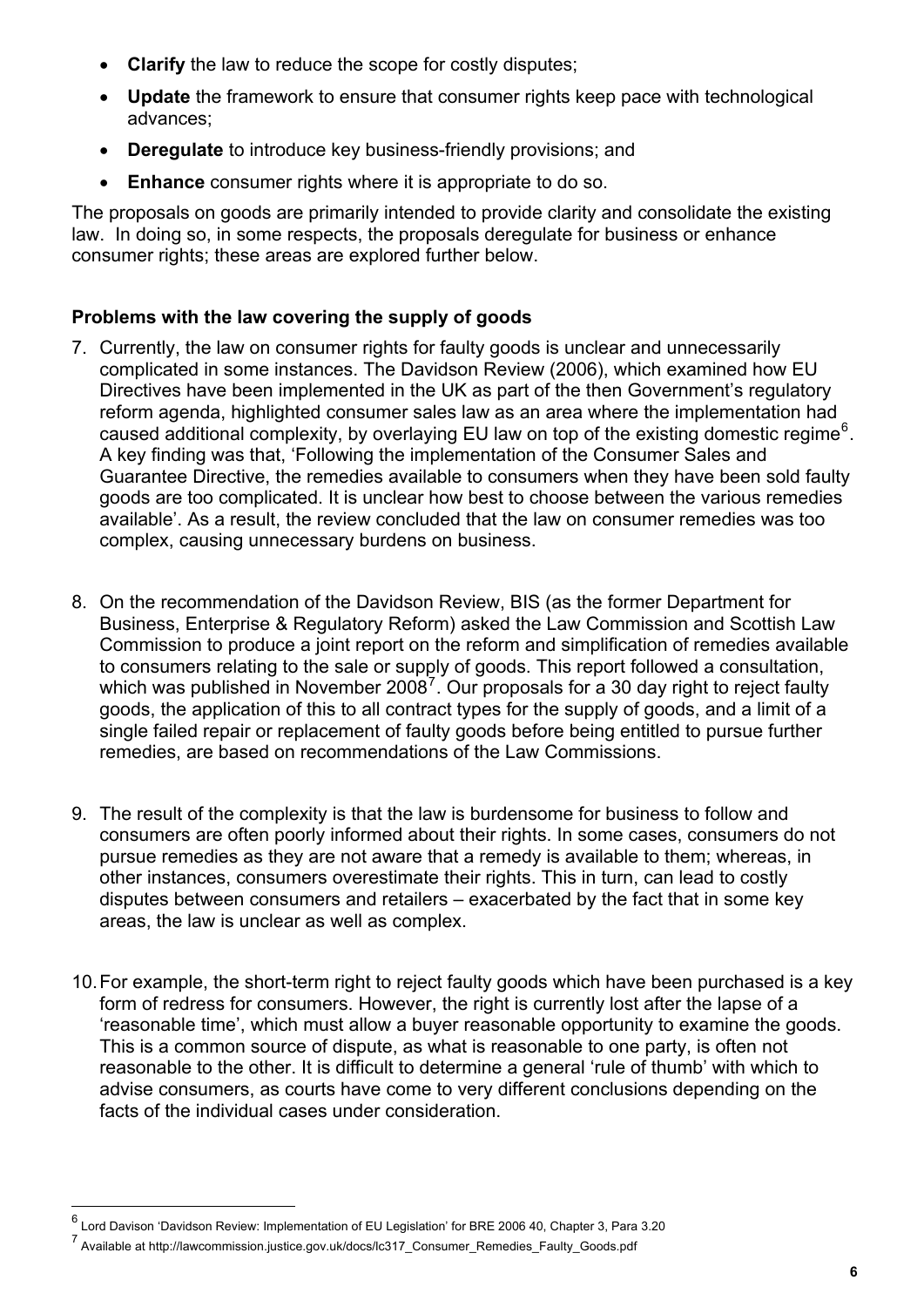- **Clarify** the law to reduce the scope for costly disputes;
- **Update** the framework to ensure that consumer rights keep pace with technological advances;
- **Deregulate** to introduce key business-friendly provisions; and
- **Enhance** consumer rights where it is appropriate to do so.

The proposals on goods are primarily intended to provide clarity and consolidate the existing law. In doing so, in some respects, the proposals deregulate for business or enhance consumer rights; these areas are explored further below.

### Problems with the law covering the supply of goods

7. Currently, the law on consumer rights for faulty goods is unclear and unnecessarily complicated in some instances. The Davidson Review (2006), which examined how EU Directives have been implemented in the UK as part of the then Government's regulatory reform agenda, highlighted consumer sales law as an area where the implementation had caused additional complexity, by overlaying EU law on top of the existing domestic regime[6]. A key finding was that, 'Following the implementation of the Consumer Sales and Guarantee Directive, the remedies available to consumers when they have been sold faulty goods are too complicated. It is unclear how best to choose between the various remedies available'. As a result, the review concluded that the law on consumer remedies was too complex, causing unnecessary burdens on business.

8. On the recommendation of the Davidson Review, BIS (as the former Department for Business, Enterprise & Regulatory Reform) asked the Law Commission and Scottish Law Commission to produce a joint report on the reform and simplification of remedies available to consumers relating to the sale or supply of goods. This report followed a consultation, which was published in November 2008[7]. Our proposals for a 30 day right to reject faulty goods, the application of this to all contract types for the supply of goods, and a limit of a single failed repair or replacement of faulty goods before being entitled to pursue further remedies, are based on recommendations of the Law Commissions.

9. The result of the complexity is that the law is burdensome for business to follow and consumers are often poorly informed about their rights. In some cases, consumers do not pursue remedies as they are not aware that a remedy is available to them; whereas, in other instances, consumers overestimate their rights. This in turn, can lead to costly disputes between consumers and retailers – exacerbated by the fact that in some key areas, the law is unclear as well as complex.

10. For example, the short-term right to reject faulty goods which have been purchased is a key form of redress for consumers. However, the right is currently lost after the lapse of a 'reasonable time', which must allow a buyer reasonable opportunity to examine the goods. This is a common source of dispute, as what is reasonable to one party, is often not reasonable to the other. It is difficult to determine a general 'rule of thumb' with which to advise consumers, as courts have come to very different conclusions depending on the facts of the individual cases under consideration.

---

[6] Lord Davison 'Davidson Review: Implementation of EU Legislation' for BRE 2006 40, Chapter 3, Para 3.20

[7] Available at http://lawcommission.justice.gov.uk/docs/lc317_Consumer_Remedies_Faulty_Goods.pdf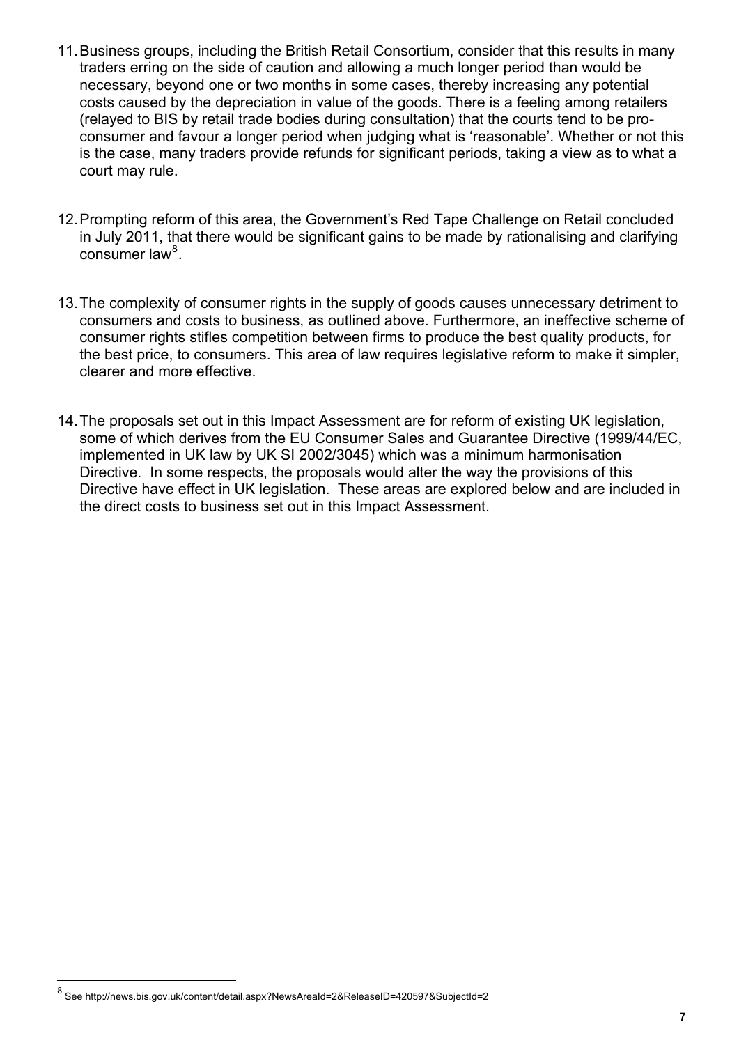11. Business groups, including the British Retail Consortium, consider that this results in many traders erring on the side of caution and allowing a much longer period than would be necessary, beyond one or two months in some cases, thereby increasing any potential costs caused by the depreciation in value of the goods. There is a feeling among retailers (relayed to BIS by retail trade bodies during consultation) that the courts tend to be pro-consumer and favour a longer period when judging what is 'reasonable'. Whether or not this is the case, many traders provide refunds for significant periods, taking a view as to what a court may rule.

12. Prompting reform of this area, the Government's Red Tape Challenge on Retail concluded in July 2011, that there would be significant gains to be made by rationalising and clarifying consumer law[8].

13. The complexity of consumer rights in the supply of goods causes unnecessary detriment to consumers and costs to business, as outlined above. Furthermore, an ineffective scheme of consumer rights stifles competition between firms to produce the best quality products, for the best price, to consumers. This area of law requires legislative reform to make it simpler, clearer and more effective.

14. The proposals set out in this Impact Assessment are for reform of existing UK legislation, some of which derives from the EU Consumer Sales and Guarantee Directive (1999/44/EC, implemented in UK law by UK SI 2002/3045) which was a minimum harmonisation Directive. In some respects, the proposals would alter the way the provisions of this Directive have effect in UK legislation. These areas are explored below and are included in the direct costs to business set out in this Impact Assessment.

---

[8] See http://news.bis.gov.uk/content/detail.aspx?NewsAreaId=2&ReleaseID=420597&SubjectId=2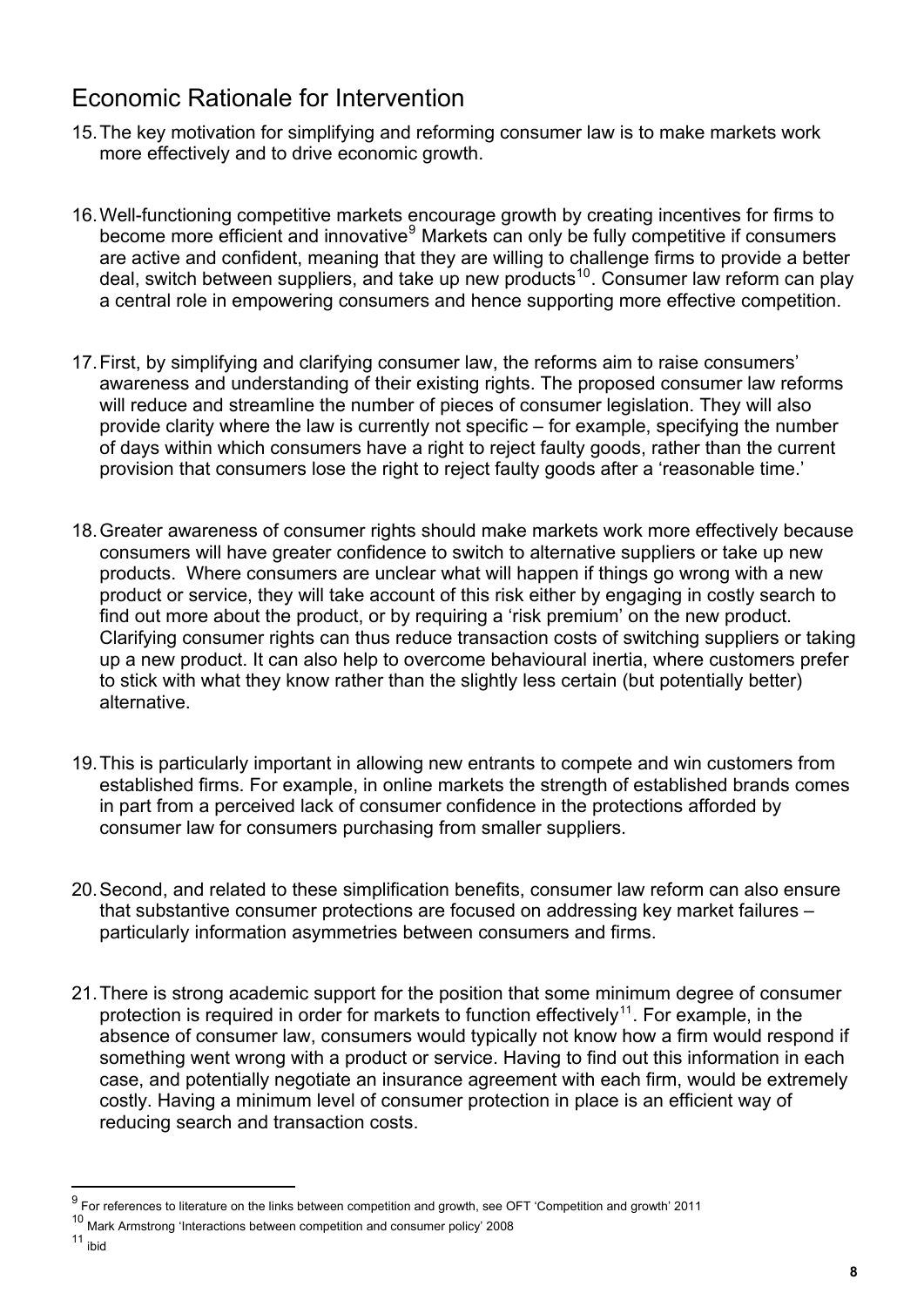## Economic Rationale for Intervention

15. The key motivation for simplifying and reforming consumer law is to make markets work more effectively and to drive economic growth.

16. Well-functioning competitive markets encourage growth by creating incentives for firms to become more efficient and innovative[9] Markets can only be fully competitive if consumers are active and confident, meaning that they are willing to challenge firms to provide a better deal, switch between suppliers, and take up new products[10]. Consumer law reform can play a central role in empowering consumers and hence supporting more effective competition.

17. First, by simplifying and clarifying consumer law, the reforms aim to raise consumers' awareness and understanding of their existing rights. The proposed consumer law reforms will reduce and streamline the number of pieces of consumer legislation. They will also provide clarity where the law is currently not specific – for example, specifying the number of days within which consumers have a right to reject faulty goods, rather than the current provision that consumers lose the right to reject faulty goods after a 'reasonable time.'

18. Greater awareness of consumer rights should make markets work more effectively because consumers will have greater confidence to switch to alternative suppliers or take up new products. Where consumers are unclear what will happen if things go wrong with a new product or service, they will take account of this risk either by engaging in costly search to find out more about the product, or by requiring a 'risk premium' on the new product. Clarifying consumer rights can thus reduce transaction costs of switching suppliers or taking up a new product. It can also help to overcome behavioural inertia, where customers prefer to stick with what they know rather than the slightly less certain (but potentially better) alternative.

19. This is particularly important in allowing new entrants to compete and win customers from established firms. For example, in online markets the strength of established brands comes in part from a perceived lack of consumer confidence in the protections afforded by consumer law for consumers purchasing from smaller suppliers.

20. Second, and related to these simplification benefits, consumer law reform can also ensure that substantive consumer protections are focused on addressing key market failures – particularly information asymmetries between consumers and firms.

21. There is strong academic support for the position that some minimum degree of consumer protection is required in order for markets to function effectively[11]. For example, in the absence of consumer law, consumers would typically not know how a firm would respond if something went wrong with a product or service. Having to find out this information in each case, and potentially negotiate an insurance agreement with each firm, would be extremely costly. Having a minimum level of consumer protection in place is an efficient way of reducing search and transaction costs.

---

[9] For references to literature on the links between competition and growth, see OFT 'Competition and growth' 2011

[10] Mark Armstrong 'Interactions between competition and consumer policy' 2008

[11] ibid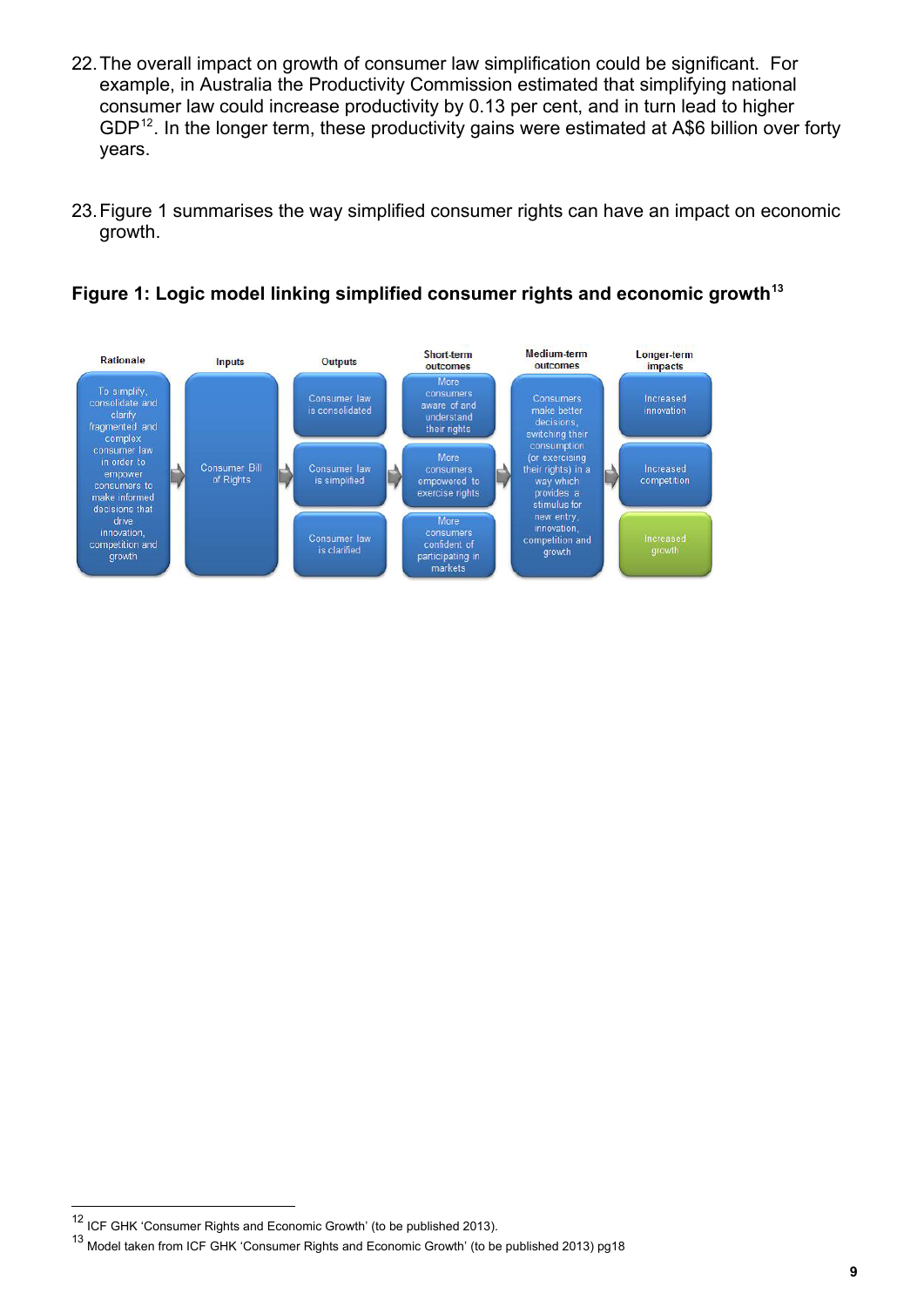22. The overall impact on growth of consumer law simplification could be significant. For example, in Australia the Productivity Commission estimated that simplifying national consumer law could increase productivity by 0.13 per cent, and in turn lead to higher GDP[12]. In the longer term, these productivity gains were estimated at A$6 billion over forty years.

23. Figure 1 summarises the way simplified consumer rights can have an impact on economic growth.

**Figure 1: Logic model linking simplified consumer rights and economic growth[13]**

| Rationale | Inputs | Outputs | Short-term outcomes | Medium-term outcomes | Longer-term impacts |
|---|---|---|---|---|---|
| To simplify, consolidate and clarify fragmented and complex consumer law in order to empower consumers to make informed decisions that drive innovation, competition and growth | Consumer Bill of Rights | Consumer law is consolidated | More consumers aware of and understand their rights | Consumers make better decisions, switching their consumption (or exercising their rights) in a way which provides a stimulus for new entry, innovation, competition and growth | Increased innovation |
| | | Consumer law is simplified | More consumers empowered to exercise rights | | Increased competition |
| | | Consumer law is clarified | More consumers confident of participating in markets | | Increased growth |

---

[12] ICF GHK 'Consumer Rights and Economic Growth' (to be published 2013).

[13] Model taken from ICF GHK 'Consumer Rights and Economic Growth' (to be published 2013) pg18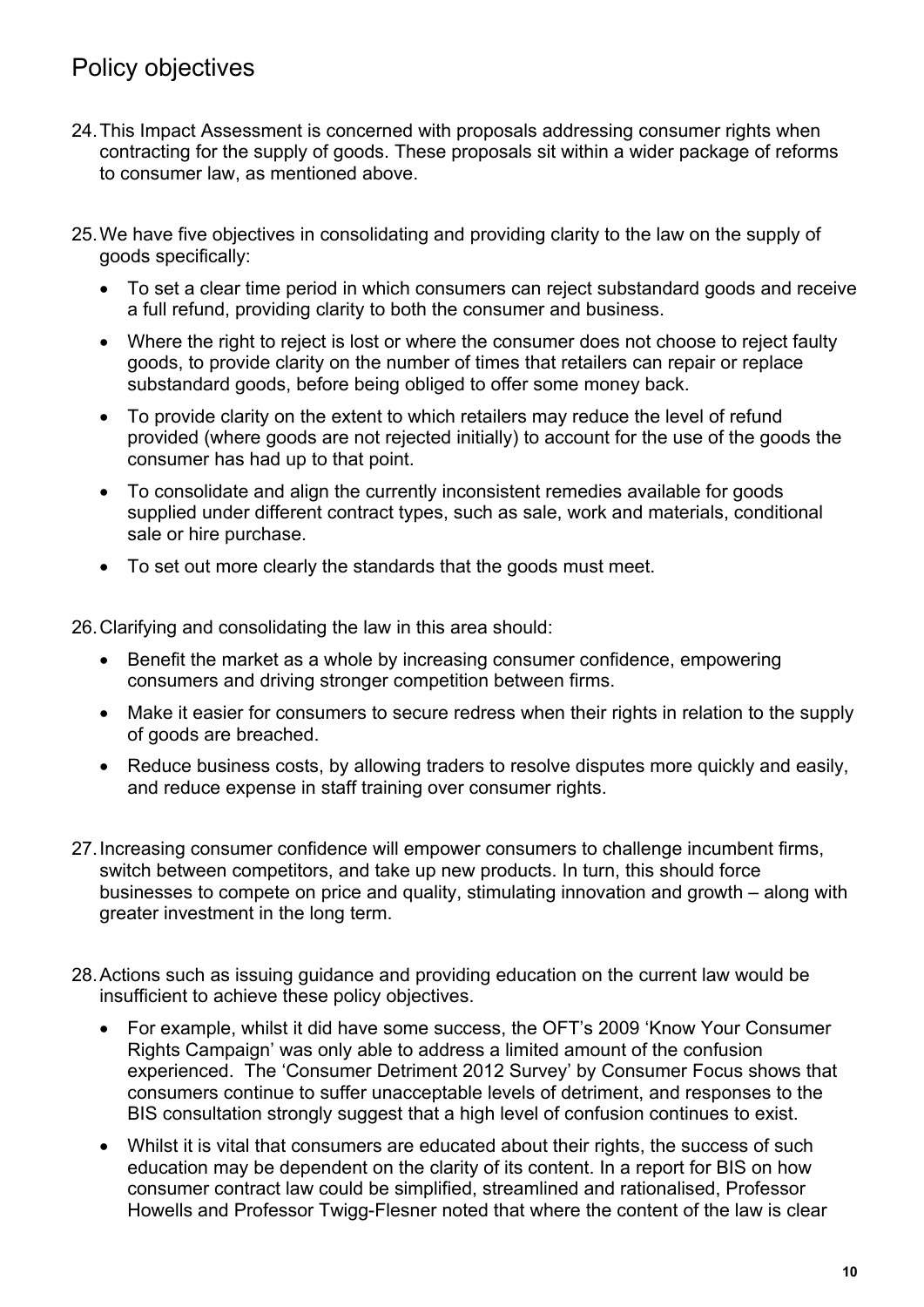## Policy objectives

24. This Impact Assessment is concerned with proposals addressing consumer rights when contracting for the supply of goods. These proposals sit within a wider package of reforms to consumer law, as mentioned above.

25. We have five objectives in consolidating and providing clarity to the law on the supply of goods specifically:

    - To set a clear time period in which consumers can reject substandard goods and receive a full refund, providing clarity to both the consumer and business.
    - Where the right to reject is lost or where the consumer does not choose to reject faulty goods, to provide clarity on the number of times that retailers can repair or replace substandard goods, before being obliged to offer some money back.
    - To provide clarity on the extent to which retailers may reduce the level of refund provided (where goods are not rejected initially) to account for the use of the goods the consumer has had up to that point.
    - To consolidate and align the currently inconsistent remedies available for goods supplied under different contract types, such as sale, work and materials, conditional sale or hire purchase.
    - To set out more clearly the standards that the goods must meet.

26. Clarifying and consolidating the law in this area should:

    - Benefit the market as a whole by increasing consumer confidence, empowering consumers and driving stronger competition between firms.
    - Make it easier for consumers to secure redress when their rights in relation to the supply of goods are breached.
    - Reduce business costs, by allowing traders to resolve disputes more quickly and easily, and reduce expense in staff training over consumer rights.

27. Increasing consumer confidence will empower consumers to challenge incumbent firms, switch between competitors, and take up new products. In turn, this should force businesses to compete on price and quality, stimulating innovation and growth – along with greater investment in the long term.

28. Actions such as issuing guidance and providing education on the current law would be insufficient to achieve these policy objectives.

    - For example, whilst it did have some success, the OFT's 2009 'Know Your Consumer Rights Campaign' was only able to address a limited amount of the confusion experienced. The 'Consumer Detriment 2012 Survey' by Consumer Focus shows that consumers continue to suffer unacceptable levels of detriment, and responses to the BIS consultation strongly suggest that a high level of confusion continues to exist.
    - Whilst it is vital that consumers are educated about their rights, the success of such education may be dependent on the clarity of its content. In a report for BIS on how consumer contract law could be simplified, streamlined and rationalised, Professor Howells and Professor Twigg-Flesner noted that where the content of the law is clear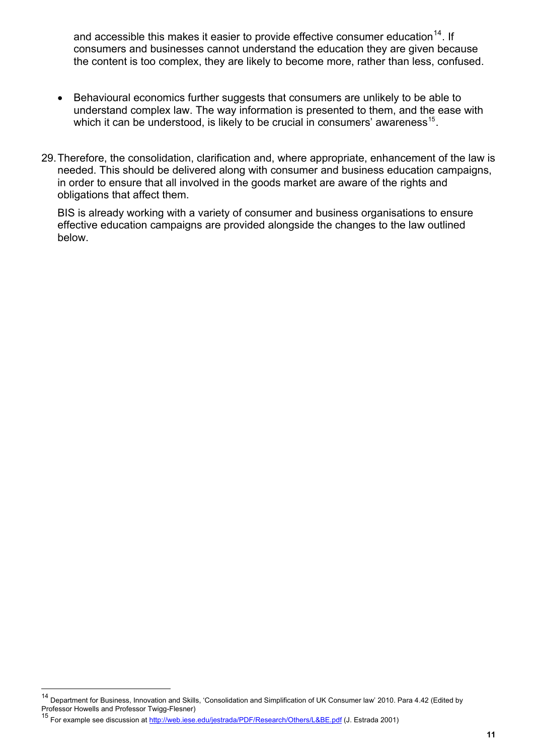and accessible this makes it easier to provide effective consumer education[14]. If consumers and businesses cannot understand the education they are given because the content is too complex, they are likely to become more, rather than less, confused.

- Behavioural economics further suggests that consumers are unlikely to be able to understand complex law. The way information is presented to them, and the ease with which it can be understood, is likely to be crucial in consumers' awareness[15].

29. Therefore, the consolidation, clarification and, where appropriate, enhancement of the law is needed. This should be delivered along with consumer and business education campaigns, in order to ensure that all involved in the goods market are aware of the rights and obligations that affect them.

    BIS is already working with a variety of consumer and business organisations to ensure effective education campaigns are provided alongside the changes to the law outlined below.

---

[14] Department for Business, Innovation and Skills, 'Consolidation and Simplification of UK Consumer law' 2010. Para 4.42 (Edited by Professor Howells and Professor Twigg-Flesner)

[15] For example see discussion at http://web.iese.edu/jestrada/PDF/Research/Others/L&BE.pdf (J. Estrada 2001)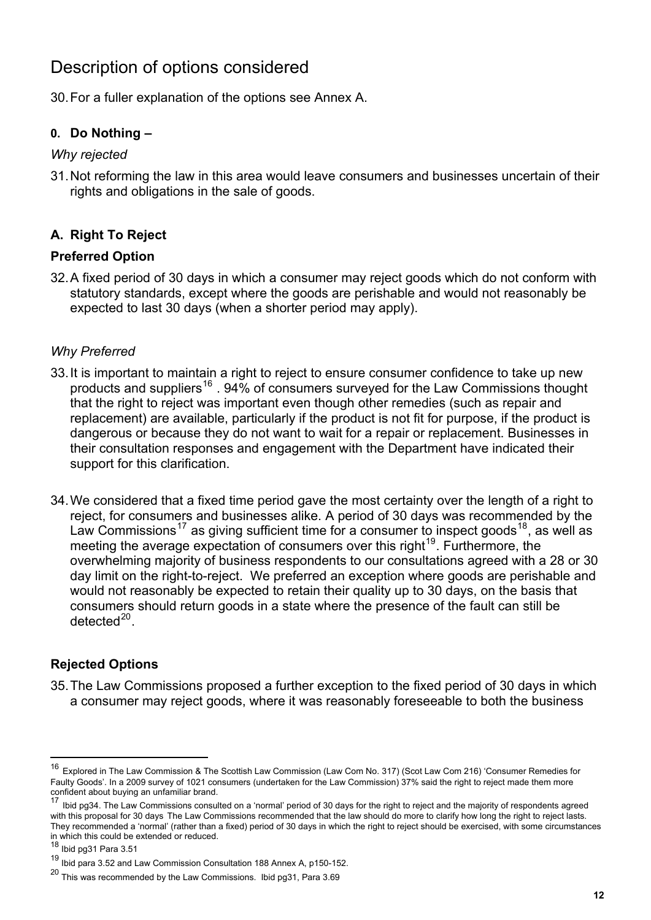## Description of options considered

30. For a fuller explanation of the options see Annex A.

### 0. Do Nothing –

*Why rejected*

31. Not reforming the law in this area would leave consumers and businesses uncertain of their rights and obligations in the sale of goods.

### A. Right To Reject

**Preferred Option**

32. A fixed period of 30 days in which a consumer may reject goods which do not conform with statutory standards, except where the goods are perishable and would not reasonably be expected to last 30 days (when a shorter period may apply).

*Why Preferred*

33. It is important to maintain a right to reject to ensure consumer confidence to take up new products and suppliers[16] . 94% of consumers surveyed for the Law Commissions thought that the right to reject was important even though other remedies (such as repair and replacement) are available, particularly if the product is not fit for purpose, if the product is dangerous or because they do not want to wait for a repair or replacement. Businesses in their consultation responses and engagement with the Department have indicated their support for this clarification.

34. We considered that a fixed time period gave the most certainty over the length of a right to reject, for consumers and businesses alike. A period of 30 days was recommended by the Law Commissions[17] as giving sufficient time for a consumer to inspect goods[18], as well as meeting the average expectation of consumers over this right[19]. Furthermore, the overwhelming majority of business respondents to our consultations agreed with a 28 or 30 day limit on the right-to-reject. We preferred an exception where goods are perishable and would not reasonably be expected to retain their quality up to 30 days, on the basis that consumers should return goods in a state where the presence of the fault can still be detected[20].

**Rejected Options**

35. The Law Commissions proposed a further exception to the fixed period of 30 days in which a consumer may reject goods, where it was reasonably foreseeable to both the business

---

[16] Explored in The Law Commission & The Scottish Law Commission (Law Com No. 317) (Scot Law Com 216) 'Consumer Remedies for Faulty Goods'. In a 2009 survey of 1021 consumers (undertaken for the Law Commission) 37% said the right to reject made them more confident about buying an unfamiliar brand.

[17] Ibid pg34. The Law Commissions consulted on a 'normal' period of 30 days for the right to reject and the majority of respondents agreed with this proposal for 30 days The Law Commissions recommended that the law should do more to clarify how long the right to reject lasts. They recommended a 'normal' (rather than a fixed) period of 30 days in which the right to reject should be exercised, with some circumstances in which this could be extended or reduced.

[18] Ibid pg31 Para 3.51

[19] Ibid para 3.52 and Law Commission Consultation 188 Annex A, p150-152.

[20] This was recommended by the Law Commissions. Ibid pg31, Para 3.69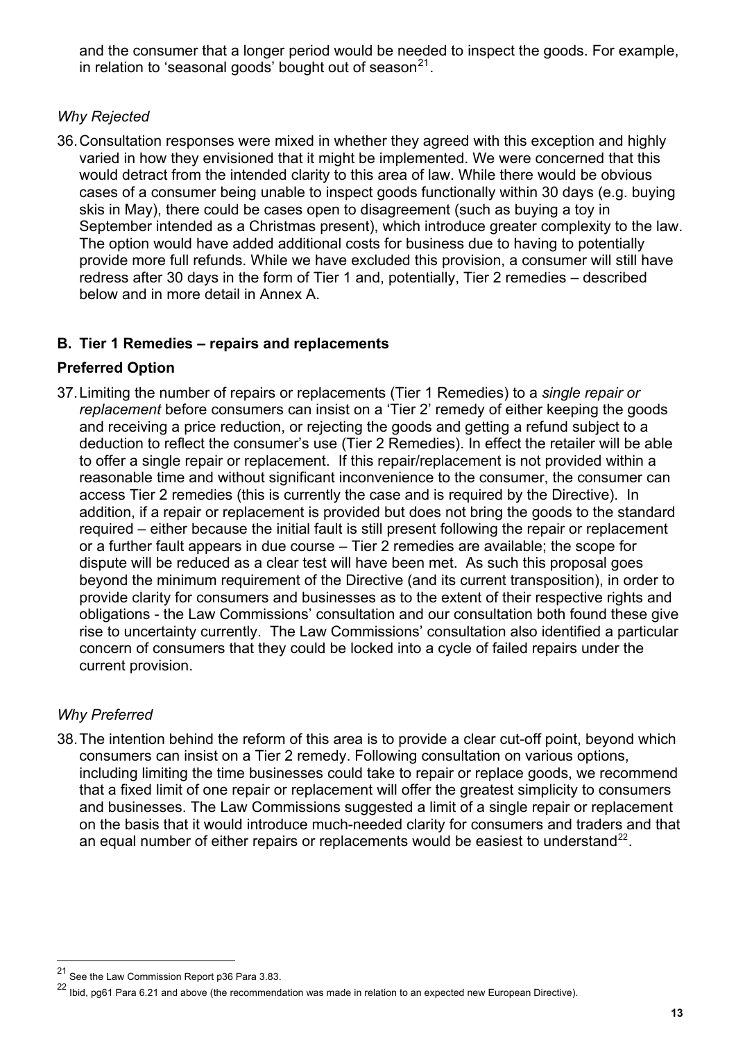and the consumer that a longer period would be needed to inspect the goods. For example, in relation to 'seasonal goods' bought out of season[21].

*Why Rejected*

36. Consultation responses were mixed in whether they agreed with this exception and highly varied in how they envisioned that it might be implemented. We were concerned that this would detract from the intended clarity to this area of law. While there would be obvious cases of a consumer being unable to inspect goods functionally within 30 days (e.g. buying skis in May), there could be cases open to disagreement (such as buying a toy in September intended as a Christmas present), which introduce greater complexity to the law. The option would have added additional costs for business due to having to potentially provide more full refunds. While we have excluded this provision, a consumer will still have redress after 30 days in the form of Tier 1 and, potentially, Tier 2 remedies – described below and in more detail in Annex A.

**B. Tier 1 Remedies – repairs and replacements**

**Preferred Option**

37. Limiting the number of repairs or replacements (Tier 1 Remedies) to a *single repair or replacement* before consumers can insist on a 'Tier 2' remedy of either keeping the goods and receiving a price reduction, or rejecting the goods and getting a refund subject to a deduction to reflect the consumer's use (Tier 2 Remedies). In effect the retailer will be able to offer a single repair or replacement. If this repair/replacement is not provided within a reasonable time and without significant inconvenience to the consumer, the consumer can access Tier 2 remedies (this is currently the case and is required by the Directive). In addition, if a repair or replacement is provided but does not bring the goods to the standard required – either because the initial fault is still present following the repair or replacement or a further fault appears in due course – Tier 2 remedies are available; the scope for dispute will be reduced as a clear test will have been met. As such this proposal goes beyond the minimum requirement of the Directive (and its current transposition), in order to provide clarity for consumers and businesses as to the extent of their respective rights and obligations - the Law Commissions' consultation and our consultation both found these give rise to uncertainty currently. The Law Commissions' consultation also identified a particular concern of consumers that they could be locked into a cycle of failed repairs under the current provision.

*Why Preferred*

38. The intention behind the reform of this area is to provide a clear cut-off point, beyond which consumers can insist on a Tier 2 remedy. Following consultation on various options, including limiting the time businesses could take to repair or replace goods, we recommend that a fixed limit of one repair or replacement will offer the greatest simplicity to consumers and businesses. The Law Commissions suggested a limit of a single repair or replacement on the basis that it would introduce much-needed clarity for consumers and traders and that an equal number of either repairs or replacements would be easiest to understand[22].

---

[21] See the Law Commission Report p36 Para 3.83.

[22] Ibid, pg61 Para 6.21 and above (the recommendation was made in relation to an expected new European Directive).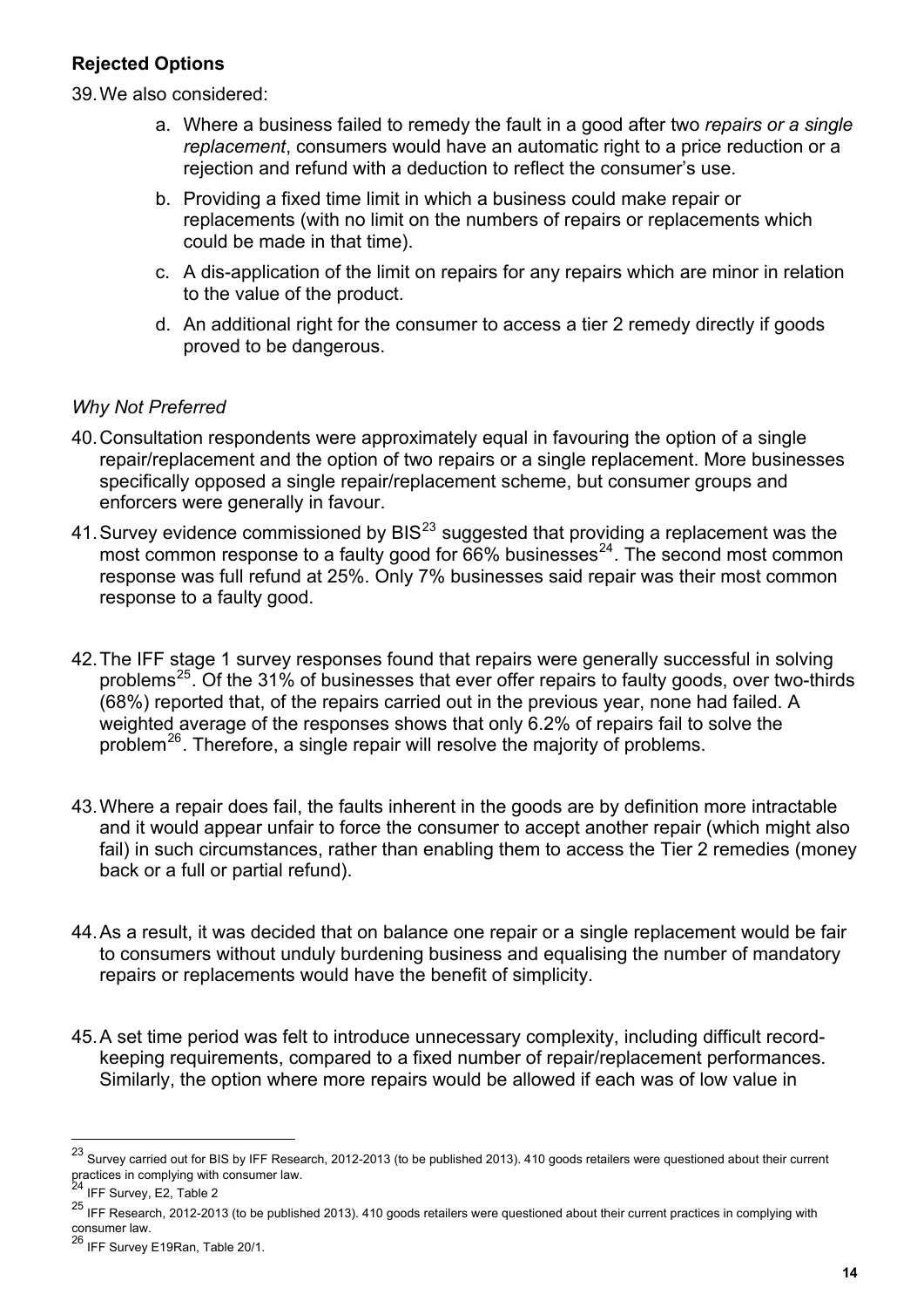### Rejected Options

39. We also considered:

    a. Where a business failed to remedy the fault in a good after two *repairs or a single replacement*, consumers would have an automatic right to a price reduction or a rejection and refund with a deduction to reflect the consumer's use.

    b. Providing a fixed time limit in which a business could make repair or replacements (with no limit on the numbers of repairs or replacements which could be made in that time).

    c. A dis-application of the limit on repairs for any repairs which are minor in relation to the value of the product.

    d. An additional right for the consumer to access a tier 2 remedy directly if goods proved to be dangerous.

*Why Not Preferred*

40. Consultation respondents were approximately equal in favouring the option of a single repair/replacement and the option of two repairs or a single replacement. More businesses specifically opposed a single repair/replacement scheme, but consumer groups and enforcers were generally in favour.

41. Survey evidence commissioned by BIS[23] suggested that providing a replacement was the most common response to a faulty good for 66% businesses[24]. The second most common response was full refund at 25%. Only 7% businesses said repair was their most common response to a faulty good.

42. The IFF stage 1 survey responses found that repairs were generally successful in solving problems[25]. Of the 31% of businesses that ever offer repairs to faulty goods, over two-thirds (68%) reported that, of the repairs carried out in the previous year, none had failed. A weighted average of the responses shows that only 6.2% of repairs fail to solve the problem[26]. Therefore, a single repair will resolve the majority of problems.

43. Where a repair does fail, the faults inherent in the goods are by definition more intractable and it would appear unfair to force the consumer to accept another repair (which might also fail) in such circumstances, rather than enabling them to access the Tier 2 remedies (money back or a full or partial refund).

44. As a result, it was decided that on balance one repair or a single replacement would be fair to consumers without unduly burdening business and equalising the number of mandatory repairs or replacements would have the benefit of simplicity.

45. A set time period was felt to introduce unnecessary complexity, including difficult record-keeping requirements, compared to a fixed number of repair/replacement performances. Similarly, the option where more repairs would be allowed if each was of low value in

---

[23] Survey carried out for BIS by IFF Research, 2012-2013 (to be published 2013). 410 goods retailers were questioned about their current practices in complying with consumer law.

[24] IFF Survey, E2, Table 2

[25] IFF Research, 2012-2013 (to be published 2013). 410 goods retailers were questioned about their current practices in complying with consumer law.

[26] IFF Survey E19Ran, Table 20/1.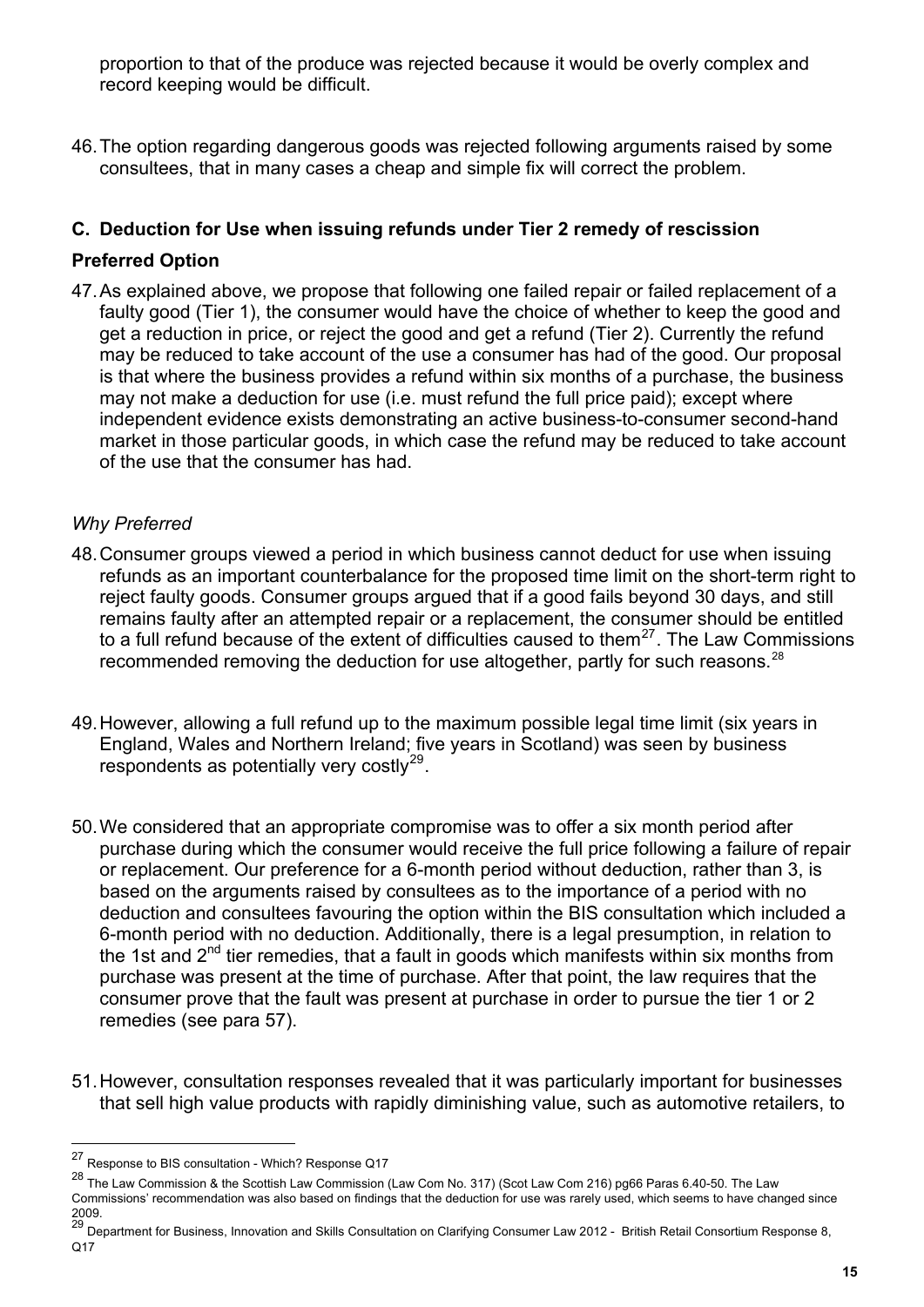proportion to that of the produce was rejected because it would be overly complex and record keeping would be difficult.

46. The option regarding dangerous goods was rejected following arguments raised by some consultees, that in many cases a cheap and simple fix will correct the problem.

### C. Deduction for Use when issuing refunds under Tier 2 remedy of rescission

### Preferred Option

47. As explained above, we propose that following one failed repair or failed replacement of a faulty good (Tier 1), the consumer would have the choice of whether to keep the good and get a reduction in price, or reject the good and get a refund (Tier 2). Currently the refund may be reduced to take account of the use a consumer has had of the good. Our proposal is that where the business provides a refund within six months of a purchase, the business may not make a deduction for use (i.e. must refund the full price paid); except where independent evidence exists demonstrating an active business-to-consumer second-hand market in those particular goods, in which case the refund may be reduced to take account of the use that the consumer has had.

*Why Preferred*

48. Consumer groups viewed a period in which business cannot deduct for use when issuing refunds as an important counterbalance for the proposed time limit on the short-term right to reject faulty goods. Consumer groups argued that if a good fails beyond 30 days, and still remains faulty after an attempted repair or a replacement, the consumer should be entitled to a full refund because of the extent of difficulties caused to them[27]. The Law Commissions recommended removing the deduction for use altogether, partly for such reasons.[28]

49. However, allowing a full refund up to the maximum possible legal time limit (six years in England, Wales and Northern Ireland; five years in Scotland) was seen by business respondents as potentially very costly[29].

50. We considered that an appropriate compromise was to offer a six month period after purchase during which the consumer would receive the full price following a failure of repair or replacement. Our preference for a 6-month period without deduction, rather than 3, is based on the arguments raised by consultees as to the importance of a period with no deduction and consultees favouring the option within the BIS consultation which included a 6-month period with no deduction. Additionally, there is a legal presumption, in relation to the 1st and 2nd tier remedies, that a fault in goods which manifests within six months from purchase was present at the time of purchase. After that point, the law requires that the consumer prove that the fault was present at purchase in order to pursue the tier 1 or 2 remedies (see para 57).

51. However, consultation responses revealed that it was particularly important for businesses that sell high value products with rapidly diminishing value, such as automotive retailers, to

---

[27] Response to BIS consultation - Which? Response Q17

[28] The Law Commission & the Scottish Law Commission (Law Com No. 317) (Scot Law Com 216) pg66 Paras 6.40-50. The Law Commissions' recommendation was also based on findings that the deduction for use was rarely used, which seems to have changed since 2009.

[29] Department for Business, Innovation and Skills Consultation on Clarifying Consumer Law 2012 - British Retail Consortium Response 8, Q17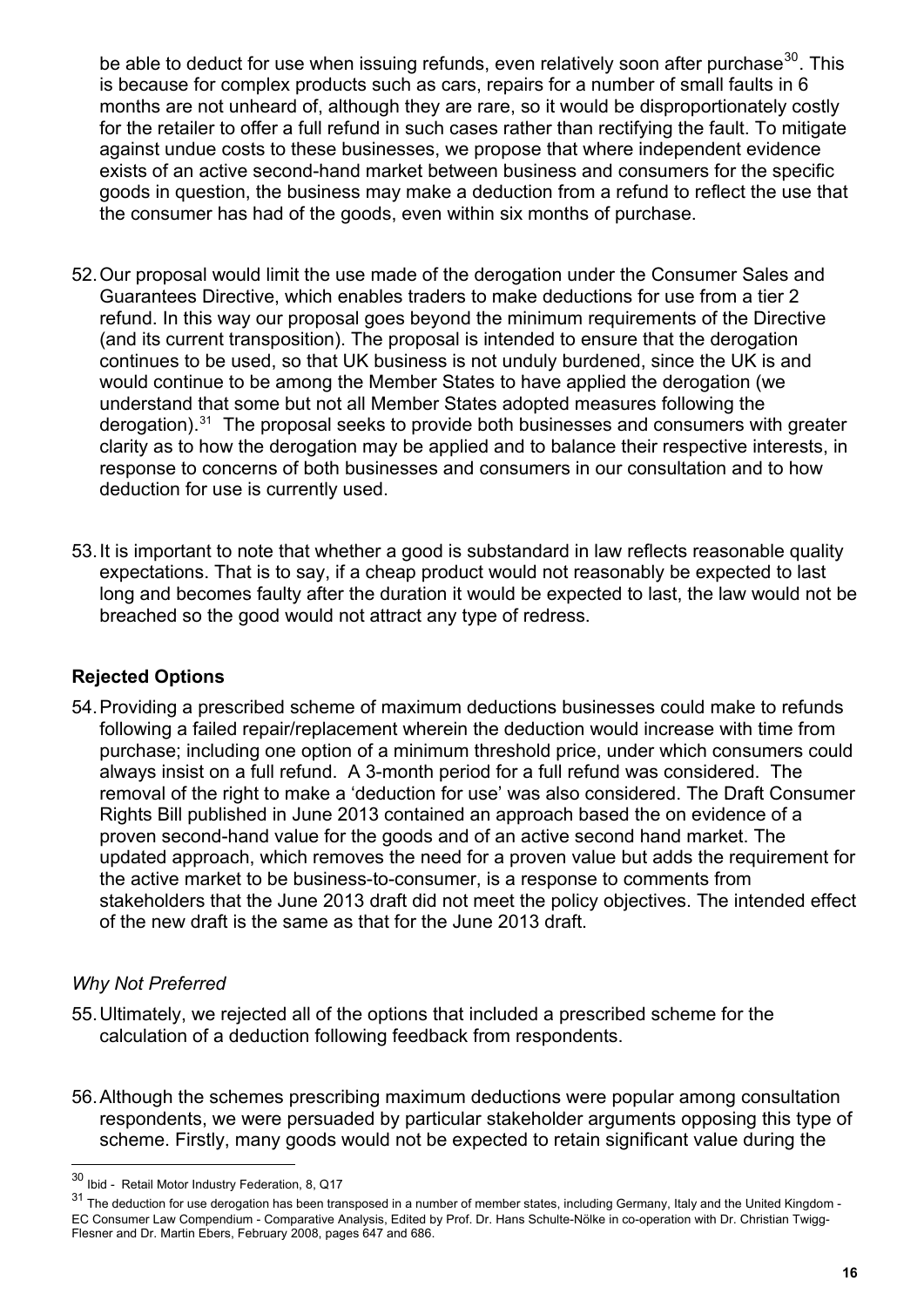be able to deduct for use when issuing refunds, even relatively soon after purchase[30]. This is because for complex products such as cars, repairs for a number of small faults in 6 months are not unheard of, although they are rare, so it would be disproportionately costly for the retailer to offer a full refund in such cases rather than rectifying the fault. To mitigate against undue costs to these businesses, we propose that where independent evidence exists of an active second-hand market between business and consumers for the specific goods in question, the business may make a deduction from a refund to reflect the use that the consumer has had of the goods, even within six months of purchase.

52. Our proposal would limit the use made of the derogation under the Consumer Sales and Guarantees Directive, which enables traders to make deductions for use from a tier 2 refund. In this way our proposal goes beyond the minimum requirements of the Directive (and its current transposition). The proposal is intended to ensure that the derogation continues to be used, so that UK business is not unduly burdened, since the UK is and would continue to be among the Member States to have applied the derogation (we understand that some but not all Member States adopted measures following the derogation).[31] The proposal seeks to provide both businesses and consumers with greater clarity as to how the derogation may be applied and to balance their respective interests, in response to concerns of both businesses and consumers in our consultation and to how deduction for use is currently used.

53. It is important to note that whether a good is substandard in law reflects reasonable quality expectations. That is to say, if a cheap product would not reasonably be expected to last long and becomes faulty after the duration it would be expected to last, the law would not be breached so the good would not attract any type of redress.

**Rejected Options**

54. Providing a prescribed scheme of maximum deductions businesses could make to refunds following a failed repair/replacement wherein the deduction would increase with time from purchase; including one option of a minimum threshold price, under which consumers could always insist on a full refund. A 3-month period for a full refund was considered. The removal of the right to make a 'deduction for use' was also considered. The Draft Consumer Rights Bill published in June 2013 contained an approach based the on evidence of a proven second-hand value for the goods and of an active second hand market. The updated approach, which removes the need for a proven value but adds the requirement for the active market to be business-to-consumer, is a response to comments from stakeholders that the June 2013 draft did not meet the policy objectives. The intended effect of the new draft is the same as that for the June 2013 draft.

*Why Not Preferred*

55. Ultimately, we rejected all of the options that included a prescribed scheme for the calculation of a deduction following feedback from respondents.

56. Although the schemes prescribing maximum deductions were popular among consultation respondents, we were persuaded by particular stakeholder arguments opposing this type of scheme. Firstly, many goods would not be expected to retain significant value during the

[30] Ibid - Retail Motor Industry Federation, 8, Q17

[31] The deduction for use derogation has been transposed in a number of member states, including Germany, Italy and the United Kingdom - EC Consumer Law Compendium - Comparative Analysis, Edited by Prof. Dr. Hans Schulte-Nölke in co-operation with Dr. Christian Twigg-Flesner and Dr. Martin Ebers, February 2008, pages 647 and 686.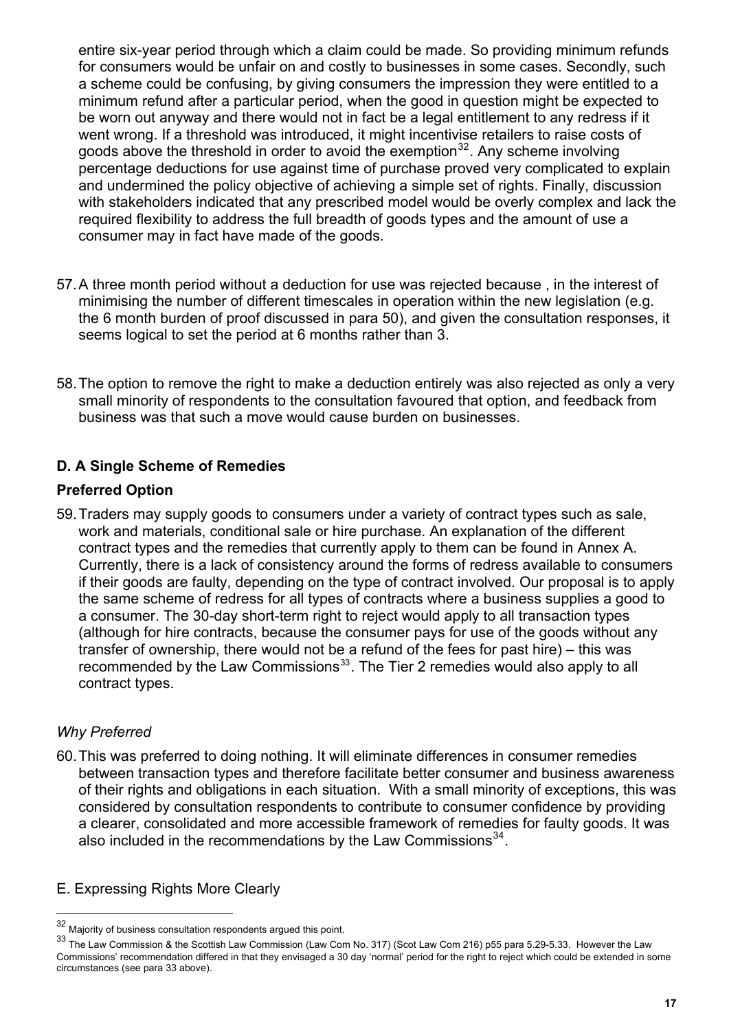entire six-year period through which a claim could be made. So providing minimum refunds for consumers would be unfair on and costly to businesses in some cases. Secondly, such a scheme could be confusing, by giving consumers the impression they were entitled to a minimum refund after a particular period, when the good in question might be expected to be worn out anyway and there would not in fact be a legal entitlement to any redress if it went wrong. If a threshold was introduced, it might incentivise retailers to raise costs of goods above the threshold in order to avoid the exemption[32]. Any scheme involving percentage deductions for use against time of purchase proved very complicated to explain and undermined the policy objective of achieving a simple set of rights. Finally, discussion with stakeholders indicated that any prescribed model would be overly complex and lack the required flexibility to address the full breadth of goods types and the amount of use a consumer may in fact have made of the goods.

57. A three month period without a deduction for use was rejected because , in the interest of minimising the number of different timescales in operation within the new legislation (e.g. the 6 month burden of proof discussed in para 50), and given the consultation responses, it seems logical to set the period at 6 months rather than 3.

58. The option to remove the right to make a deduction entirely was also rejected as only a very small minority of respondents to the consultation favoured that option, and feedback from business was that such a move would cause burden on businesses.

### D. A Single Scheme of Remedies

### Preferred Option

59. Traders may supply goods to consumers under a variety of contract types such as sale, work and materials, conditional sale or hire purchase. An explanation of the different contract types and the remedies that currently apply to them can be found in Annex A. Currently, there is a lack of consistency around the forms of redress available to consumers if their goods are faulty, depending on the type of contract involved. Our proposal is to apply the same scheme of redress for all types of contracts where a business supplies a good to a consumer. The 30-day short-term right to reject would apply to all transaction types (although for hire contracts, because the consumer pays for use of the goods without any transfer of ownership, there would not be a refund of the fees for past hire) – this was recommended by the Law Commissions[33]. The Tier 2 remedies would also apply to all contract types.

*Why Preferred*

60. This was preferred to doing nothing. It will eliminate differences in consumer remedies between transaction types and therefore facilitate better consumer and business awareness of their rights and obligations in each situation. With a small minority of exceptions, this was considered by consultation respondents to contribute to consumer confidence by providing a clearer, consolidated and more accessible framework of remedies for faulty goods. It was also included in the recommendations by the Law Commissions[34].

E. Expressing Rights More Clearly

---

[32] Majority of business consultation respondents argued this point.

[33] The Law Commission & the Scottish Law Commission (Law Com No. 317) (Scot Law Com 216) p55 para 5.29-5.33. However the Law Commissions' recommendation differed in that they envisaged a 30 day 'normal' period for the right to reject which could be extended in some circumstances (see para 33 above).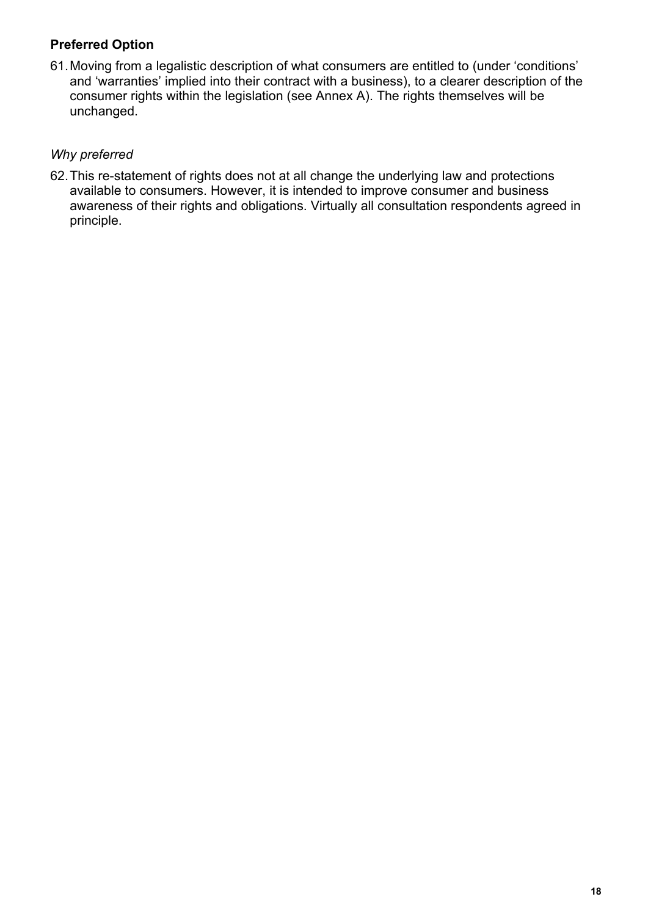**Preferred Option**

61. Moving from a legalistic description of what consumers are entitled to (under 'conditions' and 'warranties' implied into their contract with a business), to a clearer description of the consumer rights within the legislation (see Annex A). The rights themselves will be unchanged.

*Why preferred*

62. This re-statement of rights does not at all change the underlying law and protections available to consumers. However, it is intended to improve consumer and business awareness of their rights and obligations. Virtually all consultation respondents agreed in principle.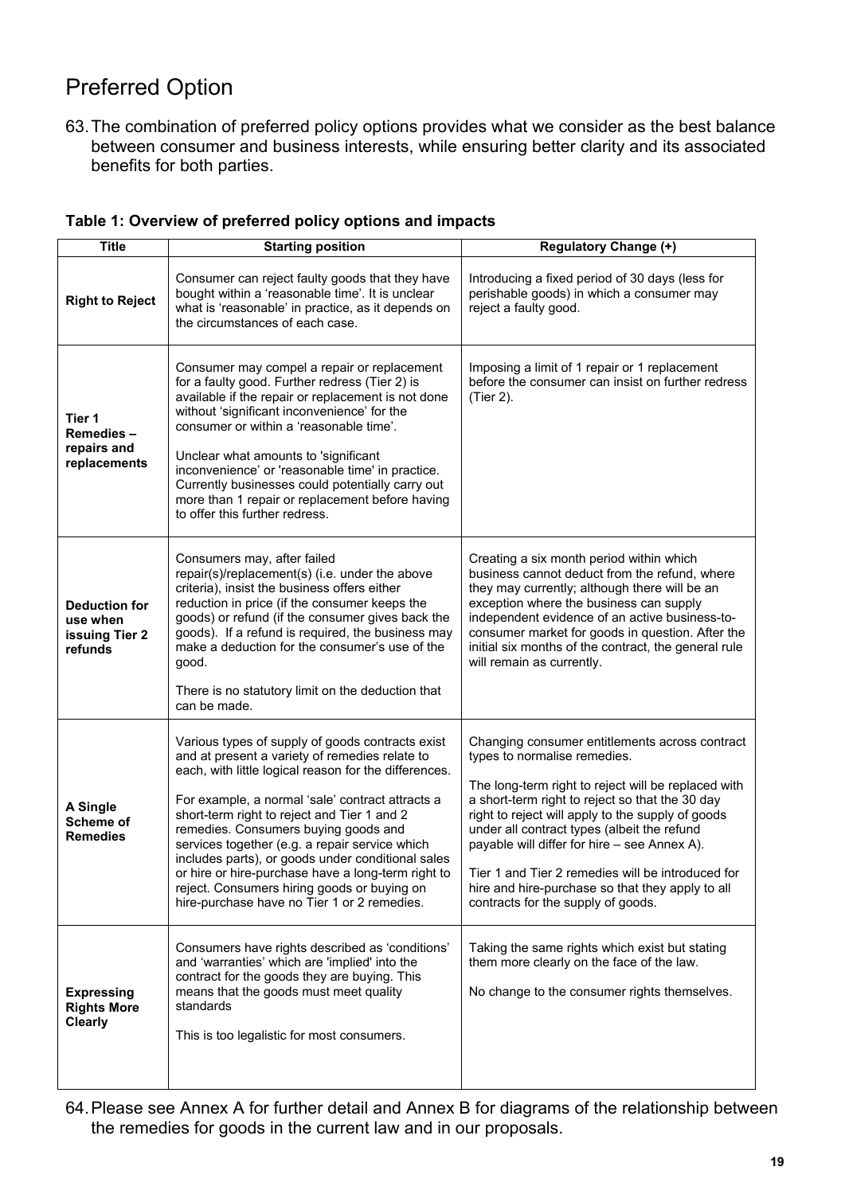## Preferred Option

63. The combination of preferred policy options provides what we consider as the best balance between consumer and business interests, while ensuring better clarity and its associated benefits for both parties.

**Table 1: Overview of preferred policy options and impacts**

| Title | Starting position | Regulatory Change (+) |
|---|---|---|
| **Right to Reject** | Consumer can reject faulty goods that they have bought within a 'reasonable time'. It is unclear what is 'reasonable' in practice, as it depends on the circumstances of each case. | Introducing a fixed period of 30 days (less for perishable goods) in which a consumer may reject a faulty good. |
| **Tier 1 Remedies – repairs and replacements** | Consumer may compel a repair or replacement for a faulty good. Further redress (Tier 2) is available if the repair or replacement is not done without 'significant inconvenience' for the consumer or within a 'reasonable time'.<br><br>Unclear what amounts to 'significant inconvenience' or 'reasonable time' in practice. Currently businesses could potentially carry out more than 1 repair or replacement before having to offer this further redress. | Imposing a limit of 1 repair or 1 replacement before the consumer can insist on further redress (Tier 2). |
| **Deduction for use when issuing Tier 2 refunds** | Consumers may, after failed repair(s)/replacement(s) (i.e. under the above criteria), insist the business offers either reduction in price (if the consumer keeps the goods) or refund (if the consumer gives back the goods). If a refund is required, the business may make a deduction for the consumer's use of the good.<br><br>There is no statutory limit on the deduction that can be made. | Creating a six month period within which business cannot deduct from the refund, where they may currently; although there will be an exception where the business can supply independent evidence of an active business-to-consumer market for goods in question. After the initial six months of the contract, the general rule will remain as currently. |
| **A Single Scheme of Remedies** | Various types of supply of goods contracts exist and at present a variety of remedies relate to each, with little logical reason for the differences.<br><br>For example, a normal 'sale' contract attracts a short-term right to reject and Tier 1 and 2 remedies. Consumers buying goods and services together (e.g. a repair service which includes parts), or goods under conditional sales or hire or hire-purchase have a long-term right to reject. Consumers hiring goods or buying on hire-purchase have no Tier 1 or 2 remedies. | Changing consumer entitlements across contract types to normalise remedies.<br><br>The long-term right to reject will be replaced with a short-term right to reject so that the 30 day right to reject will apply to the supply of goods under all contract types (albeit the refund payable will differ for hire – see Annex A).<br><br>Tier 1 and Tier 2 remedies will be introduced for hire and hire-purchase so that they apply to all contracts for the supply of goods. |
| **Expressing Rights More Clearly** | Consumers have rights described as 'conditions' and 'warranties' which are 'implied' into the contract for the goods they are buying. This means that the goods must meet quality standards<br><br>This is too legalistic for most consumers. | Taking the same rights which exist but stating them more clearly on the face of the law.<br><br>No change to the consumer rights themselves. |

64. Please see Annex A for further detail and Annex B for diagrams of the relationship between the remedies for goods in the current law and in our proposals.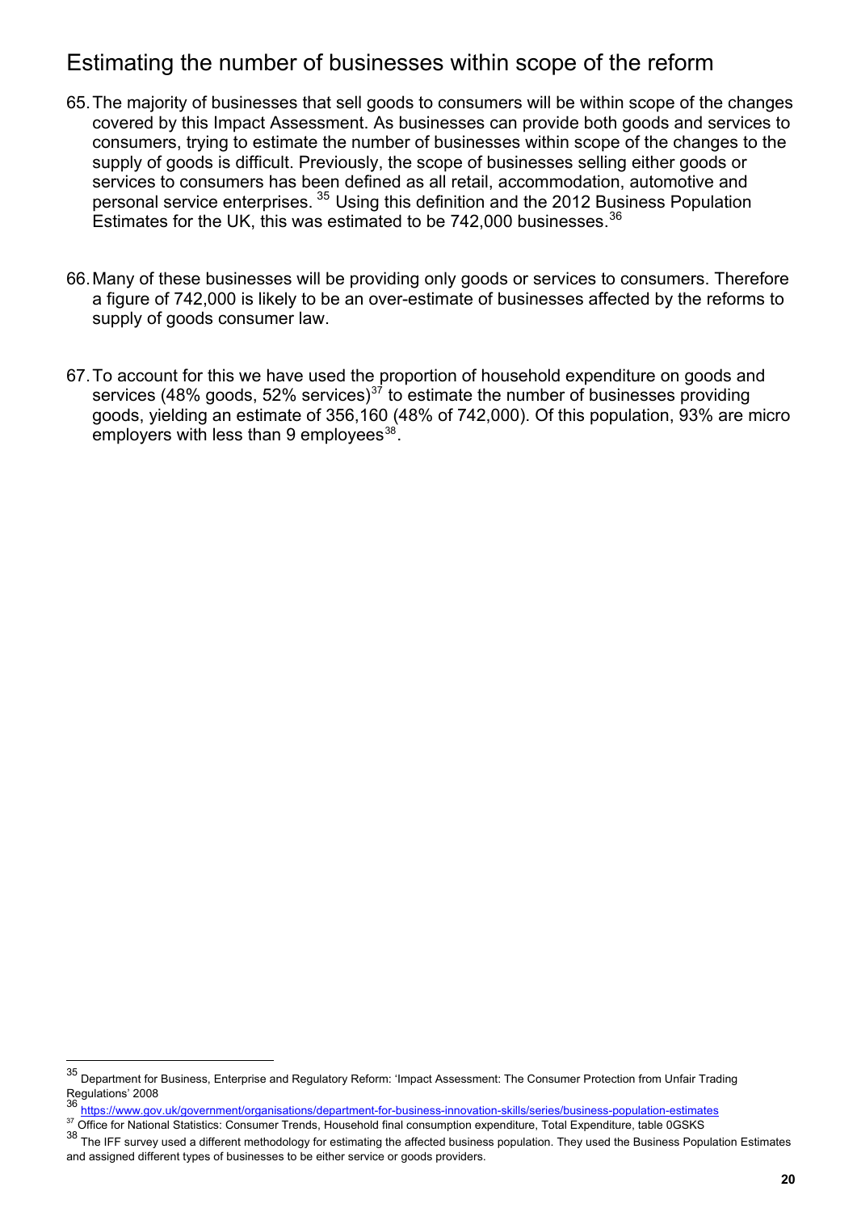## Estimating the number of businesses within scope of the reform

65. The majority of businesses that sell goods to consumers will be within scope of the changes covered by this Impact Assessment. As businesses can provide both goods and services to consumers, trying to estimate the number of businesses within scope of the changes to the supply of goods is difficult. Previously, the scope of businesses selling either goods or services to consumers has been defined as all retail, accommodation, automotive and personal service enterprises. [35] Using this definition and the 2012 Business Population Estimates for the UK, this was estimated to be 742,000 businesses.[36]

66. Many of these businesses will be providing only goods or services to consumers. Therefore a figure of 742,000 is likely to be an over-estimate of businesses affected by the reforms to supply of goods consumer law.

67. To account for this we have used the proportion of household expenditure on goods and services (48% goods, 52% services)[37] to estimate the number of businesses providing goods, yielding an estimate of 356,160 (48% of 742,000). Of this population, 93% are micro employers with less than 9 employees[38].

---

[35] Department for Business, Enterprise and Regulatory Reform: 'Impact Assessment: The Consumer Protection from Unfair Trading Regulations' 2008

[36] https://www.gov.uk/government/organisations/department-for-business-innovation-skills/series/business-population-estimates

[37] Office for National Statistics: Consumer Trends, Household final consumption expenditure, Total Expenditure, table 0GSKS

[38] The IFF survey used a different methodology for estimating the affected business population. They used the Business Population Estimates and assigned different types of businesses to be either service or goods providers.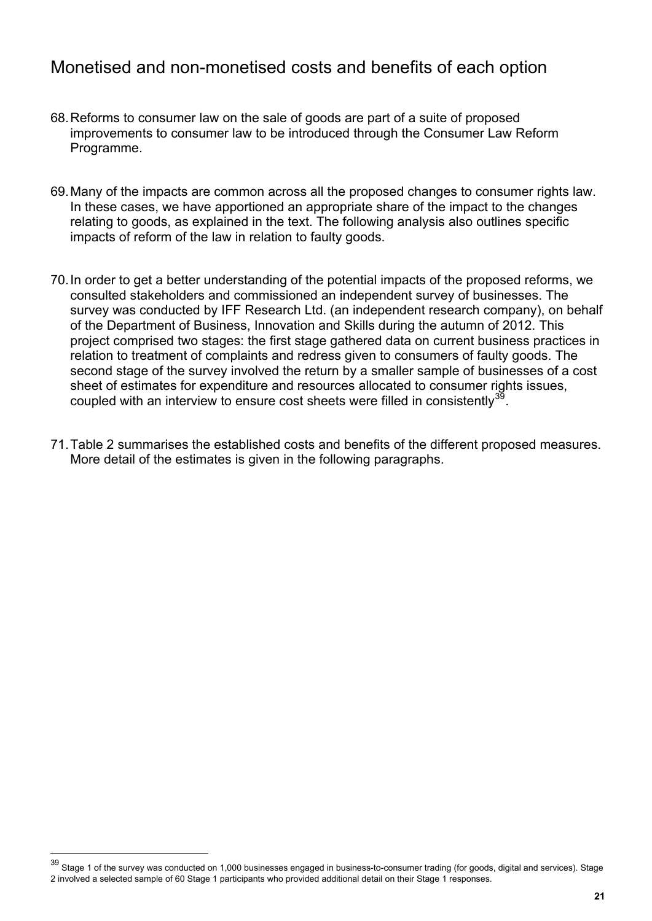## Monetised and non-monetised costs and benefits of each option

68. Reforms to consumer law on the sale of goods are part of a suite of proposed improvements to consumer law to be introduced through the Consumer Law Reform Programme.

69. Many of the impacts are common across all the proposed changes to consumer rights law. In these cases, we have apportioned an appropriate share of the impact to the changes relating to goods, as explained in the text. The following analysis also outlines specific impacts of reform of the law in relation to faulty goods.

70. In order to get a better understanding of the potential impacts of the proposed reforms, we consulted stakeholders and commissioned an independent survey of businesses. The survey was conducted by IFF Research Ltd. (an independent research company), on behalf of the Department of Business, Innovation and Skills during the autumn of 2012. This project comprised two stages: the first stage gathered data on current business practices in relation to treatment of complaints and redress given to consumers of faulty goods. The second stage of the survey involved the return by a smaller sample of businesses of a cost sheet of estimates for expenditure and resources allocated to consumer rights issues, coupled with an interview to ensure cost sheets were filled in consistently[39].

71. Table 2 summarises the established costs and benefits of the different proposed measures. More detail of the estimates is given in the following paragraphs.

[39] Stage 1 of the survey was conducted on 1,000 businesses engaged in business-to-consumer trading (for goods, digital and services). Stage 2 involved a selected sample of 60 Stage 1 participants who provided additional detail on their Stage 1 responses.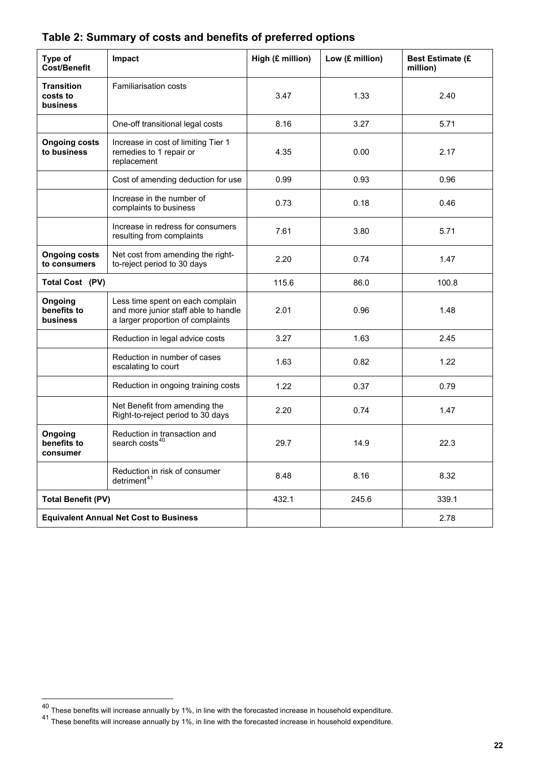## Table 2: Summary of costs and benefits of preferred options

| Type of Cost/Benefit | Impact | High (£ million) | Low (£ million) | Best Estimate (£ million) |
|---|---|---|---|---|
| **Transition costs to business** | Familiarisation costs | 3.47 | 1.33 | 2.40 |
| | One-off transitional legal costs | 8.16 | 3.27 | 5.71 |
| **Ongoing costs to business** | Increase in cost of limiting Tier 1 remedies to 1 repair or replacement | 4.35 | 0.00 | 2.17 |
| | Cost of amending deduction for use | 0.99 | 0.93 | 0.96 |
| | Increase in the number of complaints to business | 0.73 | 0.18 | 0.46 |
| | Increase in redress for consumers resulting from complaints | 7.61 | 3.80 | 5.71 |
| **Ongoing costs to consumers** | Net cost from amending the right-to-reject period to 30 days | 2.20 | 0.74 | 1.47 |
| **Total Cost (PV)** | | 115.6 | 86.0 | 100.8 |
| **Ongoing benefits to business** | Less time spent on each complain and more junior staff able to handle a larger proportion of complaints | 2.01 | 0.96 | 1.48 |
| | Reduction in legal advice costs | 3.27 | 1.63 | 2.45 |
| | Reduction in number of cases escalating to court | 1.63 | 0.82 | 1.22 |
| | Reduction in ongoing training costs | 1.22 | 0.37 | 0.79 |
| | Net Benefit from amending the Right-to-reject period to 30 days | 2.20 | 0.74 | 1.47 |
| **Ongoing benefits to consumer** | Reduction in transaction and search costs[40] | 29.7 | 14.9 | 22.3 |
| | Reduction in risk of consumer detriment[41] | 8.48 | 8.16 | 8.32 |
| **Total Benefit (PV)** | | 432.1 | 245.6 | 339.1 |
| **Equivalent Annual Net Cost to Business** | | | | 2.78 |

[40] These benefits will increase annually by 1%, in line with the forecasted increase in household expenditure.

[41] These benefits will increase annually by 1%, in line with the forecasted increase in household expenditure.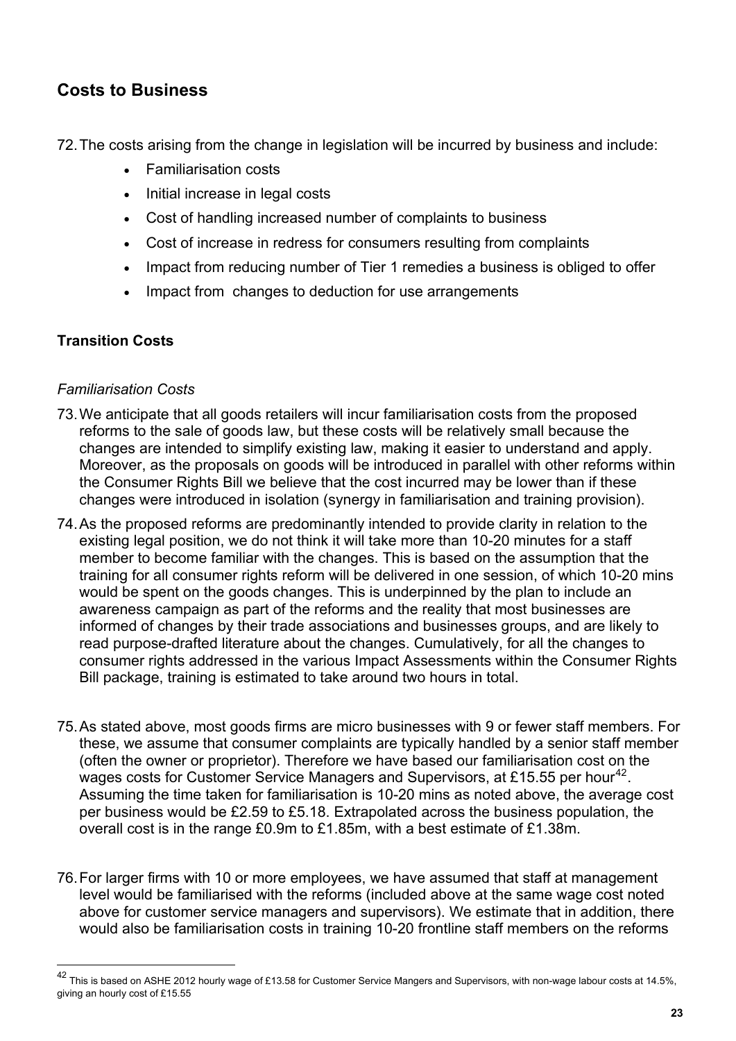## Costs to Business

72. The costs arising from the change in legislation will be incurred by business and include:
    - Familiarisation costs
    - Initial increase in legal costs
    - Cost of handling increased number of complaints to business
    - Cost of increase in redress for consumers resulting from complaints
    - Impact from reducing number of Tier 1 remedies a business is obliged to offer
    - Impact from changes to deduction for use arrangements

### Transition Costs

*Familiarisation Costs*

73. We anticipate that all goods retailers will incur familiarisation costs from the proposed reforms to the sale of goods law, but these costs will be relatively small because the changes are intended to simplify existing law, making it easier to understand and apply. Moreover, as the proposals on goods will be introduced in parallel with other reforms within the Consumer Rights Bill we believe that the cost incurred may be lower than if these changes were introduced in isolation (synergy in familiarisation and training provision).

74. As the proposed reforms are predominantly intended to provide clarity in relation to the existing legal position, we do not think it will take more than 10-20 minutes for a staff member to become familiar with the changes. This is based on the assumption that the training for all consumer rights reform will be delivered in one session, of which 10-20 mins would be spent on the goods changes. This is underpinned by the plan to include an awareness campaign as part of the reforms and the reality that most businesses are informed of changes by their trade associations and businesses groups, and are likely to read purpose-drafted literature about the changes. Cumulatively, for all the changes to consumer rights addressed in the various Impact Assessments within the Consumer Rights Bill package, training is estimated to take around two hours in total.

75. As stated above, most goods firms are micro businesses with 9 or fewer staff members. For these, we assume that consumer complaints are typically handled by a senior staff member (often the owner or proprietor). Therefore we have based our familiarisation cost on the wages costs for Customer Service Managers and Supervisors, at £15.55 per hour[42]. Assuming the time taken for familiarisation is 10-20 mins as noted above, the average cost per business would be £2.59 to £5.18. Extrapolated across the business population, the overall cost is in the range £0.9m to £1.85m, with a best estimate of £1.38m.

76. For larger firms with 10 or more employees, we have assumed that staff at management level would be familiarised with the reforms (included above at the same wage cost noted above for customer service managers and supervisors). We estimate that in addition, there would also be familiarisation costs in training 10-20 frontline staff members on the reforms

[42] This is based on ASHE 2012 hourly wage of £13.58 for Customer Service Mangers and Supervisors, with non-wage labour costs at 14.5%, giving an hourly cost of £15.55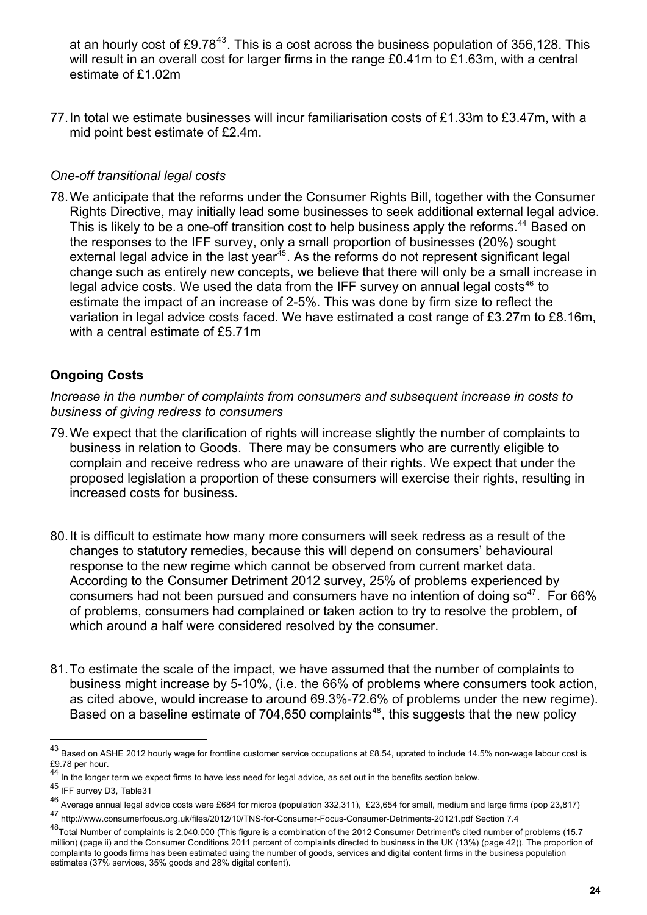at an hourly cost of £9.78[43]. This is a cost across the business population of 356,128. This will result in an overall cost for larger firms in the range £0.41m to £1.63m, with a central estimate of £1.02m

77. In total we estimate businesses will incur familiarisation costs of £1.33m to £3.47m, with a mid point best estimate of £2.4m.

*One-off transitional legal costs*

78. We anticipate that the reforms under the Consumer Rights Bill, together with the Consumer Rights Directive, may initially lead some businesses to seek additional external legal advice. This is likely to be a one-off transition cost to help business apply the reforms.[44] Based on the responses to the IFF survey, only a small proportion of businesses (20%) sought external legal advice in the last year[45]. As the reforms do not represent significant legal change such as entirely new concepts, we believe that there will only be a small increase in legal advice costs. We used the data from the IFF survey on annual legal costs[46] to estimate the impact of an increase of 2-5%. This was done by firm size to reflect the variation in legal advice costs faced. We have estimated a cost range of £3.27m to £8.16m, with a central estimate of £5.71m

### Ongoing Costs

*Increase in the number of complaints from consumers and subsequent increase in costs to business of giving redress to consumers*

79. We expect that the clarification of rights will increase slightly the number of complaints to business in relation to Goods. There may be consumers who are currently eligible to complain and receive redress who are unaware of their rights. We expect that under the proposed legislation a proportion of these consumers will exercise their rights, resulting in increased costs for business.

80. It is difficult to estimate how many more consumers will seek redress as a result of the changes to statutory remedies, because this will depend on consumers' behavioural response to the new regime which cannot be observed from current market data. According to the Consumer Detriment 2012 survey, 25% of problems experienced by consumers had not been pursued and consumers have no intention of doing so[47]. For 66% of problems, consumers had complained or taken action to try to resolve the problem, of which around a half were considered resolved by the consumer.

81. To estimate the scale of the impact, we have assumed that the number of complaints to business might increase by 5-10%, (i.e. the 66% of problems where consumers took action, as cited above, would increase to around 69.3%-72.6% of problems under the new regime). Based on a baseline estimate of 704,650 complaints[48], this suggests that the new policy

---

[43] Based on ASHE 2012 hourly wage for frontline customer service occupations at £8.54, uprated to include 14.5% non-wage labour cost is £9.78 per hour.

[44] In the longer term we expect firms to have less need for legal advice, as set out in the benefits section below.

[45] IFF survey D3, Table31

[46] Average annual legal advice costs were £684 for micros (population 332,311), £23,654 for small, medium and large firms (pop 23,817)

[47] http://www.consumerfocus.org.uk/files/2012/10/TNS-for-Consumer-Focus-Consumer-Detriments-20121.pdf Section 7.4

[48] Total Number of complaints is 2,040,000 (This figure is a combination of the 2012 Consumer Detriment's cited number of problems (15.7 million) (page ii) and the Consumer Conditions 2011 percent of complaints directed to business in the UK (13%) (page 42)). The proportion of complaints to goods firms has been estimated using the number of goods, services and digital content firms in the business population estimates (37% services, 35% goods and 28% digital content).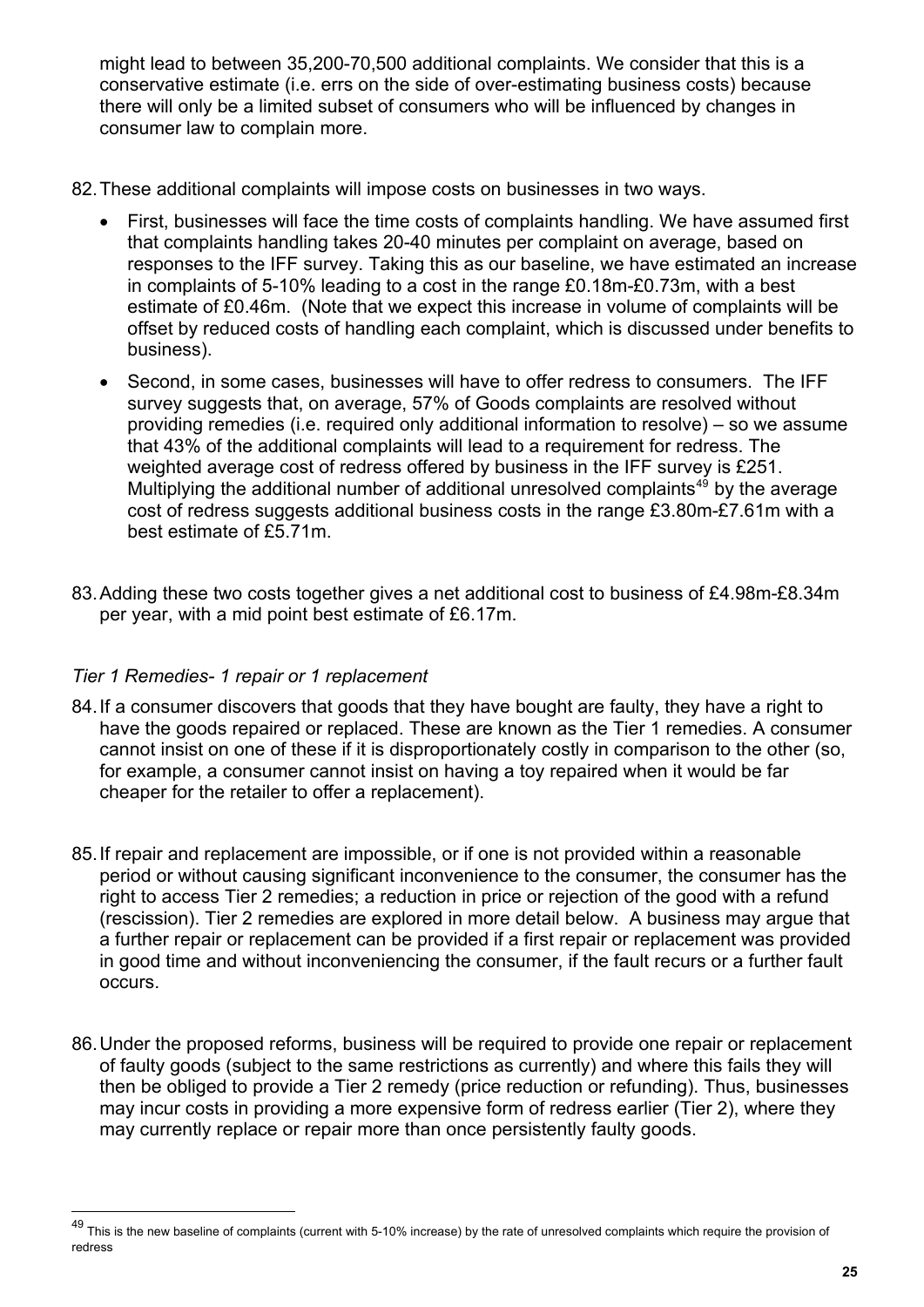might lead to between 35,200-70,500 additional complaints. We consider that this is a conservative estimate (i.e. errs on the side of over-estimating business costs) because there will only be a limited subset of consumers who will be influenced by changes in consumer law to complain more.

82. These additional complaints will impose costs on businesses in two ways.

    - First, businesses will face the time costs of complaints handling. We have assumed first that complaints handling takes 20-40 minutes per complaint on average, based on responses to the IFF survey. Taking this as our baseline, we have estimated an increase in complaints of 5-10% leading to a cost in the range £0.18m-£0.73m, with a best estimate of £0.46m. (Note that we expect this increase in volume of complaints will be offset by reduced costs of handling each complaint, which is discussed under benefits to business).
    - Second, in some cases, businesses will have to offer redress to consumers. The IFF survey suggests that, on average, 57% of Goods complaints are resolved without providing remedies (i.e. required only additional information to resolve) – so we assume that 43% of the additional complaints will lead to a requirement for redress. The weighted average cost of redress offered by business in the IFF survey is £251. Multiplying the additional number of additional unresolved complaints[49] by the average cost of redress suggests additional business costs in the range £3.80m-£7.61m with a best estimate of £5.71m.

83. Adding these two costs together gives a net additional cost to business of £4.98m-£8.34m per year, with a mid point best estimate of £6.17m.

*Tier 1 Remedies- 1 repair or 1 replacement*

84. If a consumer discovers that goods that they have bought are faulty, they have a right to have the goods repaired or replaced. These are known as the Tier 1 remedies. A consumer cannot insist on one of these if it is disproportionately costly in comparison to the other (so, for example, a consumer cannot insist on having a toy repaired when it would be far cheaper for the retailer to offer a replacement).

85. If repair and replacement are impossible, or if one is not provided within a reasonable period or without causing significant inconvenience to the consumer, the consumer has the right to access Tier 2 remedies; a reduction in price or rejection of the good with a refund (rescission). Tier 2 remedies are explored in more detail below. A business may argue that a further repair or replacement can be provided if a first repair or replacement was provided in good time and without inconveniencing the consumer, if the fault recurs or a further fault occurs.

86. Under the proposed reforms, business will be required to provide one repair or replacement of faulty goods (subject to the same restrictions as currently) and where this fails they will then be obliged to provide a Tier 2 remedy (price reduction or refunding). Thus, businesses may incur costs in providing a more expensive form of redress earlier (Tier 2), where they may currently replace or repair more than once persistently faulty goods.

---

[49] This is the new baseline of complaints (current with 5-10% increase) by the rate of unresolved complaints which require the provision of redress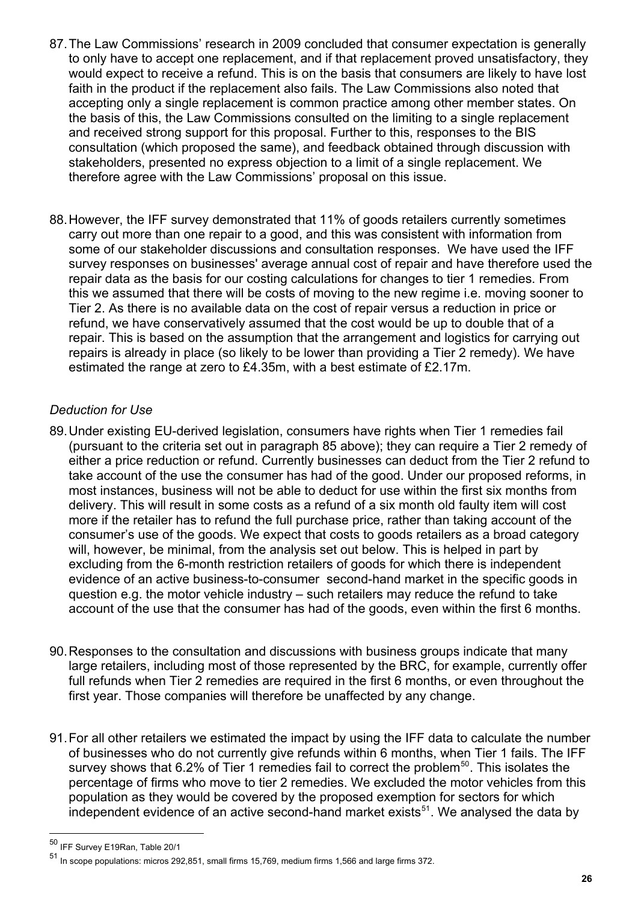87. The Law Commissions' research in 2009 concluded that consumer expectation is generally to only have to accept one replacement, and if that replacement proved unsatisfactory, they would expect to receive a refund. This is on the basis that consumers are likely to have lost faith in the product if the replacement also fails. The Law Commissions also noted that accepting only a single replacement is common practice among other member states. On the basis of this, the Law Commissions consulted on the limiting to a single replacement and received strong support for this proposal. Further to this, responses to the BIS consultation (which proposed the same), and feedback obtained through discussion with stakeholders, presented no express objection to a limit of a single replacement. We therefore agree with the Law Commissions' proposal on this issue.

88. However, the IFF survey demonstrated that 11% of goods retailers currently sometimes carry out more than one repair to a good, and this was consistent with information from some of our stakeholder discussions and consultation responses. We have used the IFF survey responses on businesses' average annual cost of repair and have therefore used the repair data as the basis for our costing calculations for changes to tier 1 remedies. From this we assumed that there will be costs of moving to the new regime i.e. moving sooner to Tier 2. As there is no available data on the cost of repair versus a reduction in price or refund, we have conservatively assumed that the cost would be up to double that of a repair. This is based on the assumption that the arrangement and logistics for carrying out repairs is already in place (so likely to be lower than providing a Tier 2 remedy). We have estimated the range at zero to £4.35m, with a best estimate of £2.17m.

*Deduction for Use*

89. Under existing EU-derived legislation, consumers have rights when Tier 1 remedies fail (pursuant to the criteria set out in paragraph 85 above); they can require a Tier 2 remedy of either a price reduction or refund. Currently businesses can deduct from the Tier 2 refund to take account of the use the consumer has had of the good. Under our proposed reforms, in most instances, business will not be able to deduct for use within the first six months from delivery. This will result in some costs as a refund of a six month old faulty item will cost more if the retailer has to refund the full purchase price, rather than taking account of the consumer's use of the goods. We expect that costs to goods retailers as a broad category will, however, be minimal, from the analysis set out below. This is helped in part by excluding from the 6-month restriction retailers of goods for which there is independent evidence of an active business-to-consumer second-hand market in the specific goods in question e.g. the motor vehicle industry – such retailers may reduce the refund to take account of the use that the consumer has had of the goods, even within the first 6 months.

90. Responses to the consultation and discussions with business groups indicate that many large retailers, including most of those represented by the BRC, for example, currently offer full refunds when Tier 2 remedies are required in the first 6 months, or even throughout the first year. Those companies will therefore be unaffected by any change.

91. For all other retailers we estimated the impact by using the IFF data to calculate the number of businesses who do not currently give refunds within 6 months, when Tier 1 fails. The IFF survey shows that 6.2% of Tier 1 remedies fail to correct the problem[50]. This isolates the percentage of firms who move to tier 2 remedies. We excluded the motor vehicles from this population as they would be covered by the proposed exemption for sectors for which independent evidence of an active second-hand market exists[51]. We analysed the data by

[50] IFF Survey E19Ran, Table 20/1

[51] In scope populations: micros 292,851, small firms 15,769, medium firms 1,566 and large firms 372.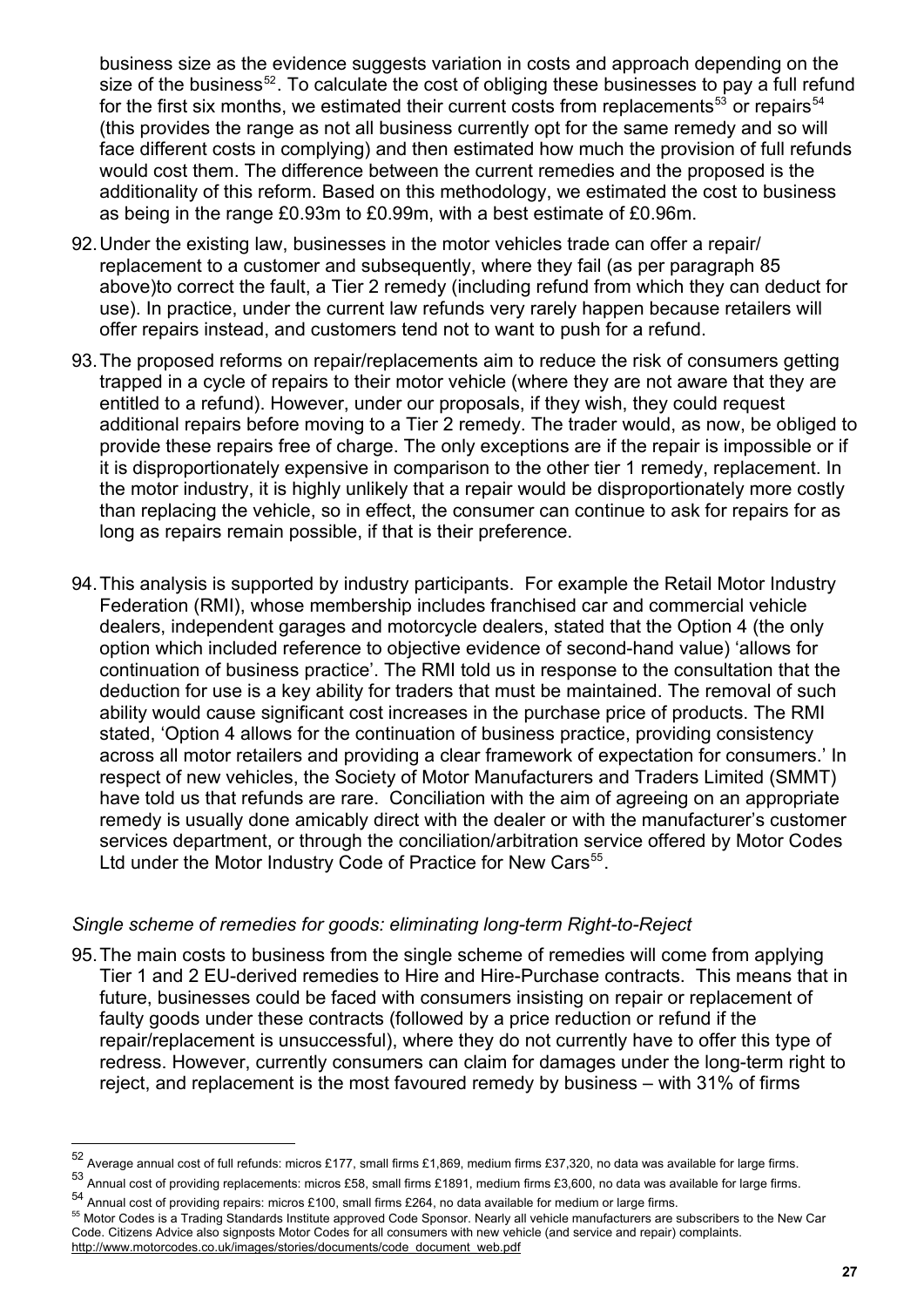business size as the evidence suggests variation in costs and approach depending on the size of the business[52]. To calculate the cost of obliging these businesses to pay a full refund for the first six months, we estimated their current costs from replacements[53] or repairs[54] (this provides the range as not all business currently opt for the same remedy and so will face different costs in complying) and then estimated how much the provision of full refunds would cost them. The difference between the current remedies and the proposed is the additionality of this reform. Based on this methodology, we estimated the cost to business as being in the range £0.93m to £0.99m, with a best estimate of £0.96m.

92. Under the existing law, businesses in the motor vehicles trade can offer a repair/ replacement to a customer and subsequently, where they fail (as per paragraph 85 above)to correct the fault, a Tier 2 remedy (including refund from which they can deduct for use). In practice, under the current law refunds very rarely happen because retailers will offer repairs instead, and customers tend not to want to push for a refund.

93. The proposed reforms on repair/replacements aim to reduce the risk of consumers getting trapped in a cycle of repairs to their motor vehicle (where they are not aware that they are entitled to a refund). However, under our proposals, if they wish, they could request additional repairs before moving to a Tier 2 remedy. The trader would, as now, be obliged to provide these repairs free of charge. The only exceptions are if the repair is impossible or if it is disproportionately expensive in comparison to the other tier 1 remedy, replacement. In the motor industry, it is highly unlikely that a repair would be disproportionately more costly than replacing the vehicle, so in effect, the consumer can continue to ask for repairs for as long as repairs remain possible, if that is their preference.

94. This analysis is supported by industry participants. For example the Retail Motor Industry Federation (RMI), whose membership includes franchised car and commercial vehicle dealers, independent garages and motorcycle dealers, stated that the Option 4 (the only option which included reference to objective evidence of second-hand value) 'allows for continuation of business practice'. The RMI told us in response to the consultation that the deduction for use is a key ability for traders that must be maintained. The removal of such ability would cause significant cost increases in the purchase price of products. The RMI stated, 'Option 4 allows for the continuation of business practice, providing consistency across all motor retailers and providing a clear framework of expectation for consumers.' In respect of new vehicles, the Society of Motor Manufacturers and Traders Limited (SMMT) have told us that refunds are rare. Conciliation with the aim of agreeing on an appropriate remedy is usually done amicably direct with the dealer or with the manufacturer's customer services department, or through the conciliation/arbitration service offered by Motor Codes Ltd under the Motor Industry Code of Practice for New Cars[55].

*Single scheme of remedies for goods: eliminating long-term Right-to-Reject*

95. The main costs to business from the single scheme of remedies will come from applying Tier 1 and 2 EU-derived remedies to Hire and Hire-Purchase contracts. This means that in future, businesses could be faced with consumers insisting on repair or replacement of faulty goods under these contracts (followed by a price reduction or refund if the repair/replacement is unsuccessful), where they do not currently have to offer this type of redress. However, currently consumers can claim for damages under the long-term right to reject, and replacement is the most favoured remedy by business – with 31% of firms

---

[52] Average annual cost of full refunds: micros £177, small firms £1,869, medium firms £37,320, no data was available for large firms.

[53] Annual cost of providing replacements: micros £58, small firms £1891, medium firms £3,600, no data was available for large firms.

[54] Annual cost of providing repairs: micros £100, small firms £264, no data available for medium or large firms.

[55] Motor Codes is a Trading Standards Institute approved Code Sponsor. Nearly all vehicle manufacturers are subscribers to the New Car Code. Citizens Advice also signposts Motor Codes for all consumers with new vehicle (and service and repair) complaints. http://www.motorcodes.co.uk/images/stories/documents/code_document_web.pdf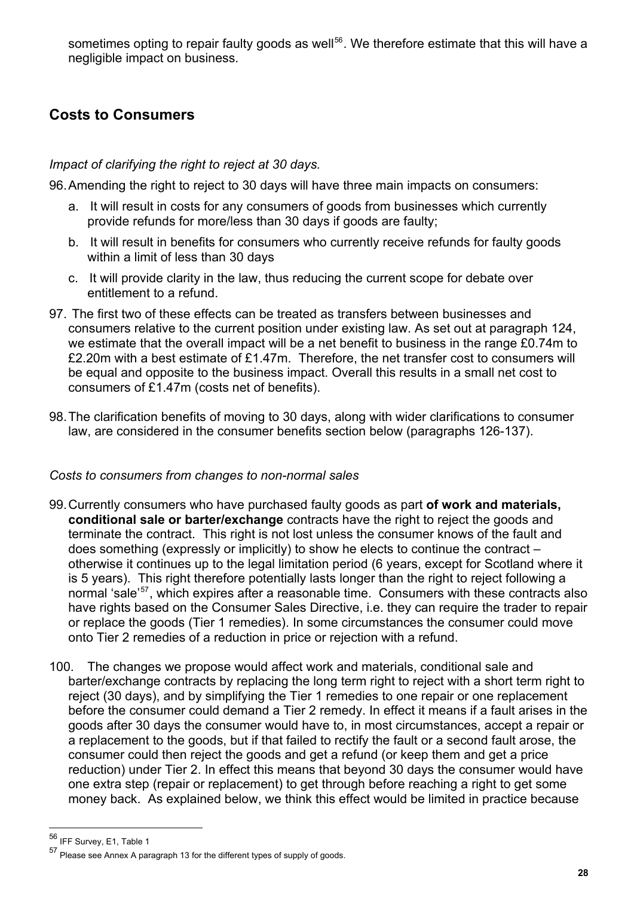sometimes opting to repair faulty goods as well[56]. We therefore estimate that this will have a negligible impact on business.

## Costs to Consumers

*Impact of clarifying the right to reject at 30 days.*

96. Amending the right to reject to 30 days will have three main impacts on consumers:

    a. It will result in costs for any consumers of goods from businesses which currently provide refunds for more/less than 30 days if goods are faulty;

    b. It will result in benefits for consumers who currently receive refunds for faulty goods within a limit of less than 30 days

    c. It will provide clarity in the law, thus reducing the current scope for debate over entitlement to a refund.

97. The first two of these effects can be treated as transfers between businesses and consumers relative to the current position under existing law. As set out at paragraph 124, we estimate that the overall impact will be a net benefit to business in the range £0.74m to £2.20m with a best estimate of £1.47m. Therefore, the net transfer cost to consumers will be equal and opposite to the business impact. Overall this results in a small net cost to consumers of £1.47m (costs net of benefits).

98. The clarification benefits of moving to 30 days, along with wider clarifications to consumer law, are considered in the consumer benefits section below (paragraphs 126-137).

*Costs to consumers from changes to non-normal sales*

99. Currently consumers who have purchased faulty goods as part **of work and materials, conditional sale or barter/exchange** contracts have the right to reject the goods and terminate the contract. This right is not lost unless the consumer knows of the fault and does something (expressly or implicitly) to show he elects to continue the contract – otherwise it continues up to the legal limitation period (6 years, except for Scotland where it is 5 years). This right therefore potentially lasts longer than the right to reject following a normal 'sale'[57], which expires after a reasonable time. Consumers with these contracts also have rights based on the Consumer Sales Directive, i.e. they can require the trader to repair or replace the goods (Tier 1 remedies). In some circumstances the consumer could move onto Tier 2 remedies of a reduction in price or rejection with a refund.

100. The changes we propose would affect work and materials, conditional sale and barter/exchange contracts by replacing the long term right to reject with a short term right to reject (30 days), and by simplifying the Tier 1 remedies to one repair or one replacement before the consumer could demand a Tier 2 remedy. In effect it means if a fault arises in the goods after 30 days the consumer would have to, in most circumstances, accept a repair or a replacement to the goods, but if that failed to rectify the fault or a second fault arose, the consumer could then reject the goods and get a refund (or keep them and get a price reduction) under Tier 2. In effect this means that beyond 30 days the consumer would have one extra step (repair or replacement) to get through before reaching a right to get some money back. As explained below, we think this effect would be limited in practice because

---

[56] IFF Survey, E1, Table 1

[57] Please see Annex A paragraph 13 for the different types of supply of goods.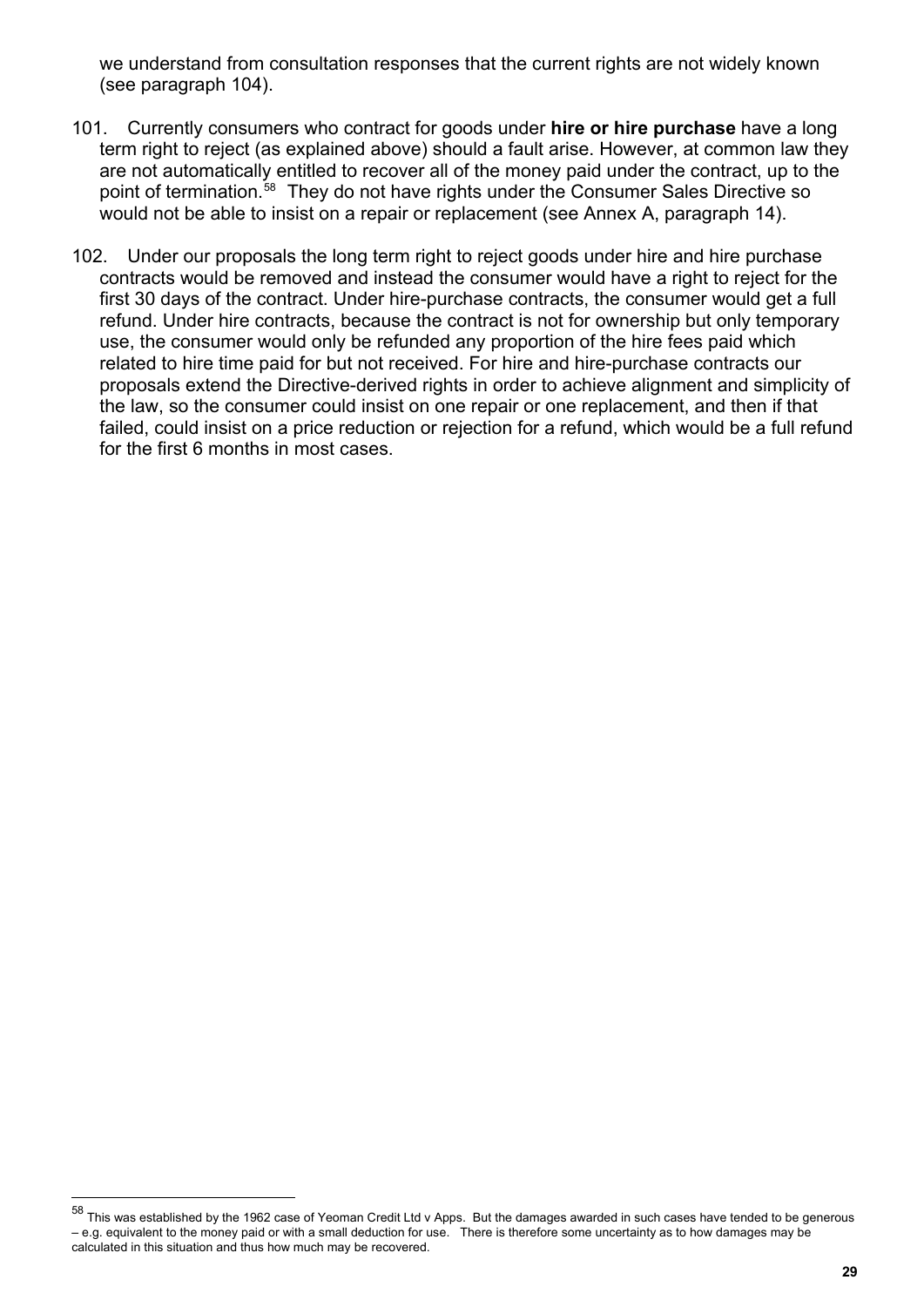we understand from consultation responses that the current rights are not widely known (see paragraph 104).

101. Currently consumers who contract for goods under **hire or hire purchase** have a long term right to reject (as explained above) should a fault arise. However, at common law they are not automatically entitled to recover all of the money paid under the contract, up to the point of termination.[58] They do not have rights under the Consumer Sales Directive so would not be able to insist on a repair or replacement (see Annex A, paragraph 14).

102. Under our proposals the long term right to reject goods under hire and hire purchase contracts would be removed and instead the consumer would have a right to reject for the first 30 days of the contract. Under hire-purchase contracts, the consumer would get a full refund. Under hire contracts, because the contract is not for ownership but only temporary use, the consumer would only be refunded any proportion of the hire fees paid which related to hire time paid for but not received. For hire and hire-purchase contracts our proposals extend the Directive-derived rights in order to achieve alignment and simplicity of the law, so the consumer could insist on one repair or one replacement, and then if that failed, could insist on a price reduction or rejection for a refund, which would be a full refund for the first 6 months in most cases.

---

[58] This was established by the 1962 case of Yeoman Credit Ltd v Apps. But the damages awarded in such cases have tended to be generous – e.g. equivalent to the money paid or with a small deduction for use. There is therefore some uncertainty as to how damages may be calculated in this situation and thus how much may be recovered.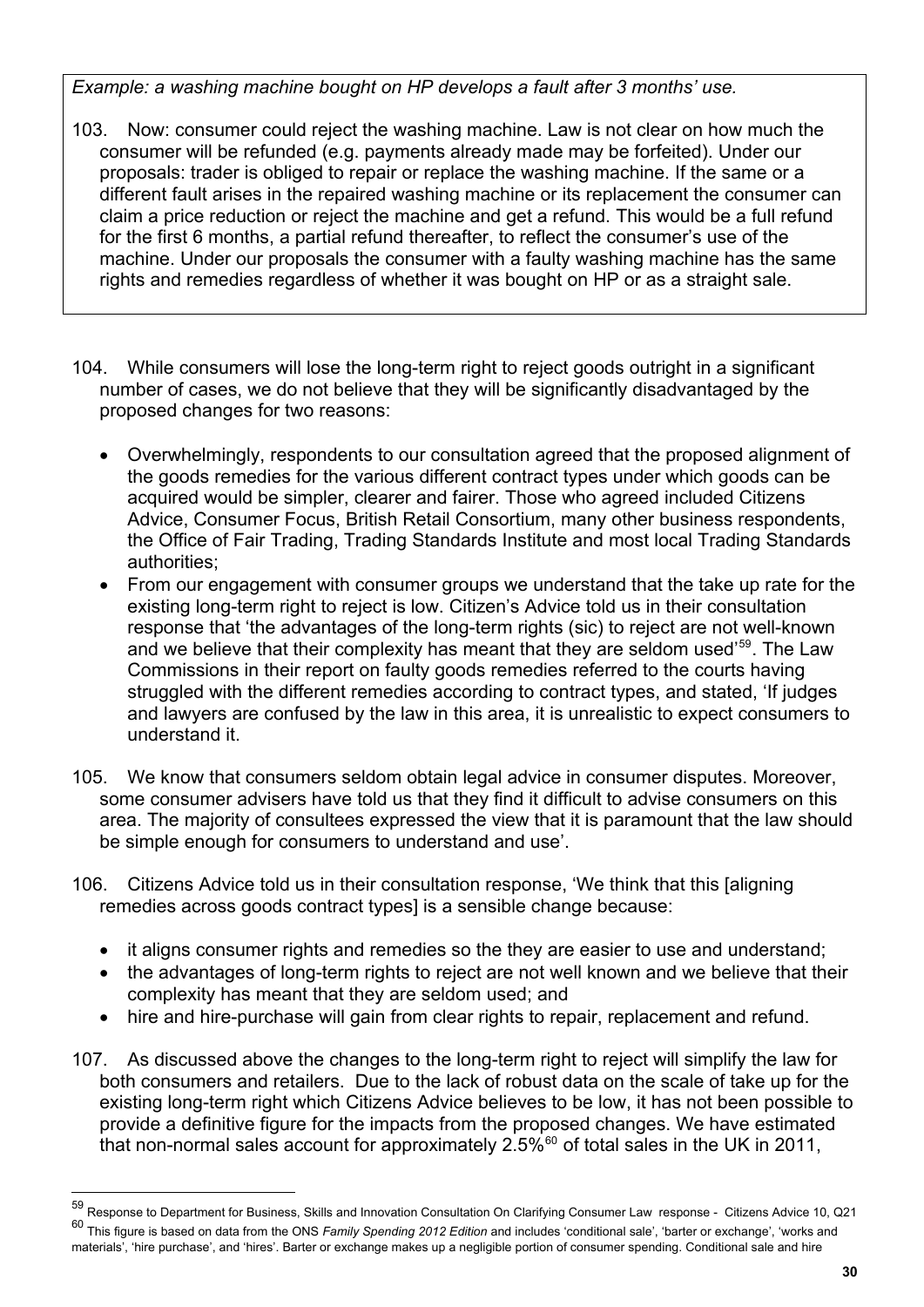*Example: a washing machine bought on HP develops a fault after 3 months' use.*

103. Now: consumer could reject the washing machine. Law is not clear on how much the consumer will be refunded (e.g. payments already made may be forfeited). Under our proposals: trader is obliged to repair or replace the washing machine. If the same or a different fault arises in the repaired washing machine or its replacement the consumer can claim a price reduction or reject the machine and get a refund. This would be a full refund for the first 6 months, a partial refund thereafter, to reflect the consumer's use of the machine. Under our proposals the consumer with a faulty washing machine has the same rights and remedies regardless of whether it was bought on HP or as a straight sale.

104. While consumers will lose the long-term right to reject goods outright in a significant number of cases, we do not believe that they will be significantly disadvantaged by the proposed changes for two reasons:

- Overwhelmingly, respondents to our consultation agreed that the proposed alignment of the goods remedies for the various different contract types under which goods can be acquired would be simpler, clearer and fairer. Those who agreed included Citizens Advice, Consumer Focus, British Retail Consortium, many other business respondents, the Office of Fair Trading, Trading Standards Institute and most local Trading Standards authorities;
- From our engagement with consumer groups we understand that the take up rate for the existing long-term right to reject is low. Citizen's Advice told us in their consultation response that 'the advantages of the long-term rights (sic) to reject are not well-known and we believe that their complexity has meant that they are seldom used'[59]. The Law Commissions in their report on faulty goods remedies referred to the courts having struggled with the different remedies according to contract types, and stated, 'If judges and lawyers are confused by the law in this area, it is unrealistic to expect consumers to understand it.

105. We know that consumers seldom obtain legal advice in consumer disputes. Moreover, some consumer advisers have told us that they find it difficult to advise consumers on this area. The majority of consultees expressed the view that it is paramount that the law should be simple enough for consumers to understand and use'.

106. Citizens Advice told us in their consultation response, 'We think that this [aligning remedies across goods contract types] is a sensible change because:

- it aligns consumer rights and remedies so the they are easier to use and understand;
- the advantages of long-term rights to reject are not well known and we believe that their complexity has meant that they are seldom used; and
- hire and hire-purchase will gain from clear rights to repair, replacement and refund.

107. As discussed above the changes to the long-term right to reject will simplify the law for both consumers and retailers. Due to the lack of robust data on the scale of take up for the existing long-term right which Citizens Advice believes to be low, it has not been possible to provide a definitive figure for the impacts from the proposed changes. We have estimated that non-normal sales account for approximately 2.5%[60] of total sales in the UK in 2011,

---

[59] Response to Department for Business, Skills and Innovation Consultation On Clarifying Consumer Law response - Citizens Advice 10, Q21

[60] This figure is based on data from the ONS *Family Spending 2012 Edition* and includes 'conditional sale', 'barter or exchange', 'works and materials', 'hire purchase', and 'hires'. Barter or exchange makes up a negligible portion of consumer spending. Conditional sale and hire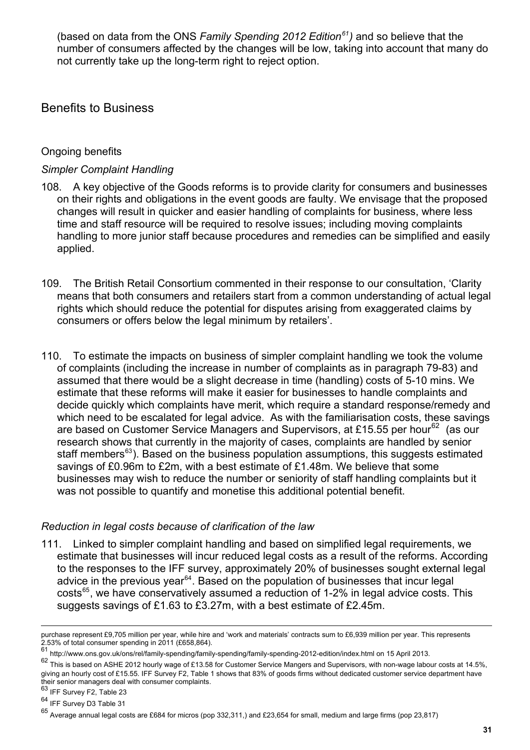(based on data from the ONS *Family Spending 2012 Edition*[61]) and so believe that the number of consumers affected by the changes will be low, taking into account that many do not currently take up the long-term right to reject option.

## Benefits to Business

### Ongoing benefits

*Simpler Complaint Handling*

108. A key objective of the Goods reforms is to provide clarity for consumers and businesses on their rights and obligations in the event goods are faulty. We envisage that the proposed changes will result in quicker and easier handling of complaints for business, where less time and staff resource will be required to resolve issues; including moving complaints handling to more junior staff because procedures and remedies can be simplified and easily applied.

109. The British Retail Consortium commented in their response to our consultation, 'Clarity means that both consumers and retailers start from a common understanding of actual legal rights which should reduce the potential for disputes arising from exaggerated claims by consumers or offers below the legal minimum by retailers'.

110. To estimate the impacts on business of simpler complaint handling we took the volume of complaints (including the increase in number of complaints as in paragraph 79-83) and assumed that there would be a slight decrease in time (handling) costs of 5-10 mins. We estimate that these reforms will make it easier for businesses to handle complaints and decide quickly which complaints have merit, which require a standard response/remedy and which need to be escalated for legal advice. As with the familiarisation costs, these savings are based on Customer Service Managers and Supervisors, at £15.55 per hour[62] (as our research shows that currently in the majority of cases, complaints are handled by senior staff members[63]). Based on the business population assumptions, this suggests estimated savings of £0.96m to £2m, with a best estimate of £1.48m. We believe that some businesses may wish to reduce the number or seniority of staff handling complaints but it was not possible to quantify and monetise this additional potential benefit.

*Reduction in legal costs because of clarification of the law*

111. Linked to simpler complaint handling and based on simplified legal requirements, we estimate that businesses will incur reduced legal costs as a result of the reforms. According to the responses to the IFF survey, approximately 20% of businesses sought external legal advice in the previous year[64]. Based on the population of businesses that incur legal costs[65], we have conservatively assumed a reduction of 1-2% in legal advice costs. This suggests savings of £1.63 to £3.27m, with a best estimate of £2.45m.

---

purchase represent £9,705 million per year, while hire and 'work and materials' contracts sum to £6,939 million per year. This represents 2.53% of total consumer spending in 2011 (£658,864).

[61] http://www.ons.gov.uk/ons/rel/family-spending/family-spending/family-spending-2012-edition/index.html on 15 April 2013.

[62] This is based on ASHE 2012 hourly wage of £13.58 for Customer Service Mangers and Supervisors, with non-wage labour costs at 14.5%, giving an hourly cost of £15.55. IFF Survey F2, Table 1 shows that 83% of goods firms without dedicated customer service department have their senior managers deal with consumer complaints.

[63] IFF Survey F2, Table 23

[64] IFF Survey D3 Table 31

[65] Average annual legal costs are £684 for micros (pop 332,311,) and £23,654 for small, medium and large firms (pop 23,817)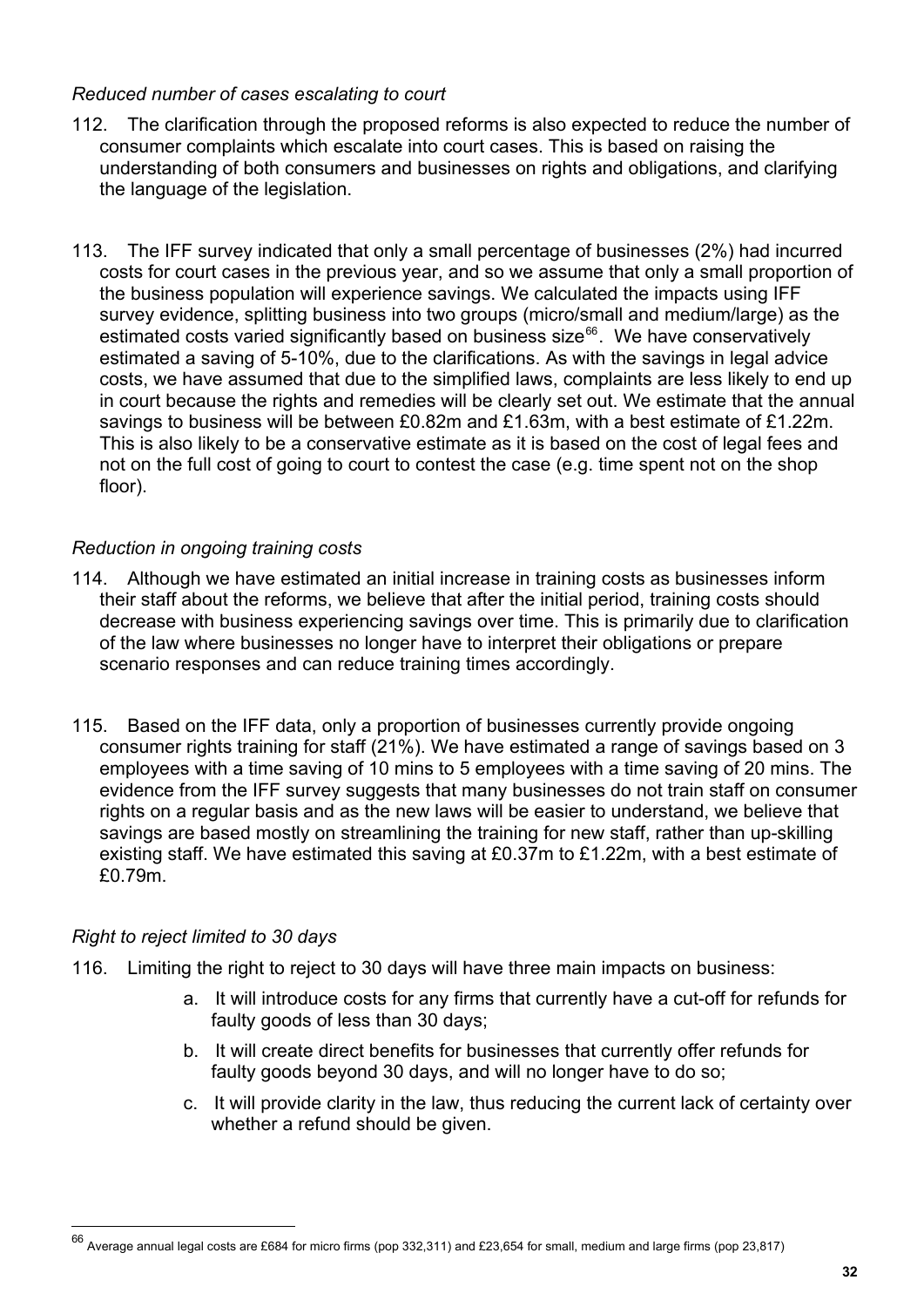*Reduced number of cases escalating to court*

112. The clarification through the proposed reforms is also expected to reduce the number of consumer complaints which escalate into court cases. This is based on raising the understanding of both consumers and businesses on rights and obligations, and clarifying the language of the legislation.

113. The IFF survey indicated that only a small percentage of businesses (2%) had incurred costs for court cases in the previous year, and so we assume that only a small proportion of the business population will experience savings. We calculated the impacts using IFF survey evidence, splitting business into two groups (micro/small and medium/large) as the estimated costs varied significantly based on business size[66]. We have conservatively estimated a saving of 5-10%, due to the clarifications. As with the savings in legal advice costs, we have assumed that due to the simplified laws, complaints are less likely to end up in court because the rights and remedies will be clearly set out. We estimate that the annual savings to business will be between £0.82m and £1.63m, with a best estimate of £1.22m. This is also likely to be a conservative estimate as it is based on the cost of legal fees and not on the full cost of going to court to contest the case (e.g. time spent not on the shop floor).

*Reduction in ongoing training costs*

114. Although we have estimated an initial increase in training costs as businesses inform their staff about the reforms, we believe that after the initial period, training costs should decrease with business experiencing savings over time. This is primarily due to clarification of the law where businesses no longer have to interpret their obligations or prepare scenario responses and can reduce training times accordingly.

115. Based on the IFF data, only a proportion of businesses currently provide ongoing consumer rights training for staff (21%). We have estimated a range of savings based on 3 employees with a time saving of 10 mins to 5 employees with a time saving of 20 mins. The evidence from the IFF survey suggests that many businesses do not train staff on consumer rights on a regular basis and as the new laws will be easier to understand, we believe that savings are based mostly on streamlining the training for new staff, rather than up-skilling existing staff. We have estimated this saving at £0.37m to £1.22m, with a best estimate of £0.79m.

*Right to reject limited to 30 days*

116. Limiting the right to reject to 30 days will have three main impacts on business:

a. It will introduce costs for any firms that currently have a cut-off for refunds for faulty goods of less than 30 days;

b. It will create direct benefits for businesses that currently offer refunds for faulty goods beyond 30 days, and will no longer have to do so;

c. It will provide clarity in the law, thus reducing the current lack of certainty over whether a refund should be given.

[66] Average annual legal costs are £684 for micro firms (pop 332,311) and £23,654 for small, medium and large firms (pop 23,817)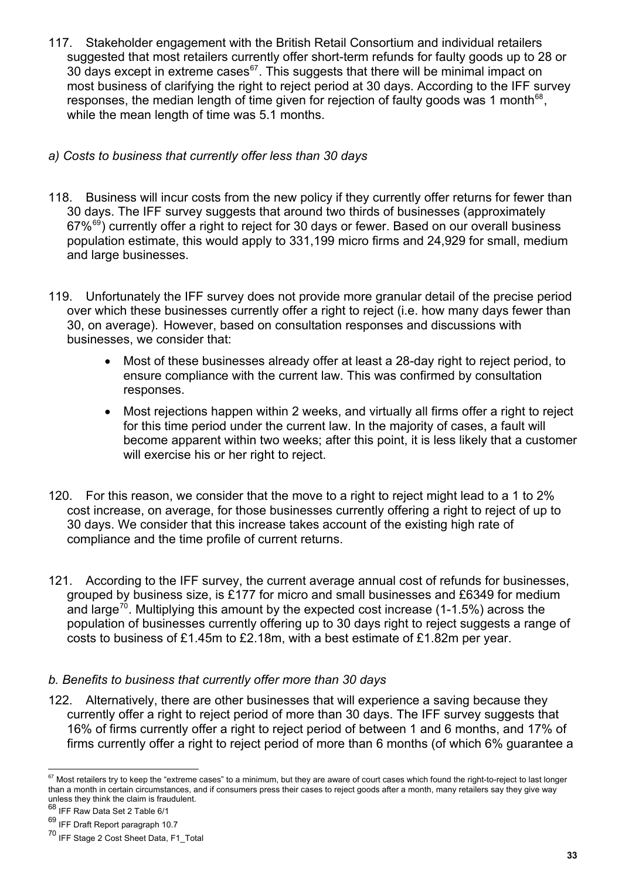117. Stakeholder engagement with the British Retail Consortium and individual retailers suggested that most retailers currently offer short-term refunds for faulty goods up to 28 or 30 days except in extreme cases[67]. This suggests that there will be minimal impact on most business of clarifying the right to reject period at 30 days. According to the IFF survey responses, the median length of time given for rejection of faulty goods was 1 month[68], while the mean length of time was 5.1 months.

*a) Costs to business that currently offer less than 30 days*

118. Business will incur costs from the new policy if they currently offer returns for fewer than 30 days. The IFF survey suggests that around two thirds of businesses (approximately 67%[69]) currently offer a right to reject for 30 days or fewer. Based on our overall business population estimate, this would apply to 331,199 micro firms and 24,929 for small, medium and large businesses.

119. Unfortunately the IFF survey does not provide more granular detail of the precise period over which these businesses currently offer a right to reject (i.e. how many days fewer than 30, on average). However, based on consultation responses and discussions with businesses, we consider that:

- Most of these businesses already offer at least a 28-day right to reject period, to ensure compliance with the current law. This was confirmed by consultation responses.
- Most rejections happen within 2 weeks, and virtually all firms offer a right to reject for this time period under the current law. In the majority of cases, a fault will become apparent within two weeks; after this point, it is less likely that a customer will exercise his or her right to reject.

120. For this reason, we consider that the move to a right to reject might lead to a 1 to 2% cost increase, on average, for those businesses currently offering a right to reject of up to 30 days. We consider that this increase takes account of the existing high rate of compliance and the time profile of current returns.

121. According to the IFF survey, the current average annual cost of refunds for businesses, grouped by business size, is £177 for micro and small businesses and £6349 for medium and large[70]. Multiplying this amount by the expected cost increase (1-1.5%) across the population of businesses currently offering up to 30 days right to reject suggests a range of costs to business of £1.45m to £2.18m, with a best estimate of £1.82m per year.

*b. Benefits to business that currently offer more than 30 days*

122. Alternatively, there are other businesses that will experience a saving because they currently offer a right to reject period of more than 30 days. The IFF survey suggests that 16% of firms currently offer a right to reject period of between 1 and 6 months, and 17% of firms currently offer a right to reject period of more than 6 months (of which 6% guarantee a

---

[67] Most retailers try to keep the "extreme cases" to a minimum, but they are aware of court cases which found the right-to-reject to last longer than a month in certain circumstances, and if consumers press their cases to reject goods after a month, many retailers say they give way unless they think the claim is fraudulent.

[68] IFF Raw Data Set 2 Table 6/1

[69] IFF Draft Report paragraph 10.7

[70] IFF Stage 2 Cost Sheet Data, F1_Total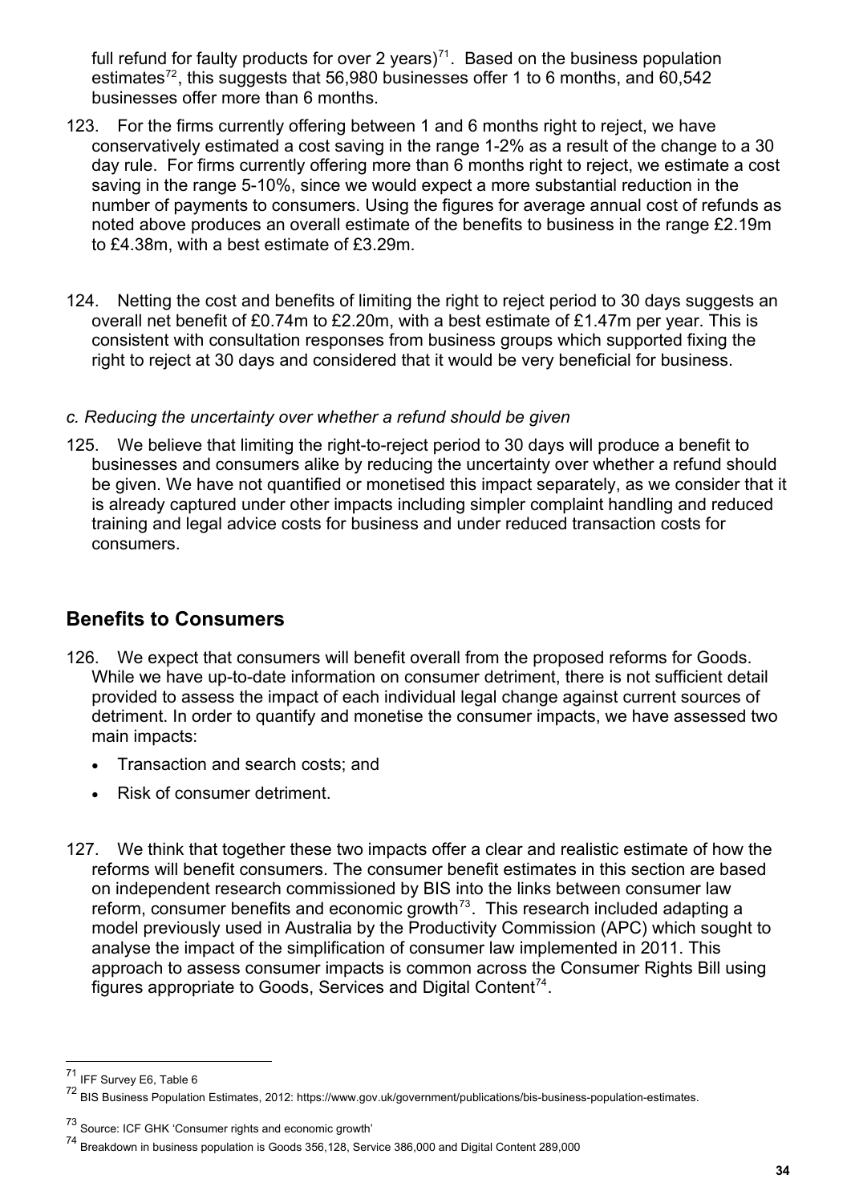full refund for faulty products for over 2 years)[71]. Based on the business population estimates[72], this suggests that 56,980 businesses offer 1 to 6 months, and 60,542 businesses offer more than 6 months.

123. For the firms currently offering between 1 and 6 months right to reject, we have conservatively estimated a cost saving in the range 1-2% as a result of the change to a 30 day rule. For firms currently offering more than 6 months right to reject, we estimate a cost saving in the range 5-10%, since we would expect a more substantial reduction in the number of payments to consumers. Using the figures for average annual cost of refunds as noted above produces an overall estimate of the benefits to business in the range £2.19m to £4.38m, with a best estimate of £3.29m.

124. Netting the cost and benefits of limiting the right to reject period to 30 days suggests an overall net benefit of £0.74m to £2.20m, with a best estimate of £1.47m per year. This is consistent with consultation responses from business groups which supported fixing the right to reject at 30 days and considered that it would be very beneficial for business.

*c. Reducing the uncertainty over whether a refund should be given*

125. We believe that limiting the right-to-reject period to 30 days will produce a benefit to businesses and consumers alike by reducing the uncertainty over whether a refund should be given. We have not quantified or monetised this impact separately, as we consider that it is already captured under other impacts including simpler complaint handling and reduced training and legal advice costs for business and under reduced transaction costs for consumers.

## Benefits to Consumers

126. We expect that consumers will benefit overall from the proposed reforms for Goods. While we have up-to-date information on consumer detriment, there is not sufficient detail provided to assess the impact of each individual legal change against current sources of detriment. In order to quantify and monetise the consumer impacts, we have assessed two main impacts:

- Transaction and search costs; and
- Risk of consumer detriment.

127. We think that together these two impacts offer a clear and realistic estimate of how the reforms will benefit consumers. The consumer benefit estimates in this section are based on independent research commissioned by BIS into the links between consumer law reform, consumer benefits and economic growth[73]. This research included adapting a model previously used in Australia by the Productivity Commission (APC) which sought to analyse the impact of the simplification of consumer law implemented in 2011. This approach to assess consumer impacts is common across the Consumer Rights Bill using figures appropriate to Goods, Services and Digital Content[74].

---

[71] IFF Survey E6, Table 6

[72] BIS Business Population Estimates, 2012: https://www.gov.uk/government/publications/bis-business-population-estimates.

[73] Source: ICF GHK 'Consumer rights and economic growth'

[74] Breakdown in business population is Goods 356,128, Service 386,000 and Digital Content 289,000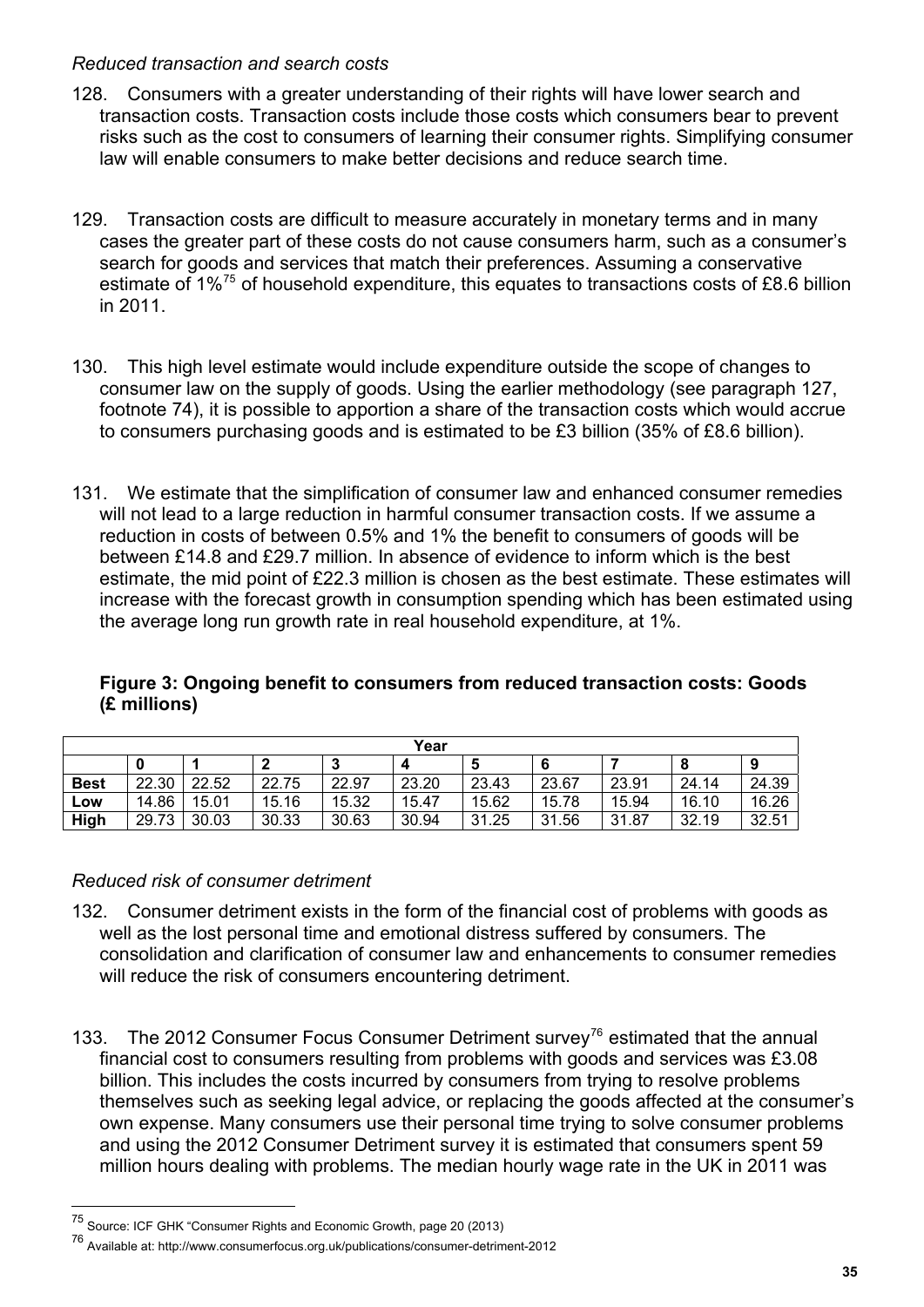*Reduced transaction and search costs*

128. Consumers with a greater understanding of their rights will have lower search and transaction costs. Transaction costs include those costs which consumers bear to prevent risks such as the cost to consumers of learning their consumer rights. Simplifying consumer law will enable consumers to make better decisions and reduce search time.

129. Transaction costs are difficult to measure accurately in monetary terms and in many cases the greater part of these costs do not cause consumers harm, such as a consumer's search for goods and services that match their preferences. Assuming a conservative estimate of 1%[75] of household expenditure, this equates to transactions costs of £8.6 billion in 2011.

130. This high level estimate would include expenditure outside the scope of changes to consumer law on the supply of goods. Using the earlier methodology (see paragraph 127, footnote 74), it is possible to apportion a share of the transaction costs which would accrue to consumers purchasing goods and is estimated to be £3 billion (35% of £8.6 billion).

131. We estimate that the simplification of consumer law and enhanced consumer remedies will not lead to a large reduction in harmful consumer transaction costs. If we assume a reduction in costs of between 0.5% and 1% the benefit to consumers of goods will be between £14.8 and £29.7 million. In absence of evidence to inform which is the best estimate, the mid point of £22.3 million is chosen as the best estimate. These estimates will increase with the forecast growth in consumption spending which has been estimated using the average long run growth rate in real household expenditure, at 1%.

**Figure 3: Ongoing benefit to consumers from reduced transaction costs: Goods (£ millions)**

| | Year | | | | | | | | | |
|---|---|---|---|---|---|---|---|---|---|---|
| | **0** | **1** | **2** | **3** | **4** | **5** | **6** | **7** | **8** | **9** |
| **Best** | 22.30 | 22.52 | 22.75 | 22.97 | 23.20 | 23.43 | 23.67 | 23.91 | 24.14 | 24.39 |
| **Low** | 14.86 | 15.01 | 15.16 | 15.32 | 15.47 | 15.62 | 15.78 | 15.94 | 16.10 | 16.26 |
| **High** | 29.73 | 30.03 | 30.33 | 30.63 | 30.94 | 31.25 | 31.56 | 31.87 | 32.19 | 32.51 |

*Reduced risk of consumer detriment*

132. Consumer detriment exists in the form of the financial cost of problems with goods as well as the lost personal time and emotional distress suffered by consumers. The consolidation and clarification of consumer law and enhancements to consumer remedies will reduce the risk of consumers encountering detriment.

133. The 2012 Consumer Focus Consumer Detriment survey[76] estimated that the annual financial cost to consumers resulting from problems with goods and services was £3.08 billion. This includes the costs incurred by consumers from trying to resolve problems themselves such as seeking legal advice, or replacing the goods affected at the consumer's own expense. Many consumers use their personal time trying to solve consumer problems and using the 2012 Consumer Detriment survey it is estimated that consumers spent 59 million hours dealing with problems. The median hourly wage rate in the UK in 2011 was

---

[75] Source: ICF GHK "Consumer Rights and Economic Growth, page 20 (2013)

[76] Available at: http://www.consumerfocus.org.uk/publications/consumer-detriment-2012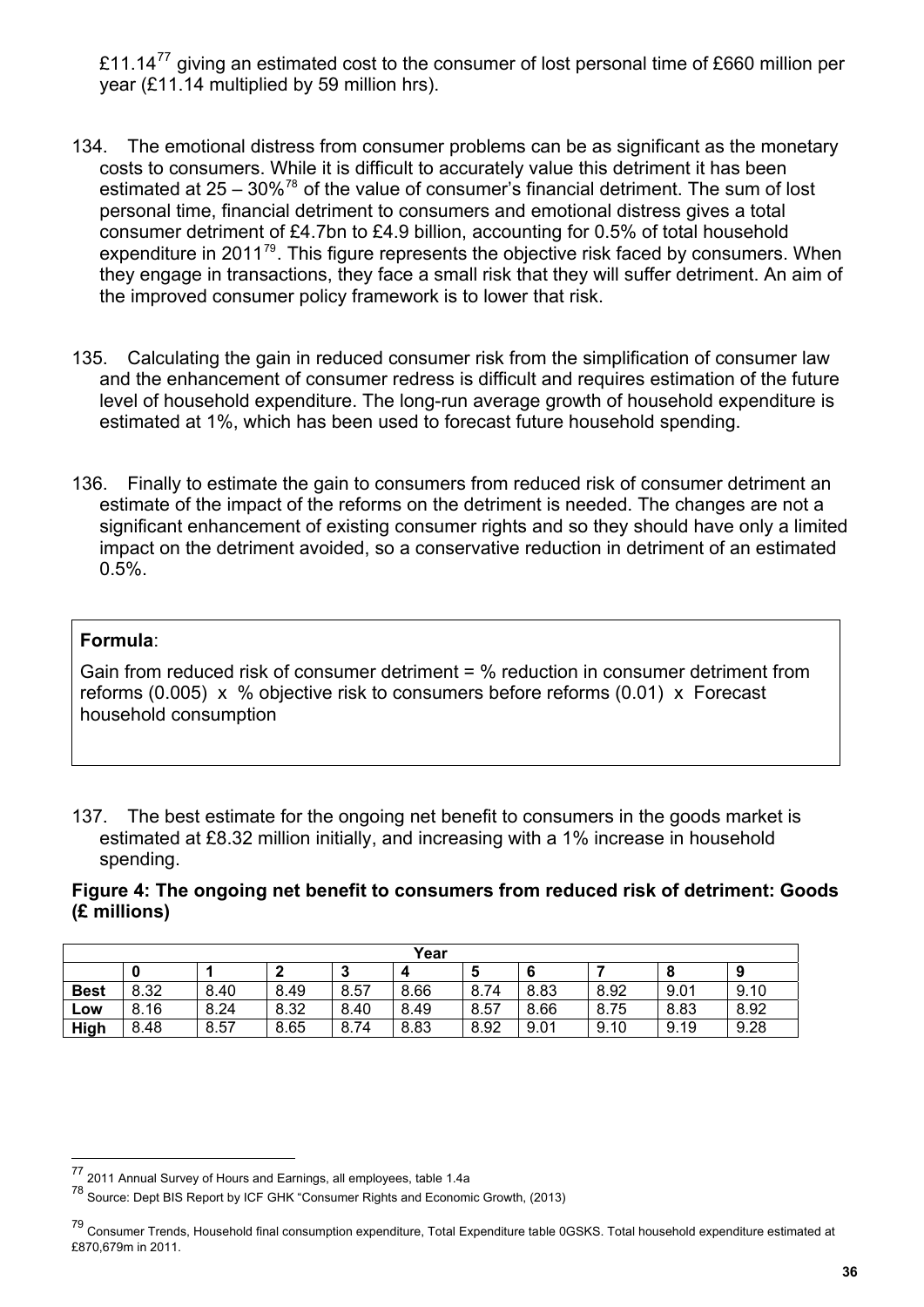£11.14[77] giving an estimated cost to the consumer of lost personal time of £660 million per year (£11.14 multiplied by 59 million hrs).

134. The emotional distress from consumer problems can be as significant as the monetary costs to consumers. While it is difficult to accurately value this detriment it has been estimated at 25 – 30%[78] of the value of consumer's financial detriment. The sum of lost personal time, financial detriment to consumers and emotional distress gives a total consumer detriment of £4.7bn to £4.9 billion, accounting for 0.5% of total household expenditure in 2011[79]. This figure represents the objective risk faced by consumers. When they engage in transactions, they face a small risk that they will suffer detriment. An aim of the improved consumer policy framework is to lower that risk.

135. Calculating the gain in reduced consumer risk from the simplification of consumer law and the enhancement of consumer redress is difficult and requires estimation of the future level of household expenditure. The long-run average growth of household expenditure is estimated at 1%, which has been used to forecast future household spending.

136. Finally to estimate the gain to consumers from reduced risk of consumer detriment an estimate of the impact of the reforms on the detriment is needed. The changes are not a significant enhancement of existing consumer rights and so they should have only a limited impact on the detriment avoided, so a conservative reduction in detriment of an estimated 0.5%.

**Formula**:

Gain from reduced risk of consumer detriment = % reduction in consumer detriment from reforms (0.005) x % objective risk to consumers before reforms (0.01) x Forecast household consumption

137. The best estimate for the ongoing net benefit to consumers in the goods market is estimated at £8.32 million initially, and increasing with a 1% increase in household spending.

**Figure 4: The ongoing net benefit to consumers from reduced risk of detriment: Goods (£ millions)**

| | Year | | | | | | | | | |
|---|---|---|---|---|---|---|---|---|---|---|
| | **0** | **1** | **2** | **3** | **4** | **5** | **6** | **7** | **8** | **9** |
| **Best** | 8.32 | 8.40 | 8.49 | 8.57 | 8.66 | 8.74 | 8.83 | 8.92 | 9.01 | 9.10 |
| **Low** | 8.16 | 8.24 | 8.32 | 8.40 | 8.49 | 8.57 | 8.66 | 8.75 | 8.83 | 8.92 |
| **High** | 8.48 | 8.57 | 8.65 | 8.74 | 8.83 | 8.92 | 9.01 | 9.10 | 9.19 | 9.28 |

---

77 2011 Annual Survey of Hours and Earnings, all employees, table 1.4a

78 Source: Dept BIS Report by ICF GHK "Consumer Rights and Economic Growth, (2013)

79 Consumer Trends, Household final consumption expenditure, Total Expenditure table 0GSKS. Total household expenditure estimated at £870,679m in 2011.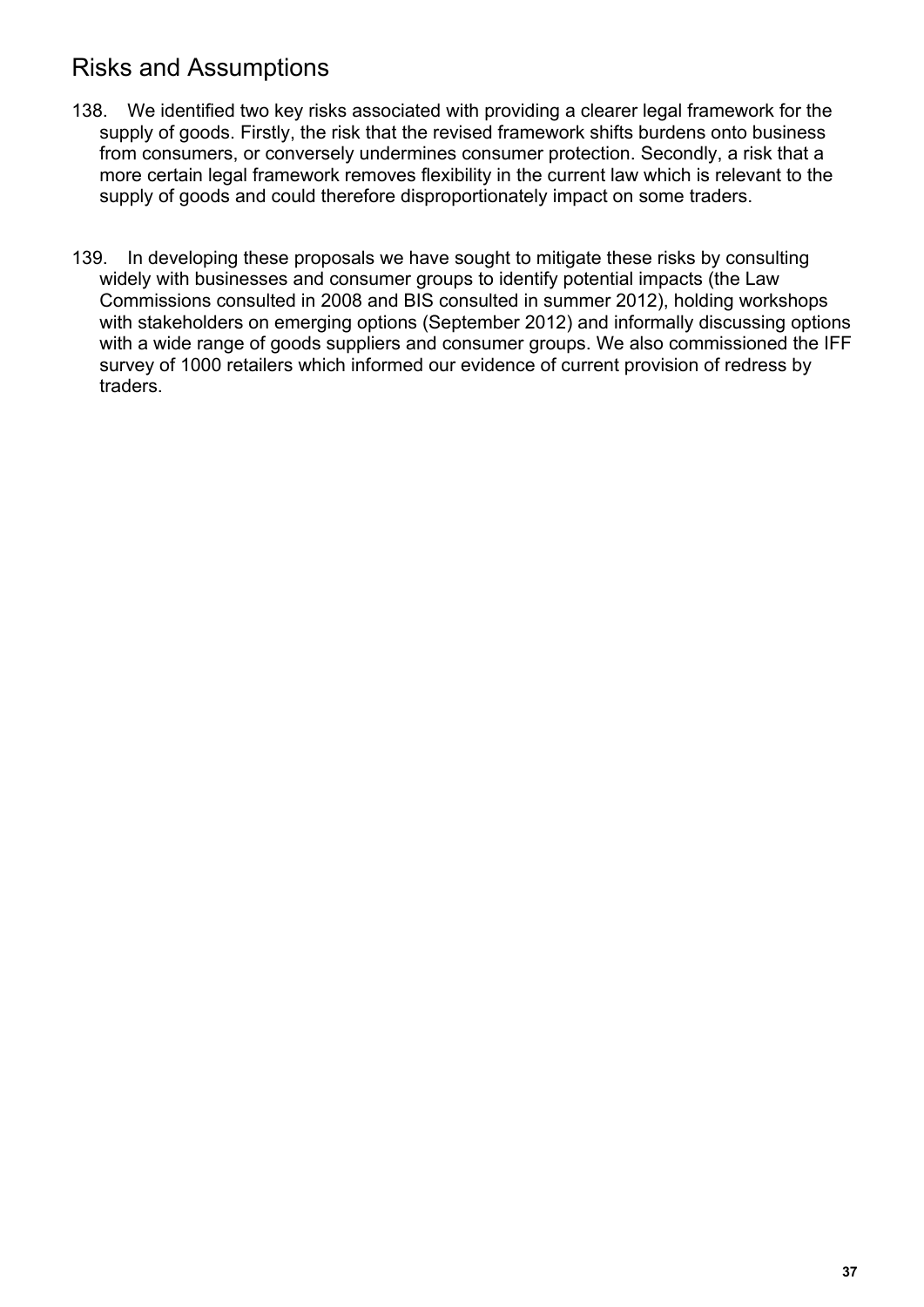## Risks and Assumptions

138. We identified two key risks associated with providing a clearer legal framework for the supply of goods. Firstly, the risk that the revised framework shifts burdens onto business from consumers, or conversely undermines consumer protection. Secondly, a risk that a more certain legal framework removes flexibility in the current law which is relevant to the supply of goods and could therefore disproportionately impact on some traders.

139. In developing these proposals we have sought to mitigate these risks by consulting widely with businesses and consumer groups to identify potential impacts (the Law Commissions consulted in 2008 and BIS consulted in summer 2012), holding workshops with stakeholders on emerging options (September 2012) and informally discussing options with a wide range of goods suppliers and consumer groups. We also commissioned the IFF survey of 1000 retailers which informed our evidence of current provision of redress by traders.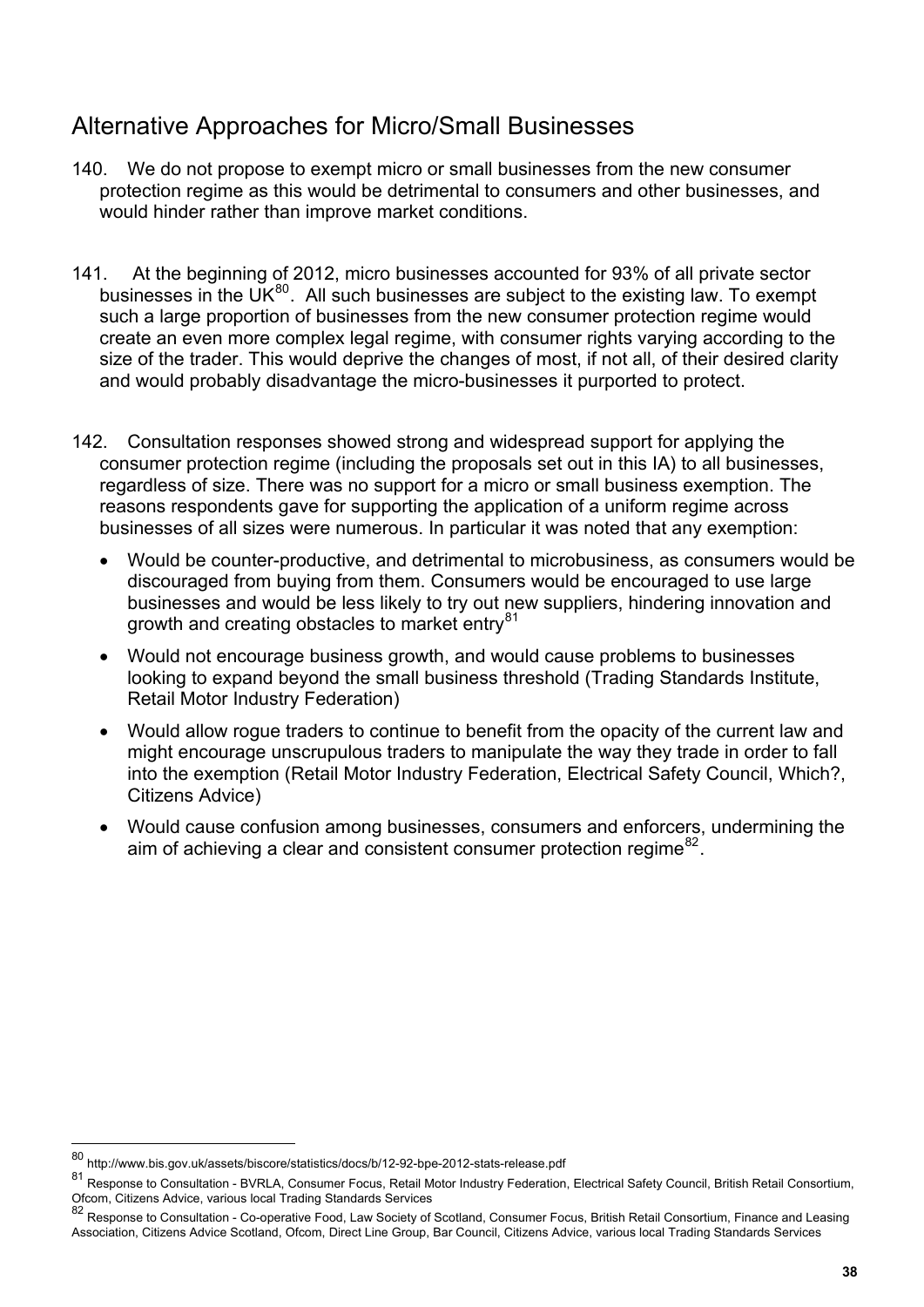## Alternative Approaches for Micro/Small Businesses

140. We do not propose to exempt micro or small businesses from the new consumer protection regime as this would be detrimental to consumers and other businesses, and would hinder rather than improve market conditions.

141. At the beginning of 2012, micro businesses accounted for 93% of all private sector businesses in the UK[80]. All such businesses are subject to the existing law. To exempt such a large proportion of businesses from the new consumer protection regime would create an even more complex legal regime, with consumer rights varying according to the size of the trader. This would deprive the changes of most, if not all, of their desired clarity and would probably disadvantage the micro-businesses it purported to protect.

142. Consultation responses showed strong and widespread support for applying the consumer protection regime (including the proposals set out in this IA) to all businesses, regardless of size. There was no support for a micro or small business exemption. The reasons respondents gave for supporting the application of a uniform regime across businesses of all sizes were numerous. In particular it was noted that any exemption:

- Would be counter-productive, and detrimental to microbusiness, as consumers would be discouraged from buying from them. Consumers would be encouraged to use large businesses and would be less likely to try out new suppliers, hindering innovation and growth and creating obstacles to market entry[81]
- Would not encourage business growth, and would cause problems to businesses looking to expand beyond the small business threshold (Trading Standards Institute, Retail Motor Industry Federation)
- Would allow rogue traders to continue to benefit from the opacity of the current law and might encourage unscrupulous traders to manipulate the way they trade in order to fall into the exemption (Retail Motor Industry Federation, Electrical Safety Council, Which?, Citizens Advice)
- Would cause confusion among businesses, consumers and enforcers, undermining the aim of achieving a clear and consistent consumer protection regime[82].

---

[80] http://www.bis.gov.uk/assets/biscore/statistics/docs/b/12-92-bpe-2012-stats-release.pdf

[81] Response to Consultation - BVRLA, Consumer Focus, Retail Motor Industry Federation, Electrical Safety Council, British Retail Consortium, Ofcom, Citizens Advice, various local Trading Standards Services

[82] Response to Consultation - Co-operative Food, Law Society of Scotland, Consumer Focus, British Retail Consortium, Finance and Leasing Association, Citizens Advice Scotland, Ofcom, Direct Line Group, Bar Council, Citizens Advice, various local Trading Standards Services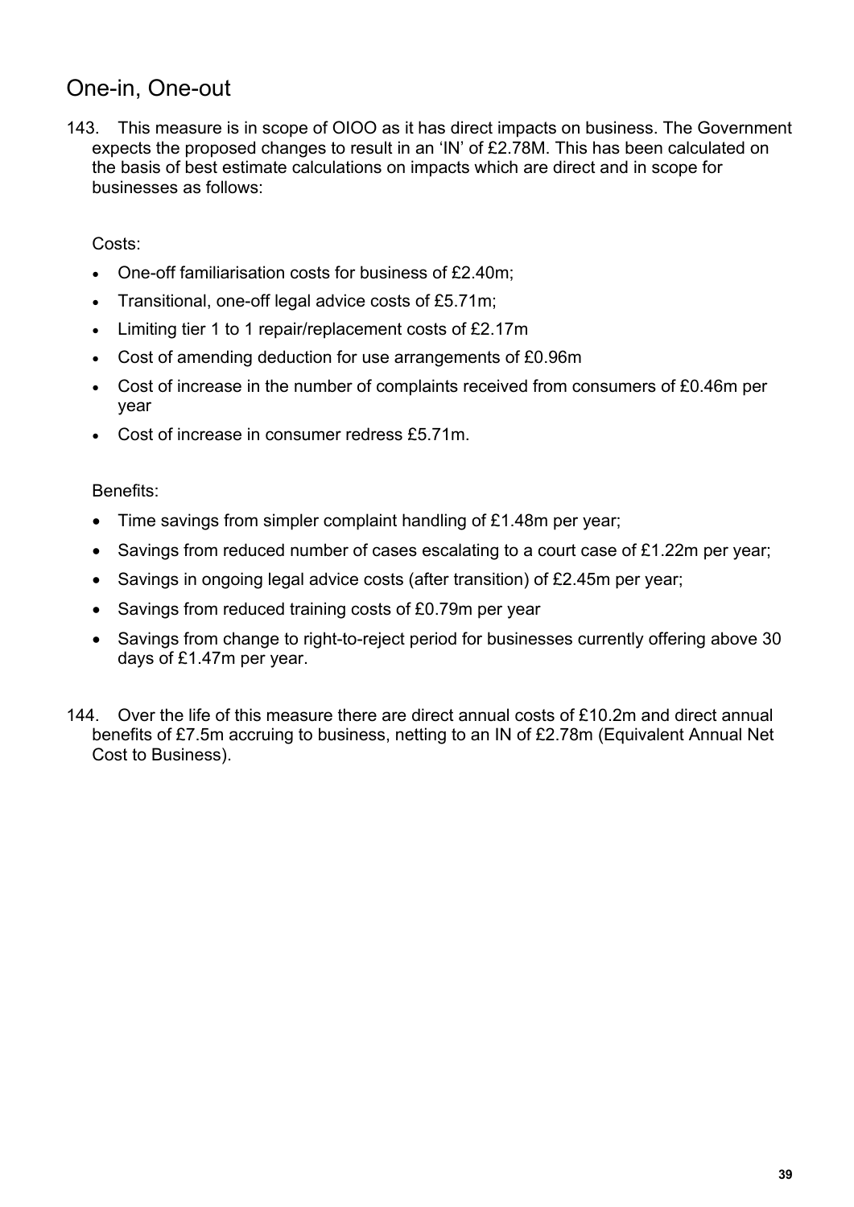## One-in, One-out

143. This measure is in scope of OIOO as it has direct impacts on business. The Government expects the proposed changes to result in an 'IN' of £2.78M. This has been calculated on the basis of best estimate calculations on impacts which are direct and in scope for businesses as follows:

Costs:

- One-off familiarisation costs for business of £2.40m;
- Transitional, one-off legal advice costs of £5.71m;
- Limiting tier 1 to 1 repair/replacement costs of £2.17m
- Cost of amending deduction for use arrangements of £0.96m
- Cost of increase in the number of complaints received from consumers of £0.46m per year
- Cost of increase in consumer redress £5.71m.

Benefits:

- Time savings from simpler complaint handling of £1.48m per year;
- Savings from reduced number of cases escalating to a court case of £1.22m per year;
- Savings in ongoing legal advice costs (after transition) of £2.45m per year;
- Savings from reduced training costs of £0.79m per year
- Savings from change to right-to-reject period for businesses currently offering above 30 days of £1.47m per year.

144. Over the life of this measure there are direct annual costs of £10.2m and direct annual benefits of £7.5m accruing to business, netting to an IN of £2.78m (Equivalent Annual Net Cost to Business).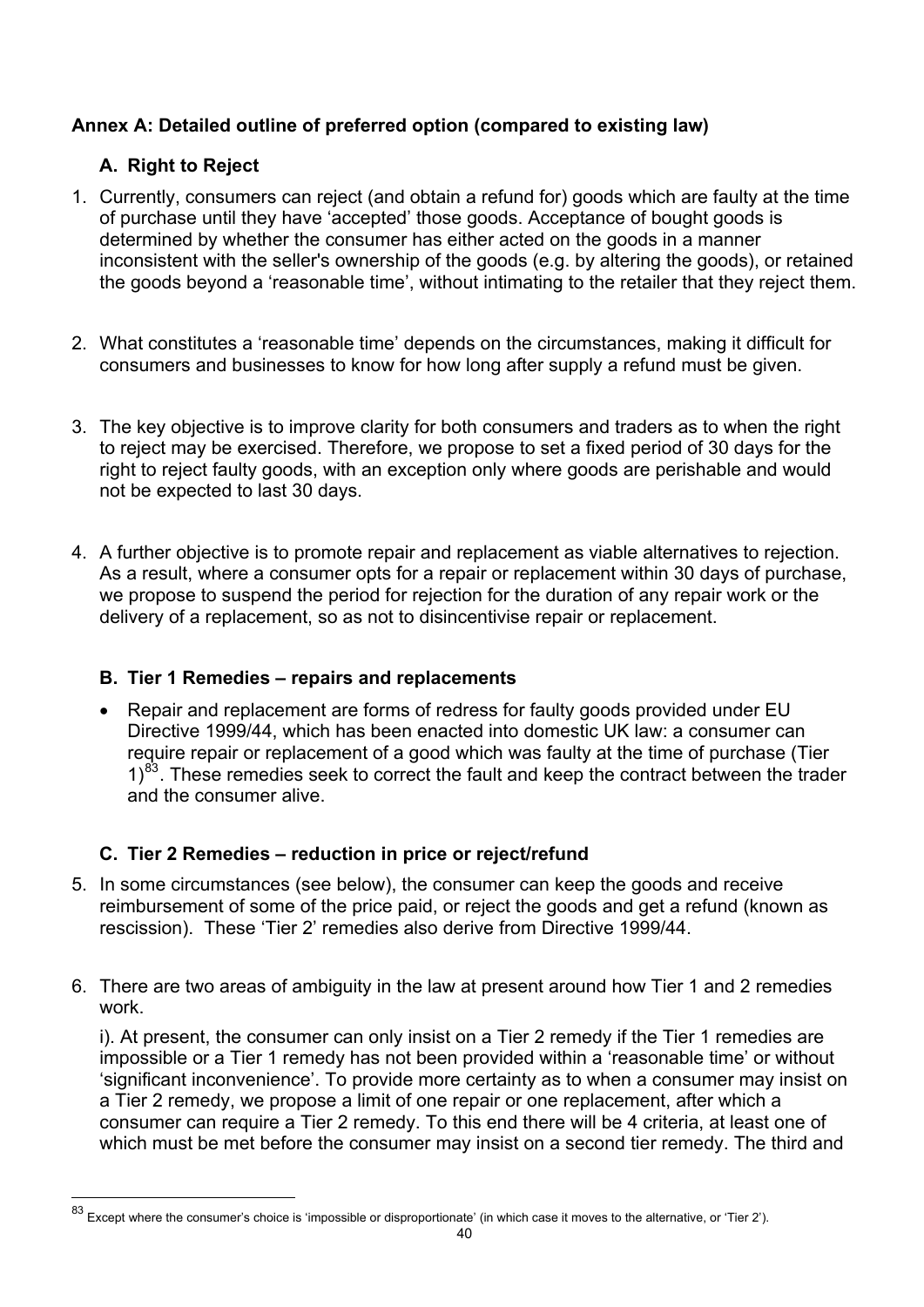**Annex A: Detailed outline of preferred option (compared to existing law)**

### A. Right to Reject

1. Currently, consumers can reject (and obtain a refund for) goods which are faulty at the time of purchase until they have 'accepted' those goods. Acceptance of bought goods is determined by whether the consumer has either acted on the goods in a manner inconsistent with the seller's ownership of the goods (e.g. by altering the goods), or retained the goods beyond a 'reasonable time', without intimating to the retailer that they reject them.

2. What constitutes a 'reasonable time' depends on the circumstances, making it difficult for consumers and businesses to know for how long after supply a refund must be given.

3. The key objective is to improve clarity for both consumers and traders as to when the right to reject may be exercised. Therefore, we propose to set a fixed period of 30 days for the right to reject faulty goods, with an exception only where goods are perishable and would not be expected to last 30 days.

4. A further objective is to promote repair and replacement as viable alternatives to rejection. As a result, where a consumer opts for a repair or replacement within 30 days of purchase, we propose to suspend the period for rejection for the duration of any repair work or the delivery of a replacement, so as not to disincentivise repair or replacement.

### B. Tier 1 Remedies – repairs and replacements

- Repair and replacement are forms of redress for faulty goods provided under EU Directive 1999/44, which has been enacted into domestic UK law: a consumer can require repair or replacement of a good which was faulty at the time of purchase (Tier 1)[83]. These remedies seek to correct the fault and keep the contract between the trader and the consumer alive.

### C. Tier 2 Remedies – reduction in price or reject/refund

5. In some circumstances (see below), the consumer can keep the goods and receive reimbursement of some of the price paid, or reject the goods and get a refund (known as rescission). These 'Tier 2' remedies also derive from Directive 1999/44.

6. There are two areas of ambiguity in the law at present around how Tier 1 and 2 remedies work.

   i). At present, the consumer can only insist on a Tier 2 remedy if the Tier 1 remedies are impossible or a Tier 1 remedy has not been provided within a 'reasonable time' or without 'significant inconvenience'. To provide more certainty as to when a consumer may insist on a Tier 2 remedy, we propose a limit of one repair or one replacement, after which a consumer can require a Tier 2 remedy. To this end there will be 4 criteria, at least one of which must be met before the consumer may insist on a second tier remedy. The third and

---

[83] Except where the consumer's choice is 'impossible or disproportionate' (in which case it moves to the alternative, or 'Tier 2').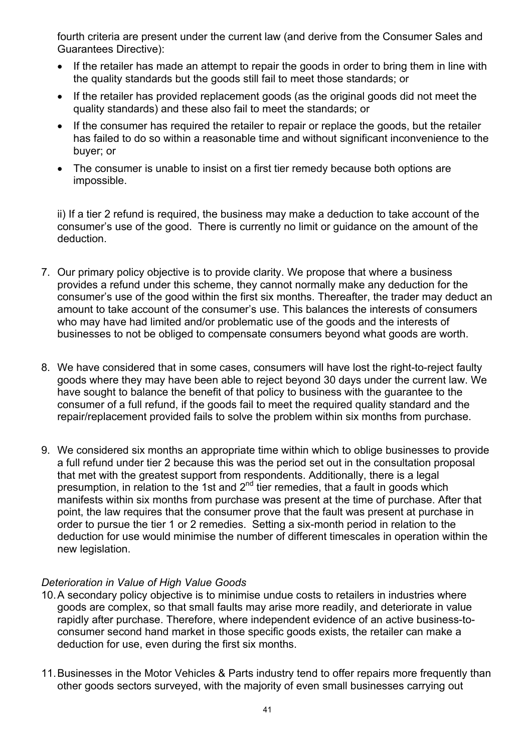fourth criteria are present under the current law (and derive from the Consumer Sales and Guarantees Directive):

- If the retailer has made an attempt to repair the goods in order to bring them in line with the quality standards but the goods still fail to meet those standards; or
- If the retailer has provided replacement goods (as the original goods did not meet the quality standards) and these also fail to meet the standards; or
- If the consumer has required the retailer to repair or replace the goods, but the retailer has failed to do so within a reasonable time and without significant inconvenience to the buyer; or
- The consumer is unable to insist on a first tier remedy because both options are impossible.

ii) If a tier 2 refund is required, the business may make a deduction to take account of the consumer's use of the good. There is currently no limit or guidance on the amount of the deduction.

7. Our primary policy objective is to provide clarity. We propose that where a business provides a refund under this scheme, they cannot normally make any deduction for the consumer's use of the good within the first six months. Thereafter, the trader may deduct an amount to take account of the consumer's use. This balances the interests of consumers who may have had limited and/or problematic use of the goods and the interests of businesses to not be obliged to compensate consumers beyond what goods are worth.

8. We have considered that in some cases, consumers will have lost the right-to-reject faulty goods where they may have been able to reject beyond 30 days under the current law. We have sought to balance the benefit of that policy to business with the guarantee to the consumer of a full refund, if the goods fail to meet the required quality standard and the repair/replacement provided fails to solve the problem within six months from purchase.

9. We considered six months an appropriate time within which to oblige businesses to provide a full refund under tier 2 because this was the period set out in the consultation proposal that met with the greatest support from respondents. Additionally, there is a legal presumption, in relation to the 1st and 2nd tier remedies, that a fault in goods which manifests within six months from purchase was present at the time of purchase. After that point, the law requires that the consumer prove that the fault was present at purchase in order to pursue the tier 1 or 2 remedies. Setting a six-month period in relation to the deduction for use would minimise the number of different timescales in operation within the new legislation.

*Deterioration in Value of High Value Goods*

10. A secondary policy objective is to minimise undue costs to retailers in industries where goods are complex, so that small faults may arise more readily, and deteriorate in value rapidly after purchase. Therefore, where independent evidence of an active business-to-consumer second hand market in those specific goods exists, the retailer can make a deduction for use, even during the first six months.

11. Businesses in the Motor Vehicles & Parts industry tend to offer repairs more frequently than other goods sectors surveyed, with the majority of even small businesses carrying out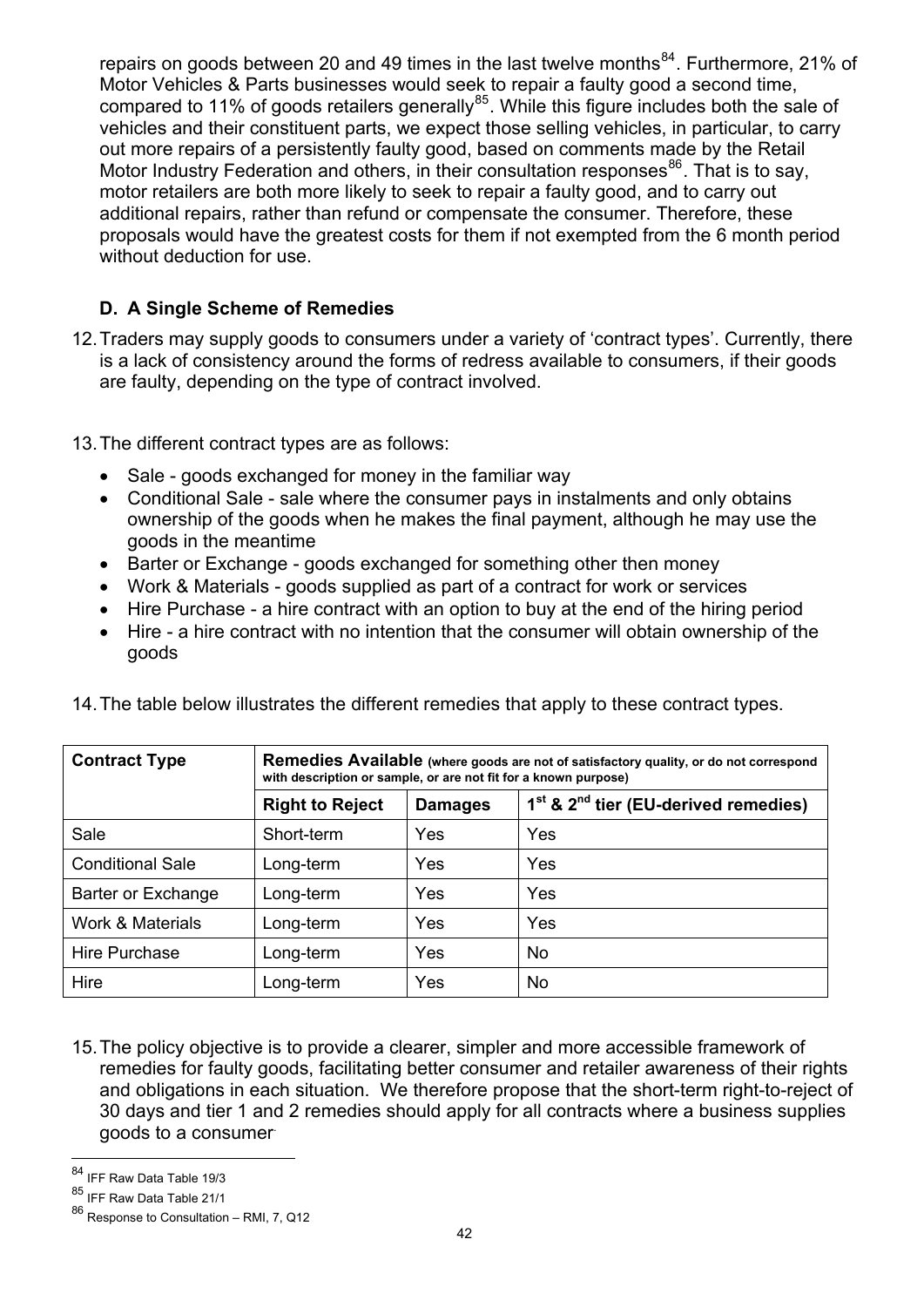repairs on goods between 20 and 49 times in the last twelve months[84]. Furthermore, 21% of Motor Vehicles & Parts businesses would seek to repair a faulty good a second time, compared to 11% of goods retailers generally[85]. While this figure includes both the sale of vehicles and their constituent parts, we expect those selling vehicles, in particular, to carry out more repairs of a persistently faulty good, based on comments made by the Retail Motor Industry Federation and others, in their consultation responses[86]. That is to say, motor retailers are both more likely to seek to repair a faulty good, and to carry out additional repairs, rather than refund or compensate the consumer. Therefore, these proposals would have the greatest costs for them if not exempted from the 6 month period without deduction for use.

### D. A Single Scheme of Remedies

12. Traders may supply goods to consumers under a variety of 'contract types'. Currently, there is a lack of consistency around the forms of redress available to consumers, if their goods are faulty, depending on the type of contract involved.

13. The different contract types are as follows:

- Sale - goods exchanged for money in the familiar way
- Conditional Sale - sale where the consumer pays in instalments and only obtains ownership of the goods when he makes the final payment, although he may use the goods in the meantime
- Barter or Exchange - goods exchanged for something other then money
- Work & Materials - goods supplied as part of a contract for work or services
- Hire Purchase - a hire contract with an option to buy at the end of the hiring period
- Hire - a hire contract with no intention that the consumer will obtain ownership of the goods

14. The table below illustrates the different remedies that apply to these contract types.

| **Contract Type** | **Remedies Available** (where goods are not of satisfactory quality, or do not correspond with description or sample, or are not fit for a known purpose) | | |
|---|---|---|---|
| | **Right to Reject** | **Damages** | **1st & 2nd tier (EU-derived remedies)** |
| Sale | Short-term | Yes | Yes |
| Conditional Sale | Long-term | Yes | Yes |
| Barter or Exchange | Long-term | Yes | Yes |
| Work & Materials | Long-term | Yes | Yes |
| Hire Purchase | Long-term | Yes | No |
| Hire | Long-term | Yes | No |

15. The policy objective is to provide a clearer, simpler and more accessible framework of remedies for faulty goods, facilitating better consumer and retailer awareness of their rights and obligations in each situation. We therefore propose that the short-term right-to-reject of 30 days and tier 1 and 2 remedies should apply for all contracts where a business supplies goods to a consumer.

---

[84] IFF Raw Data Table 19/3

[85] IFF Raw Data Table 21/1

[86] Response to Consultation – RMI, 7, Q12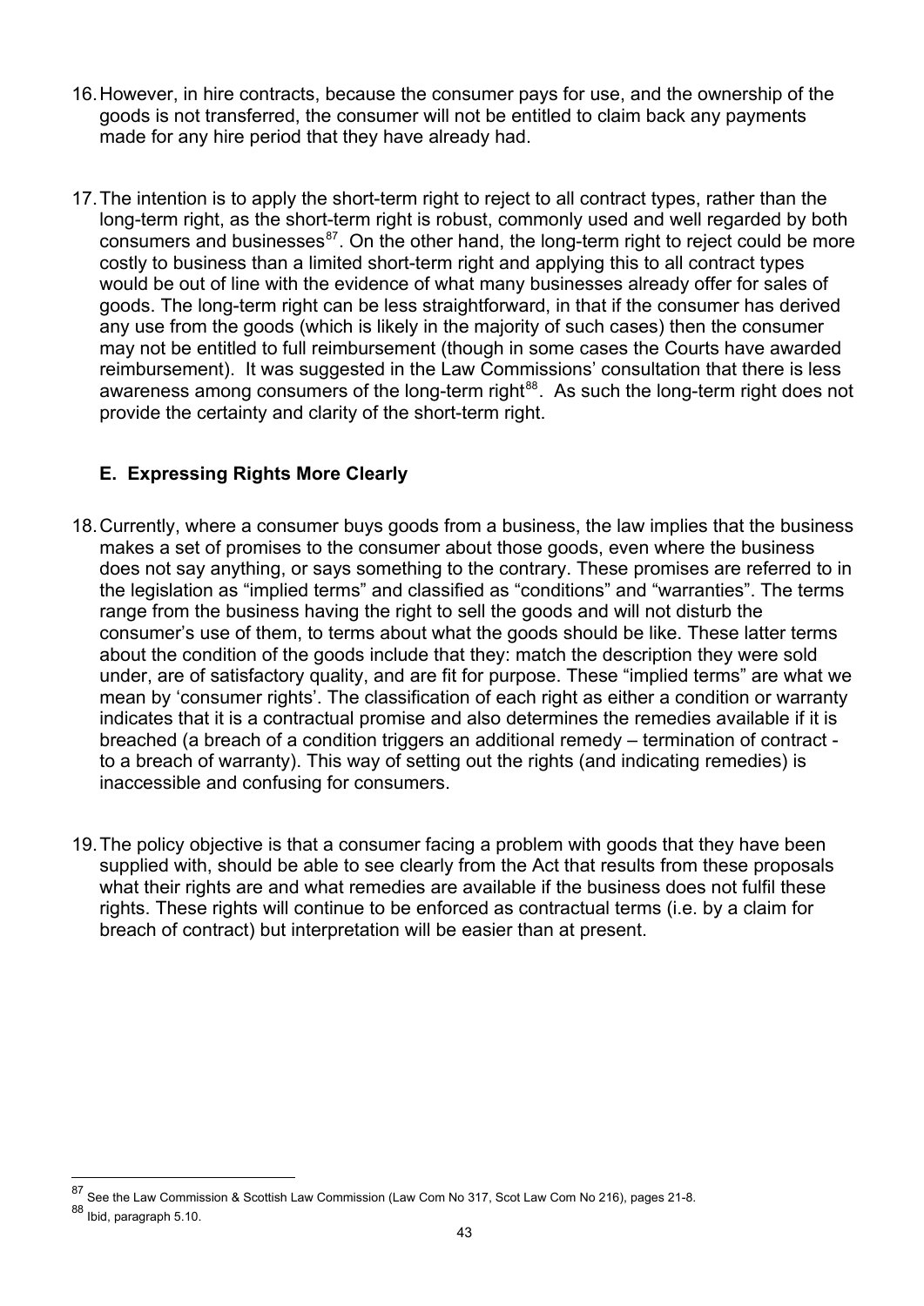16. However, in hire contracts, because the consumer pays for use, and the ownership of the goods is not transferred, the consumer will not be entitled to claim back any payments made for any hire period that they have already had.

17. The intention is to apply the short-term right to reject to all contract types, rather than the long-term right, as the short-term right is robust, commonly used and well regarded by both consumers and businesses[87]. On the other hand, the long-term right to reject could be more costly to business than a limited short-term right and applying this to all contract types would be out of line with the evidence of what many businesses already offer for sales of goods. The long-term right can be less straightforward, in that if the consumer has derived any use from the goods (which is likely in the majority of such cases) then the consumer may not be entitled to full reimbursement (though in some cases the Courts have awarded reimbursement). It was suggested in the Law Commissions' consultation that there is less awareness among consumers of the long-term right[88]. As such the long-term right does not provide the certainty and clarity of the short-term right.

## E. Expressing Rights More Clearly

18. Currently, where a consumer buys goods from a business, the law implies that the business makes a set of promises to the consumer about those goods, even where the business does not say anything, or says something to the contrary. These promises are referred to in the legislation as "implied terms" and classified as "conditions" and "warranties". The terms range from the business having the right to sell the goods and will not disturb the consumer's use of them, to terms about what the goods should be like. These latter terms about the condition of the goods include that they: match the description they were sold under, are of satisfactory quality, and are fit for purpose. These "implied terms" are what we mean by 'consumer rights'. The classification of each right as either a condition or warranty indicates that it is a contractual promise and also determines the remedies available if it is breached (a breach of a condition triggers an additional remedy – termination of contract - to a breach of warranty). This way of setting out the rights (and indicating remedies) is inaccessible and confusing for consumers.

19. The policy objective is that a consumer facing a problem with goods that they have been supplied with, should be able to see clearly from the Act that results from these proposals what their rights are and what remedies are available if the business does not fulfil these rights. These rights will continue to be enforced as contractual terms (i.e. by a claim for breach of contract) but interpretation will be easier than at present.

---

[87] See the Law Commission & Scottish Law Commission (Law Com No 317, Scot Law Com No 216), pages 21-8.

[88] Ibid, paragraph 5.10.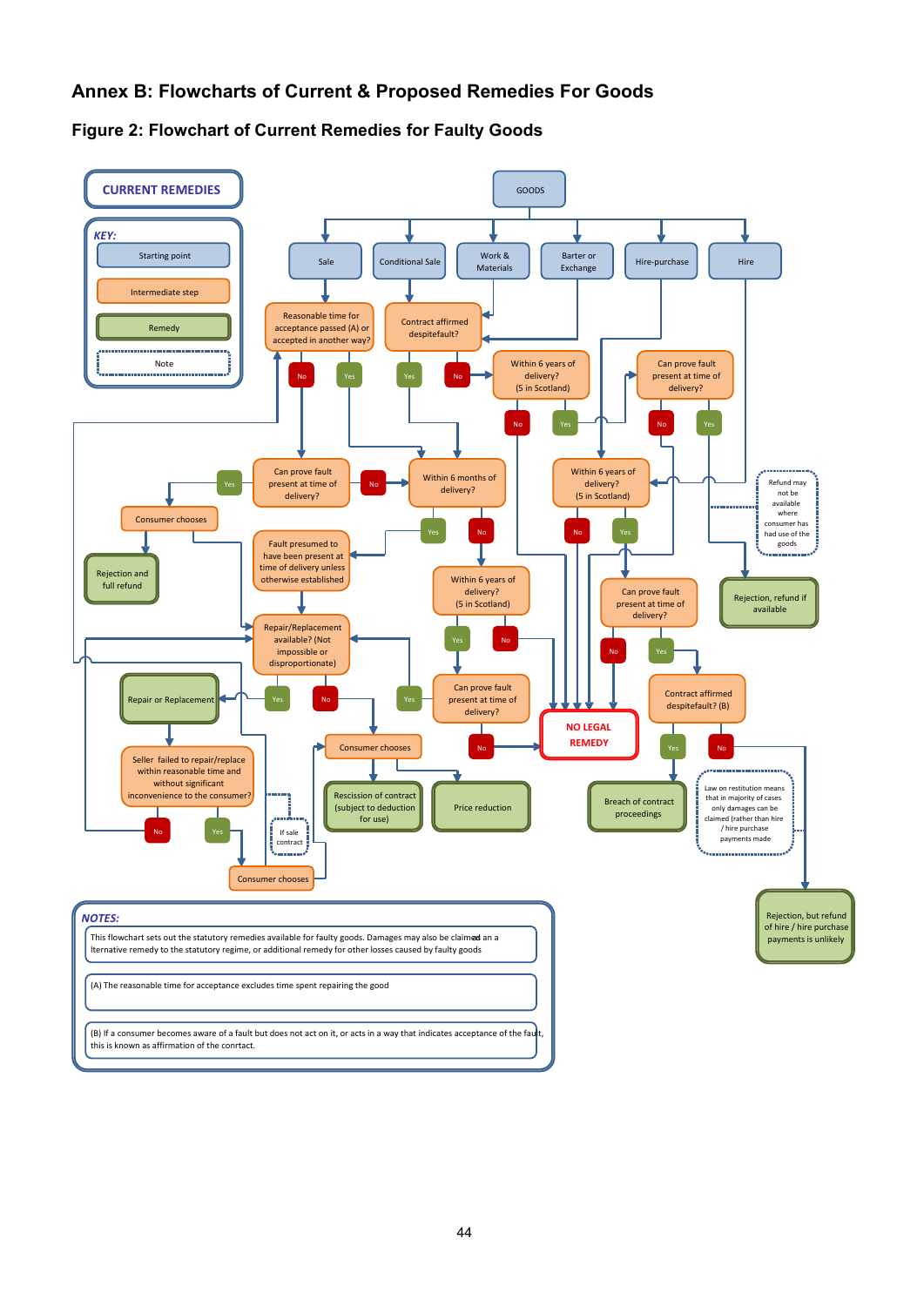# Annex B: Flowcharts of Current & Proposed Remedies For Goods

## Figure 2: Flowchart of Current Remedies for Faulty Goods

CURRENT REMEDIES

*KEY:*

- Starting point
- Intermediate step
- Remedy
- Note

GOODS

Sale | Conditional Sale | Work & Materials | Barter or Exchange | Hire-purchase | Hire

Reasonable time for acceptance passed (A) or accepted in another way?

Contract affirmed despitefault?

Within 6 years of delivery? (5 in Scotland)

Can prove fault present at time of delivery?

Can prove fault present at time of delivery?

Within 6 months of delivery?

Within 6 years of delivery? (5 in Scotland)

Refund may not be available where consumer has had use of the goods

Consumer chooses

Rejection and full refund

Fault presumed to have been present at time of delivery unless otherwise established

Within 6 years of delivery? (5 in Scotland)

Can prove fault present at time of delivery?

Rejection, refund if available

Repair/Replacement available? (Not impossible or disproportionate)

Repair or Replacement

Can prove fault present at time of delivery?

Contract affirmed despitefault? (B)

NO LEGAL REMEDY

Consumer chooses

Seller failed to repair/replace within reasonable time and without significant inconvenience to the consumer?

Rescission of contract (subject to deduction for use)

Price reduction

Breach of contract proceedings

Law on restitution means that in majority of cases only damages can be claimed (rather than hire / hire purchase payments made

If sale contract

Consumer chooses

Rejection, but refund of hire / hire purchase payments is unlikely

*NOTES:*

This flowchart sets out the statutory remedies available for faulty goods. Damages may also be claimed an a lternative remedy to the statutory regime, or additional remedy for other losses caused by faulty goods

(A) The reasonable time for acceptance excludes time spent repairing the good

(B) If a consumer becomes aware of a fault but does not act on it, or acts in a way that indicates acceptance of the fault, this is known as affirmation of the contract.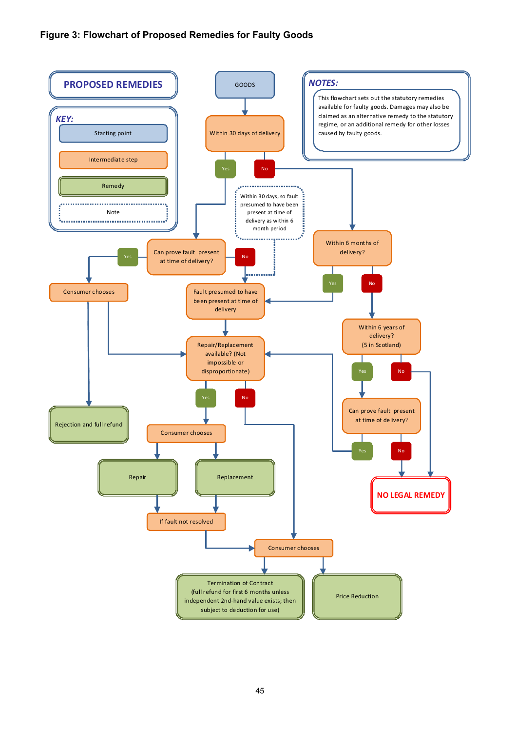**Figure 3: Flowchart of Proposed Remedies for Faulty Goods**

**PROPOSED REMEDIES**

*KEY:*

- Starting point
- Intermediate step
- Remedy
- Note

*NOTES:*

This flowchart sets out the statutory remedies available for faulty goods. Damages may also be claimed as an alternative remedy to the statutory regime, or an additional remedy for other losses caused by faulty goods.

GOODS

Within 30 days of delivery

Yes

No

Within 30 days, so fault presumed to have been present at time of delivery as within 6 month period

Can prove fault present at time of delivery?

Yes

No

Within 6 months of delivery?

Yes

No

Consumer chooses

Fault presumed to have been present at time of delivery

Within 6 years of delivery? (5 in Scotland)

Repair/Replacement available? (Not impossible or disproportionate)

Yes

No

Yes

No

Can prove fault present at time of delivery?

Rejection and full refund

Consumer chooses

Yes

No

Repair

Replacement

NO LEGAL REMEDY

If fault not resolved

Consumer chooses

Termination of Contract (full refund for first 6 months unless independent 2nd-hand value exists; then subject to deduction for use)

Price Reduction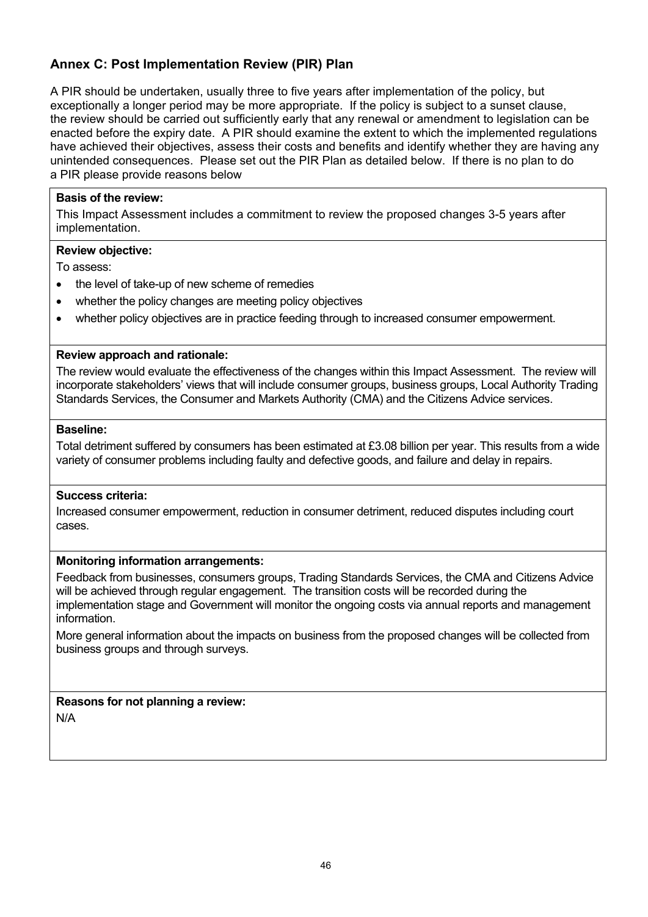## Annex C: Post Implementation Review (PIR) Plan

A PIR should be undertaken, usually three to five years after implementation of the policy, but exceptionally a longer period may be more appropriate. If the policy is subject to a sunset clause, the review should be carried out sufficiently early that any renewal or amendment to legislation can be enacted before the expiry date. A PIR should examine the extent to which the implemented regulations have achieved their objectives, assess their costs and benefits and identify whether they are having any unintended consequences. Please set out the PIR Plan as detailed below. If there is no plan to do a PIR please provide reasons below

**Basis of the review:**

This Impact Assessment includes a commitment to review the proposed changes 3-5 years after implementation.

**Review objective:**

To assess:

- the level of take-up of new scheme of remedies
- whether the policy changes are meeting policy objectives
- whether policy objectives are in practice feeding through to increased consumer empowerment.

**Review approach and rationale:**

The review would evaluate the effectiveness of the changes within this Impact Assessment. The review will incorporate stakeholders' views that will include consumer groups, business groups, Local Authority Trading Standards Services, the Consumer and Markets Authority (CMA) and the Citizens Advice services.

**Baseline:**

Total detriment suffered by consumers has been estimated at £3.08 billion per year. This results from a wide variety of consumer problems including faulty and defective goods, and failure and delay in repairs.

**Success criteria:**

Increased consumer empowerment, reduction in consumer detriment, reduced disputes including court cases.

**Monitoring information arrangements:**

Feedback from businesses, consumers groups, Trading Standards Services, the CMA and Citizens Advice will be achieved through regular engagement. The transition costs will be recorded during the implementation stage and Government will monitor the ongoing costs via annual reports and management information.

More general information about the impacts on business from the proposed changes will be collected from business groups and through surveys.

**Reasons for not planning a review:**

N/A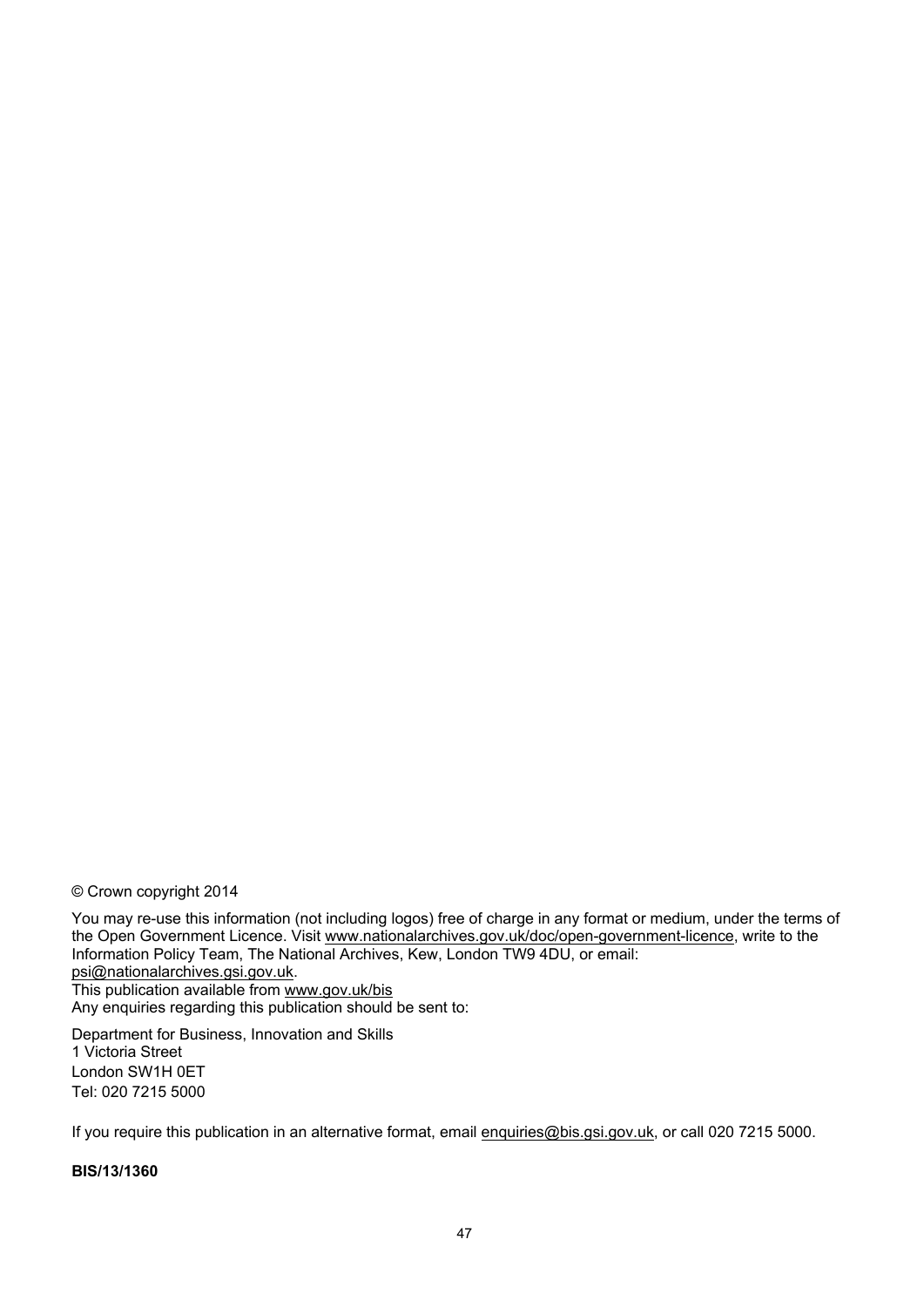© Crown copyright 2014

You may re-use this information (not including logos) free of charge in any format or medium, under the terms of the Open Government Licence. Visit www.nationalarchives.gov.uk/doc/open-government-licence, write to the Information Policy Team, The National Archives, Kew, London TW9 4DU, or email: psi@nationalarchives.gsi.gov.uk.
This publication available from www.gov.uk/bis
Any enquiries regarding this publication should be sent to:

Department for Business, Innovation and Skills
1 Victoria Street
London SW1H 0ET
Tel: 020 7215 5000

If you require this publication in an alternative format, email enquiries@bis.gsi.gov.uk, or call 020 7215 5000.

**BIS/13/1360**